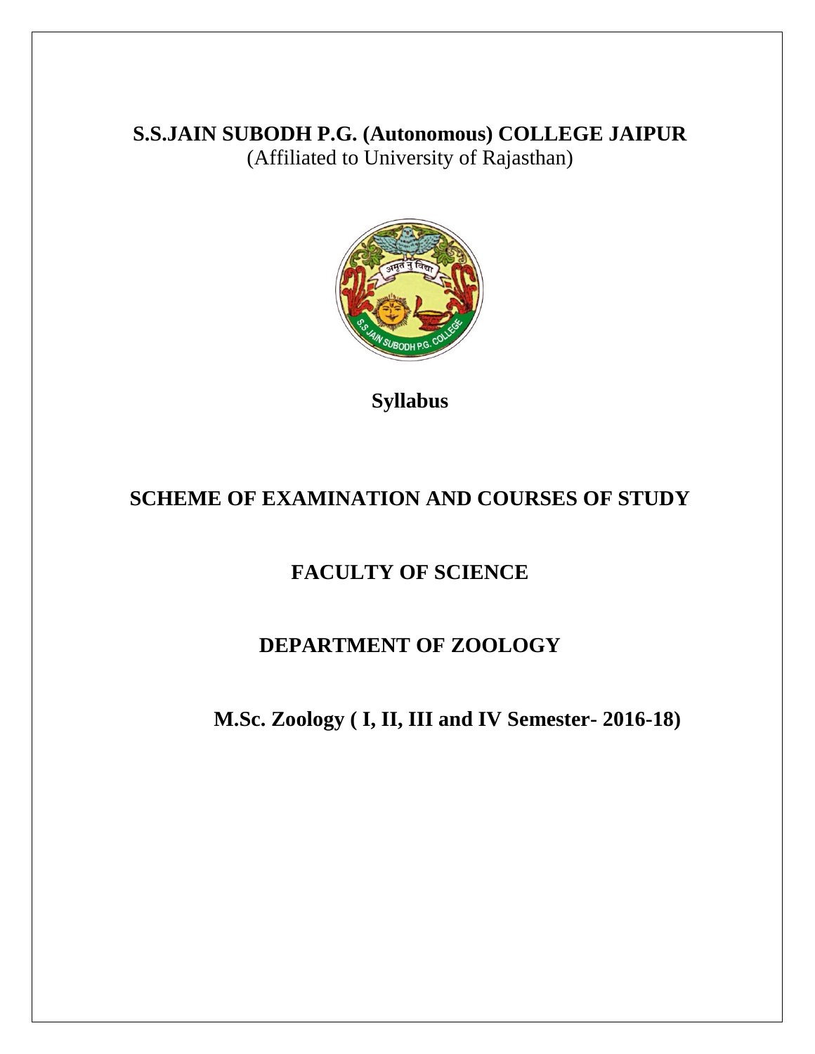# S.S.JAIN SUBODH P.G. (Autonomous) COLLEGE JAIPUR

(Affiliated to University of Rajasthan)

**Syllabus**

## SCHEME OF EXAMINATION AND COURSES OF STUDY

## FACULTY OF SCIENCE

## DEPARTMENT OF ZOOLOGY

**M.Sc. Zoology ( I, II, III and IV Semester- 2016-18)**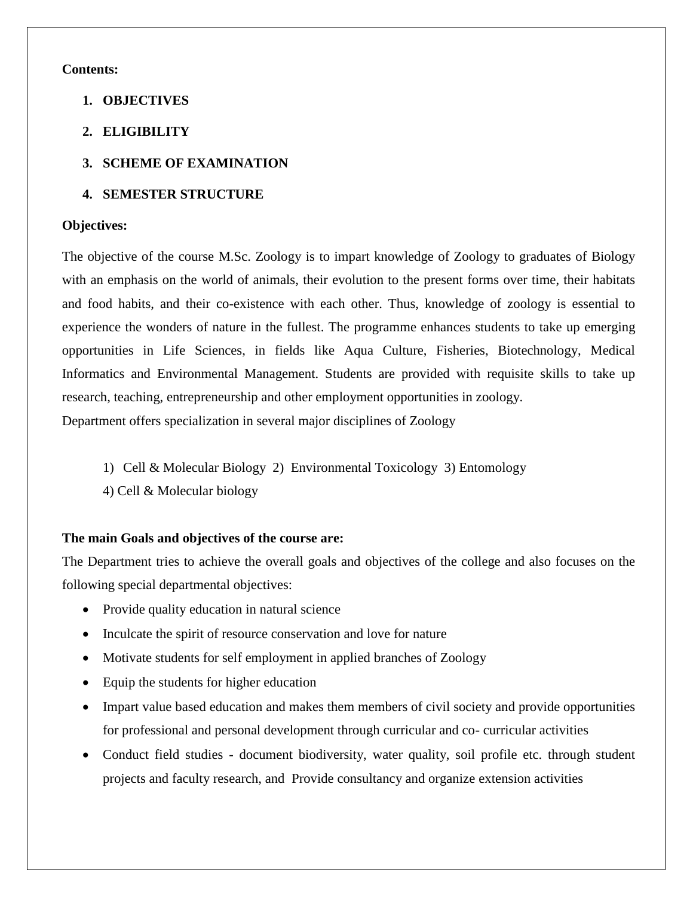**Contents:**

1. **OBJECTIVES**
2. **ELIGIBILITY**
3. **SCHEME OF EXAMINATION**
4. **SEMESTER STRUCTURE**

**Objectives:**

The objective of the course M.Sc. Zoology is to impart knowledge of Zoology to graduates of Biology with an emphasis on the world of animals, their evolution to the present forms over time, their habitats and food habits, and their co-existence with each other. Thus, knowledge of zoology is essential to experience the wonders of nature in the fullest. The programme enhances students to take up emerging opportunities in Life Sciences, in fields like Aqua Culture, Fisheries, Biotechnology, Medical Informatics and Environmental Management. Students are provided with requisite skills to take up research, teaching, entrepreneurship and other employment opportunities in zoology.

Department offers specialization in several major disciplines of Zoology

1) Cell & Molecular Biology 2) Environmental Toxicology 3) Entomology
4) Cell & Molecular biology

**The main Goals and objectives of the course are:**

The Department tries to achieve the overall goals and objectives of the college and also focuses on the following special departmental objectives:

- Provide quality education in natural science
- Inculcate the spirit of resource conservation and love for nature
- Motivate students for self employment in applied branches of Zoology
- Equip the students for higher education
- Impart value based education and makes them members of civil society and provide opportunities for professional and personal development through curricular and co- curricular activities
- Conduct field studies - document biodiversity, water quality, soil profile etc. through student projects and faculty research, and Provide consultancy and organize extension activities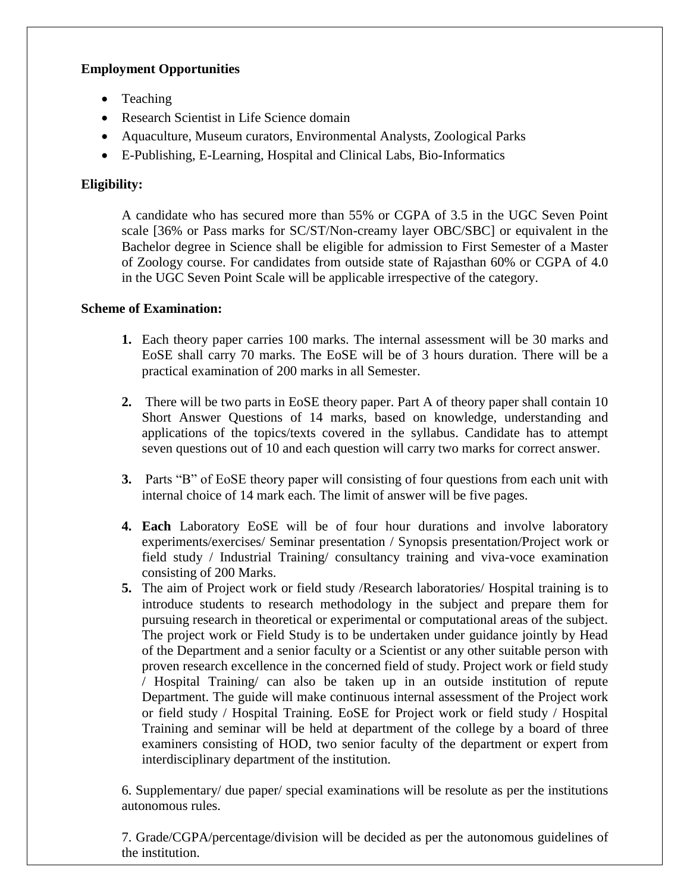**Employment Opportunities**

- Teaching
- Research Scientist in Life Science domain
- Aquaculture, Museum curators, Environmental Analysts, Zoological Parks
- E-Publishing, E-Learning, Hospital and Clinical Labs, Bio-Informatics

**Eligibility:**

A candidate who has secured more than 55% or CGPA of 3.5 in the UGC Seven Point scale [36% or Pass marks for SC/ST/Non-creamy layer OBC/SBC] or equivalent in the Bachelor degree in Science shall be eligible for admission to First Semester of a Master of Zoology course. For candidates from outside state of Rajasthan 60% or CGPA of 4.0 in the UGC Seven Point Scale will be applicable irrespective of the category.

**Scheme of Examination:**

1. Each theory paper carries 100 marks. The internal assessment will be 30 marks and EoSE shall carry 70 marks. The EoSE will be of 3 hours duration. There will be a practical examination of 200 marks in all Semester.

2. There will be two parts in EoSE theory paper. Part A of theory paper shall contain 10 Short Answer Questions of 14 marks, based on knowledge, understanding and applications of the topics/texts covered in the syllabus. Candidate has to attempt seven questions out of 10 and each question will carry two marks for correct answer.

3. Parts "B" of EoSE theory paper will consisting of four questions from each unit with internal choice of 14 mark each. The limit of answer will be five pages.

4. **Each** Laboratory EoSE will be of four hour durations and involve laboratory experiments/exercises/ Seminar presentation / Synopsis presentation/Project work or field study / Industrial Training/ consultancy training and viva-voce examination consisting of 200 Marks.

5. The aim of Project work or field study /Research laboratories/ Hospital training is to introduce students to research methodology in the subject and prepare them for pursuing research in theoretical or experimental or computational areas of the subject. The project work or Field Study is to be undertaken under guidance jointly by Head of the Department and a senior faculty or a Scientist or any other suitable person with proven research excellence in the concerned field of study. Project work or field study / Hospital Training/ can also be taken up in an outside institution of repute Department. The guide will make continuous internal assessment of the Project work or field study / Hospital Training. EoSE for Project work or field study / Hospital Training and seminar will be held at department of the college by a board of three examiners consisting of HOD, two senior faculty of the department or expert from interdisciplinary department of the institution.

6. Supplementary/ due paper/ special examinations will be resolute as per the institutions autonomous rules.

7. Grade/CGPA/percentage/division will be decided as per the autonomous guidelines of the institution.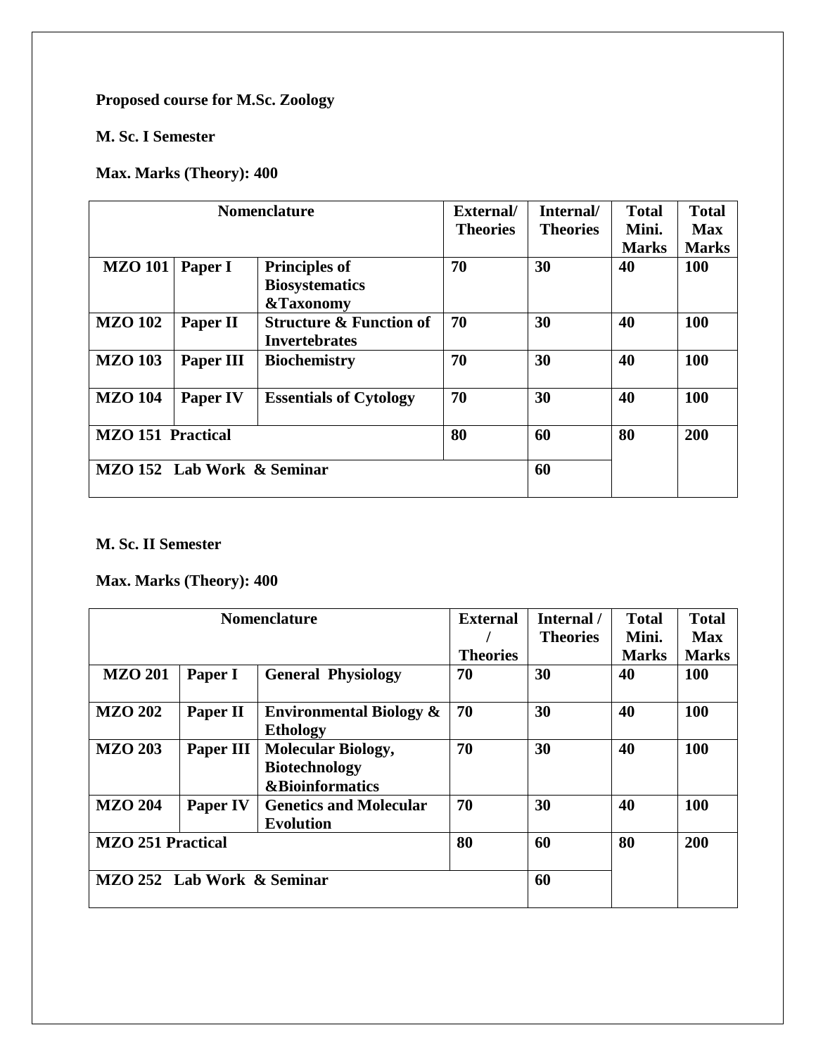**Proposed course for M.Sc. Zoology**

**M. Sc. I Semester**

**Max. Marks (Theory): 400**

| Nomenclature | | | External/ Theories | Internal/ Theories | Total Mini. Marks | Total Max Marks |
|---|---|---|---|---|---|---|
| **MZO 101** | **Paper I** | **Principles of Biosystematics &Taxonomy** | **70** | **30** | **40** | **100** |
| **MZO 102** | **Paper II** | **Structure & Function of Invertebrates** | **70** | **30** | **40** | **100** |
| **MZO 103** | **Paper III** | **Biochemistry** | **70** | **30** | **40** | **100** |
| **MZO 104** | **Paper IV** | **Essentials of Cytology** | **70** | **30** | **40** | **100** |
| **MZO 151 Practical** | | | **80** | **60** | **80** | **200** |
| **MZO 152 Lab Work & Seminar** | | | | **60** | | |

**M. Sc. II Semester**

**Max. Marks (Theory): 400**

| Nomenclature | | | External / Theories | Internal / Theories | Total Mini. Marks | Total Max Marks |
|---|---|---|---|---|---|---|
| **MZO 201** | **Paper I** | **General Physiology** | **70** | **30** | **40** | **100** |
| **MZO 202** | **Paper II** | **Environmental Biology & Ethology** | **70** | **30** | **40** | **100** |
| **MZO 203** | **Paper III** | **Molecular Biology, Biotechnology &Bioinformatics** | **70** | **30** | **40** | **100** |
| **MZO 204** | **Paper IV** | **Genetics and Molecular Evolution** | **70** | **30** | **40** | **100** |
| **MZO 251 Practical** | | | **80** | **60** | **80** | **200** |
| **MZO 252 Lab Work & Seminar** | | | | **60** | | |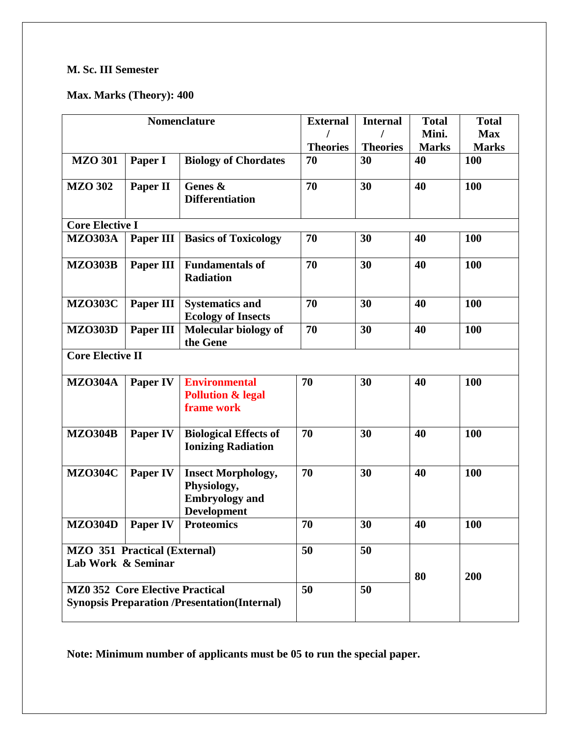**M. Sc. III Semester**

**Max. Marks (Theory): 400**

| Nomenclature | | | External / Theories | Internal / Theories | Total Mini. Marks | Total Max Marks |
|---|---|---|---|---|---|---|
| **MZO 301** | **Paper I** | **Biology of Chordates** | **70** | **30** | **40** | **100** |
| **MZO 302** | **Paper II** | **Genes & Differentiation** | **70** | **30** | **40** | **100** |
| **Core Elective I** | | | | | | |
| **MZO303A** | **Paper III** | **Basics of Toxicology** | **70** | **30** | **40** | **100** |
| **MZO303B** | **Paper III** | **Fundamentals of Radiation** | **70** | **30** | **40** | **100** |
| **MZO303C** | **Paper III** | **Systematics and Ecology of Insects** | **70** | **30** | **40** | **100** |
| **MZO303D** | **Paper III** | **Molecular biology of the Gene** | **70** | **30** | **40** | **100** |
| **Core Elective II** | | | | | | |
| **MZO304A** | **Paper IV** | **Environmental Pollution & legal frame work** | **70** | **30** | **40** | **100** |
| **MZO304B** | **Paper IV** | **Biological Effects of Ionizing Radiation** | **70** | **30** | **40** | **100** |
| **MZO304C** | **Paper IV** | **Insect Morphology, Physiology, Embryology and Development** | **70** | **30** | **40** | **100** |
| **MZO304D** | **Paper IV** | **Proteomics** | **70** | **30** | **40** | **100** |
| **MZO 351 Practical (External) Lab Work & Seminar** | | | **50** | **50** | **80** | **200** |
| **MZ0 352 Core Elective Practical Synopsis Preparation /Presentation(Internal)** | | | **50** | **50** | | |

**Note: Minimum number of applicants must be 05 to run the special paper.**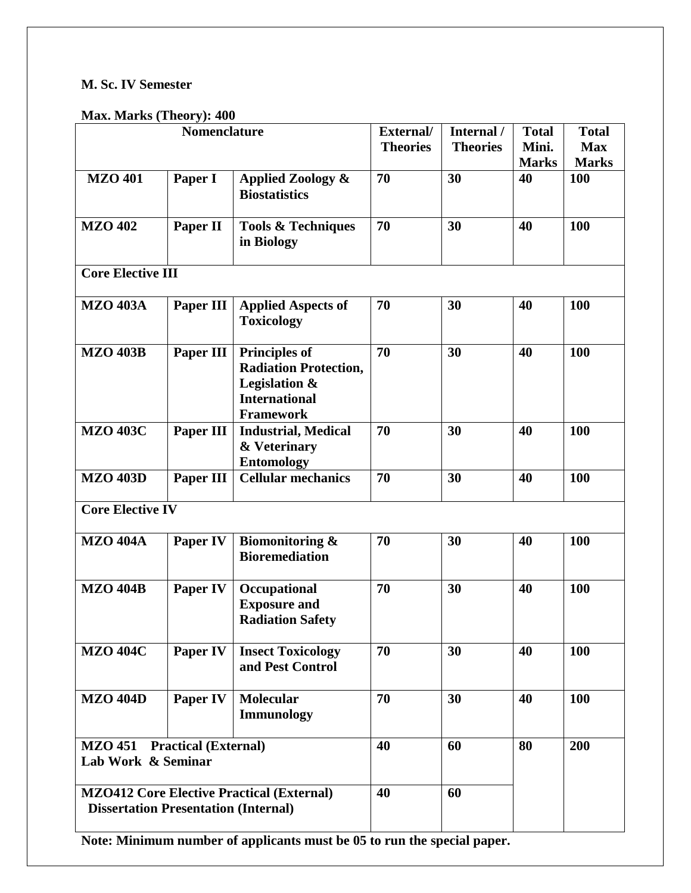**M. Sc. IV Semester**

**Max. Marks (Theory): 400**

| Nomenclature | | | External/ Theories | Internal / Theories | Total Mini. Marks | Total Max Marks |
|---|---|---|---|---|---|---|
| **MZO 401** | **Paper I** | **Applied Zoology & Biostatistics** | **70** | **30** | **40** | **100** |
| **MZO 402** | **Paper II** | **Tools & Techniques in Biology** | **70** | **30** | **40** | **100** |
| **Core Elective III** | | | | | | |
| **MZO 403A** | **Paper III** | **Applied Aspects of Toxicology** | **70** | **30** | **40** | **100** |
| **MZO 403B** | **Paper III** | **Principles of Radiation Protection, Legislation & International Framework** | **70** | **30** | **40** | **100** |
| **MZO 403C** | **Paper III** | **Industrial, Medical & Veterinary Entomology** | **70** | **30** | **40** | **100** |
| **MZO 403D** | **Paper III** | **Cellular mechanics** | **70** | **30** | **40** | **100** |
| **Core Elective IV** | | | | | | |
| **MZO 404A** | **Paper IV** | **Biomonitoring & Bioremediation** | **70** | **30** | **40** | **100** |
| **MZO 404B** | **Paper IV** | **Occupational Exposure and Radiation Safety** | **70** | **30** | **40** | **100** |
| **MZO 404C** | **Paper IV** | **Insect Toxicology and Pest Control** | **70** | **30** | **40** | **100** |
| **MZO 404D** | **Paper IV** | **Molecular Immunology** | **70** | **30** | **40** | **100** |
| **MZO 451 Practical (External) Lab Work & Seminar** | | | **40** | **60** | **80** | **200** |
| **MZO412 Core Elective Practical (External) Dissertation Presentation (Internal)** | | | **40** | **60** | | |

**Note: Minimum number of applicants must be 05 to run the special paper.**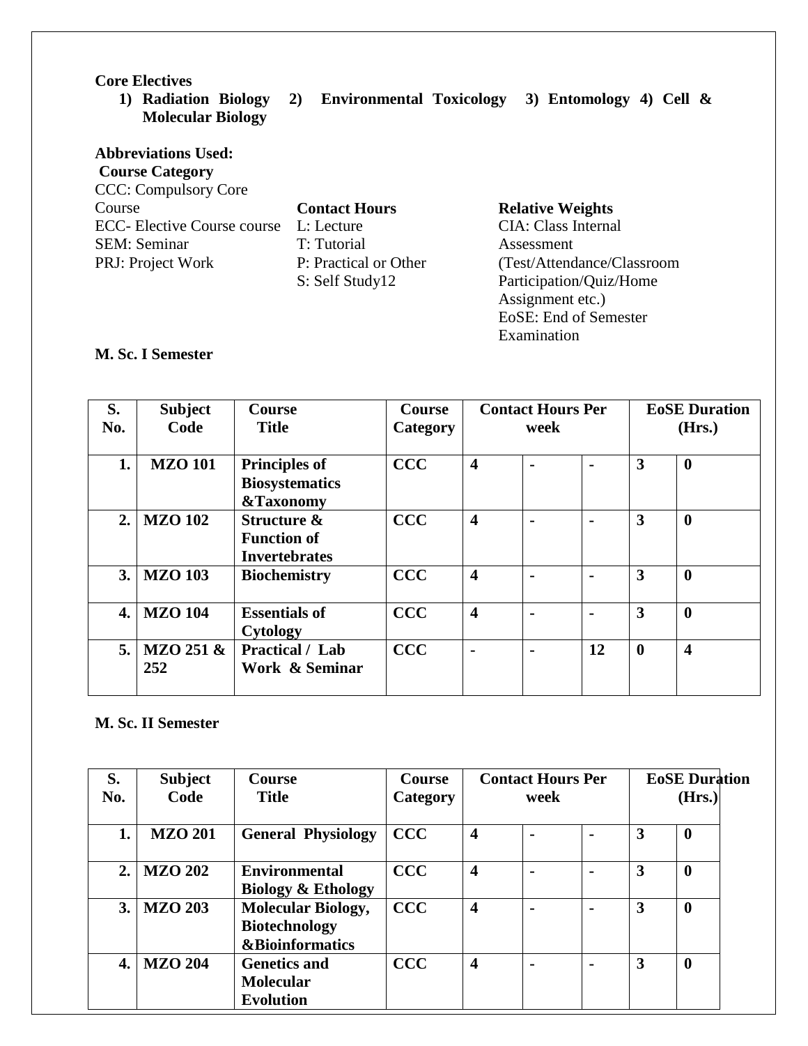**Core Electives**

1) **Radiation Biology** 2) **Environmental Toxicology** 3) **Entomology** 4) **Cell & Molecular Biology**

**Abbreviations Used:**

**Course Category**

CCC: Compulsory Core Course
ECC- Elective Course course
SEM: Seminar
PRJ: Project Work

**Contact Hours**

L: Lecture
T: Tutorial
P: Practical or Other
S: Self Study12

**Relative Weights**

CIA: Class Internal Assessment (Test/Attendance/Classroom Participation/Quiz/Home Assignment etc.)
EoSE: End of Semester Examination

**M. Sc. I Semester**

| S. No. | Subject Code | Course Title | Course Category | Contact Hours Per week | | | EoSE Duration (Hrs.) | |
|---|---|---|---|---|---|---|---|---|
| 1. | MZO 101 | Principles of Biosystematics &Taxonomy | CCC | 4 | - | - | 3 | 0 |
| 2. | MZO 102 | Structure & Function of Invertebrates | CCC | 4 | - | - | 3 | 0 |
| 3. | MZO 103 | Biochemistry | CCC | 4 | - | - | 3 | 0 |
| 4. | MZO 104 | Essentials of Cytology | CCC | 4 | - | - | 3 | 0 |
| 5. | MZO 251 & 252 | Practical / Lab Work & Seminar | CCC | - | - | 12 | 0 | 4 |

**M. Sc. II Semester**

| S. No. | Subject Code | Course Title | Course Category | Contact Hours Per week | | | EoSE Duration (Hrs.) | |
|---|---|---|---|---|---|---|---|---|
| 1. | MZO 201 | General Physiology | CCC | 4 | - | - | 3 | 0 |
| 2. | MZO 202 | Environmental Biology & Ethology | CCC | 4 | - | - | 3 | 0 |
| 3. | MZO 203 | Molecular Biology, Biotechnology &Bioinformatics | CCC | 4 | - | - | 3 | 0 |
| 4. | MZO 204 | Genetics and Molecular Evolution | CCC | 4 | - | - | 3 | 0 |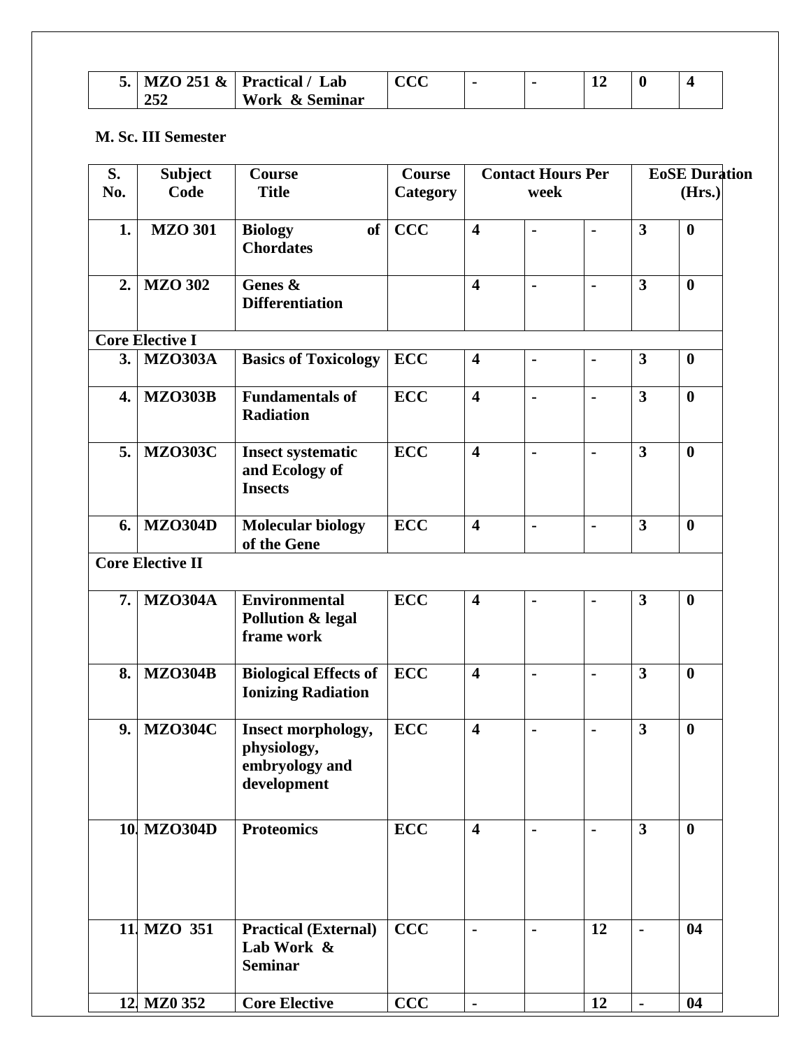| 5. | MZO 251 & 252 | Practical / Lab Work & Seminar | CCC | - | - | 12 | 0 | 4 |
|---|---|---|---|---|---|---|---|---|

**M. Sc. III Semester**

| S. No. | Subject Code | Course Title | Course Category | Contact Hours Per week | | | EoSE Duration (Hrs.) | |
|---|---|---|---|---|---|---|---|---|
| 1. | MZO 301 | Biology of Chordates | CCC | 4 | - | - | 3 | 0 |
| 2. | MZO 302 | Genes & Differentiation | | 4 | - | - | 3 | 0 |
| **Core Elective I** | | | | | | | | |
| 3. | MZO303A | Basics of Toxicology | ECC | 4 | - | - | 3 | 0 |
| 4. | MZO303B | Fundamentals of Radiation | ECC | 4 | - | - | 3 | 0 |
| 5. | MZO303C | Insect systematic and Ecology of Insects | ECC | 4 | - | - | 3 | 0 |
| 6. | MZO304D | Molecular biology of the Gene | ECC | 4 | - | - | 3 | 0 |
| **Core Elective II** | | | | | | | | |
| 7. | MZO304A | Environmental Pollution & legal frame work | ECC | 4 | - | - | 3 | 0 |
| 8. | MZO304B | Biological Effects of Ionizing Radiation | ECC | 4 | - | - | 3 | 0 |
| 9. | MZO304C | Insect morphology, physiology, embryology and development | ECC | 4 | - | - | 3 | 0 |
| 10. | MZO304D | Proteomics | ECC | 4 | - | - | 3 | 0 |
| 11. | MZO 351 | Practical (External) Lab Work & Seminar | CCC | - | - | 12 | - | 04 |
| 12. | MZ0 352 | Core Elective | CCC | - | | 12 | - | 04 |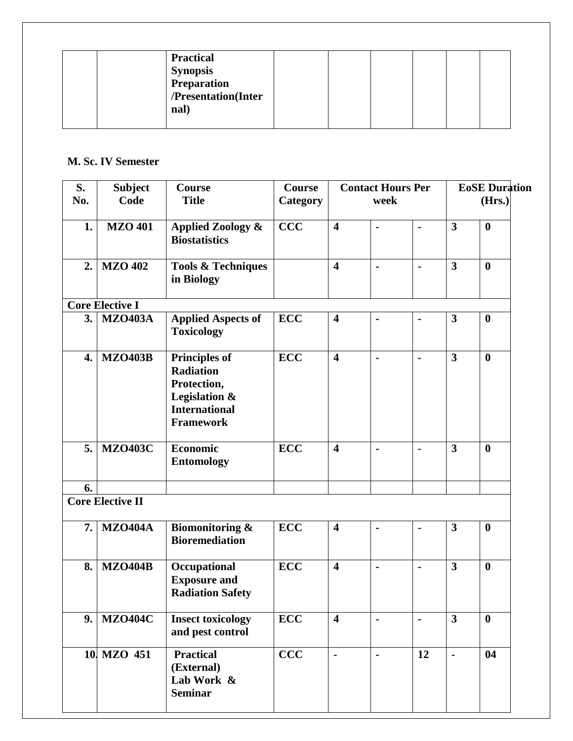|  |  | Practical Synopsis Preparation /Presentation(Internal) |  |  |  |  |  |  |
|---|---|---|---|---|---|---|---|---|

**M. Sc. IV Semester**

| S. No. | Subject Code | Course Title | Course Category | Contact Hours Per week | | | EoSE Duration (Hrs.) | |
|---|---|---|---|---|---|---|---|---|
| 1. | MZO 401 | Applied Zoology & Biostatistics | CCC | 4 | - | - | 3 | 0 |
| 2. | MZO 402 | Tools & Techniques in Biology |  | 4 | - | - | 3 | 0 |
| Core Elective I | | | | | | | | |
| 3. | MZO403A | Applied Aspects of Toxicology | ECC | 4 | - | - | 3 | 0 |
| 4. | MZO403B | Principles of Radiation Protection, Legislation & International Framework | ECC | 4 | - | - | 3 | 0 |
| 5. | MZO403C | Economic Entomology | ECC | 4 | - | - | 3 | 0 |
| 6. |  |  |  |  |  |  |  |  |
| Core Elective II | | | | | | | | |
| 7. | MZO404A | Biomonitoring & Bioremediation | ECC | 4 | - | - | 3 | 0 |
| 8. | MZO404B | Occupational Exposure and Radiation Safety | ECC | 4 | - | - | 3 | 0 |
| 9. | MZO404C | Insect toxicology and pest control | ECC | 4 | - | - | 3 | 0 |
| 10. | MZO 451 | Practical (External) Lab Work & Seminar | CCC | - | - | 12 | - | 04 |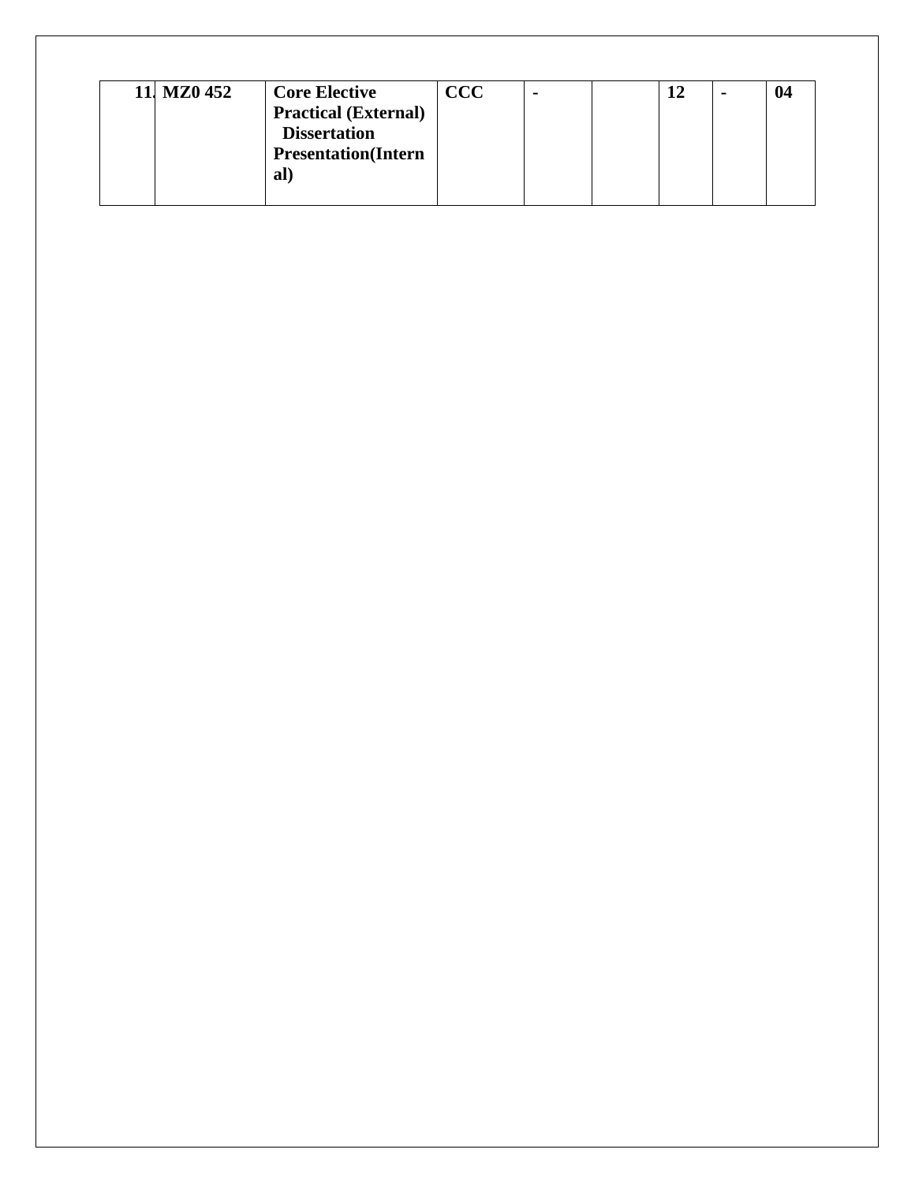| 11. | MZ0 452 | **Core Elective Practical (External) Dissertation Presentation(Internal)** | CCC | - | | 12 | - | 04 |
|---|---|---|---|---|---|---|---|---|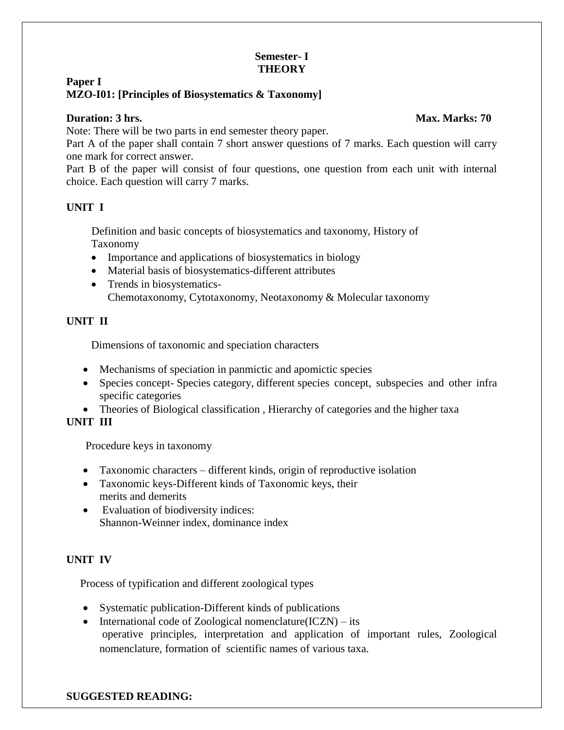**Semester- I**
**THEORY**

**Paper I**
**MZO-I01: [Principles of Biosystematics & Taxonomy]**

**Duration: 3 hrs.** **Max. Marks: 70**

Note: There will be two parts in end semester theory paper.

Part A of the paper shall contain 7 short answer questions of 7 marks. Each question will carry one mark for correct answer.

Part B of the paper will consist of four questions, one question from each unit with internal choice. Each question will carry 7 marks.

**UNIT I**

Definition and basic concepts of biosystematics and taxonomy, History of Taxonomy

- Importance and applications of biosystematics in biology
- Material basis of biosystematics-different attributes
- Trends in biosystematics-
  Chemotaxonomy, Cytotaxonomy, Neotaxonomy & Molecular taxonomy

**UNIT II**

Dimensions of taxonomic and speciation characters

- Mechanisms of speciation in panmictic and apomictic species
- Species concept- Species category, different species concept, subspecies and other infra specific categories
- Theories of Biological classification , Hierarchy of categories and the higher taxa

**UNIT III**

Procedure keys in taxonomy

- Taxonomic characters – different kinds, origin of reproductive isolation
- Taxonomic keys-Different kinds of Taxonomic keys, their merits and demerits
- Evaluation of biodiversity indices:
  Shannon-Weinner index, dominance index

**UNIT IV**

Process of typification and different zoological types

- Systematic publication-Different kinds of publications
- International code of Zoological nomenclature(ICZN) – its operative principles, interpretation and application of important rules, Zoological nomenclature, formation of scientific names of various taxa.

**SUGGESTED READING:**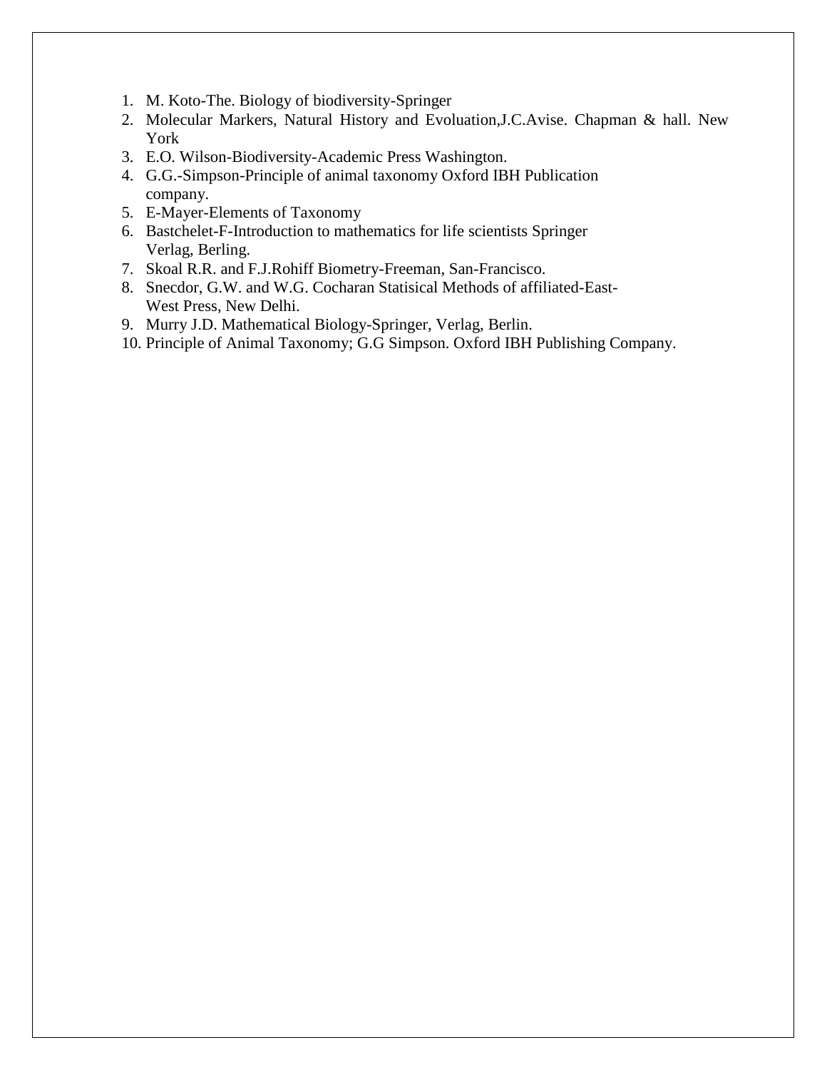1. M. Koto-The. Biology of biodiversity-Springer
2. Molecular Markers, Natural History and Evoluation,J.C.Avise. Chapman & hall. New York
3. E.O. Wilson-Biodiversity-Academic Press Washington.
4. G.G.-Simpson-Principle of animal taxonomy Oxford IBH Publication company.
5. E-Mayer-Elements of Taxonomy
6. Bastchelet-F-Introduction to mathematics for life scientists Springer Verlag, Berling.
7. Skoal R.R. and F.J.Rohiff Biometry-Freeman, San-Francisco.
8. Snecdor, G.W. and W.G. Cocharan Statisical Methods of affiliated-East-West Press, New Delhi.
9. Murry J.D. Mathematical Biology-Springer, Verlag, Berlin.
10. Principle of Animal Taxonomy; G.G Simpson. Oxford IBH Publishing Company.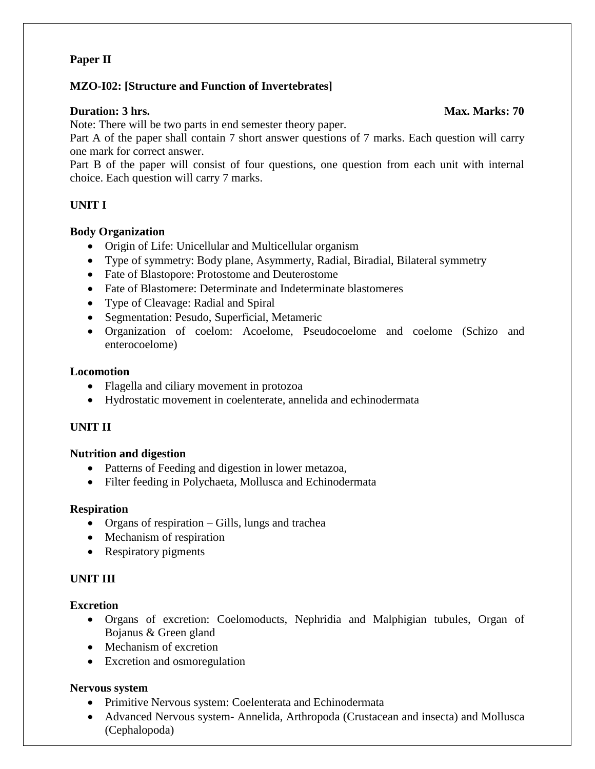**Paper II**

**MZO-I02: [Structure and Function of Invertebrates]**

**Duration: 3 hrs.** **Max. Marks: 70**

Note: There will be two parts in end semester theory paper.

Part A of the paper shall contain 7 short answer questions of 7 marks. Each question will carry one mark for correct answer.

Part B of the paper will consist of four questions, one question from each unit with internal choice. Each question will carry 7 marks.

**UNIT I**

**Body Organization**

- Origin of Life: Unicellular and Multicellular organism
- Type of symmetry: Body plane, Asymmerty, Radial, Biradial, Bilateral symmetry
- Fate of Blastopore: Protostome and Deuterostome
- Fate of Blastomere: Determinate and Indeterminate blastomeres
- Type of Cleavage: Radial and Spiral
- Segmentation: Pesudo, Superficial, Metameric
- Organization of coelom: Acoelome, Pseudocoelome and coelome (Schizo and enterocoelome)

**Locomotion**

- Flagella and ciliary movement in protozoa
- Hydrostatic movement in coelenterate, annelida and echinodermata

**UNIT II**

**Nutrition and digestion**

- Patterns of Feeding and digestion in lower metazoa,
- Filter feeding in Polychaeta, Mollusca and Echinodermata

**Respiration**

- Organs of respiration – Gills, lungs and trachea
- Mechanism of respiration
- Respiratory pigments

**UNIT III**

**Excretion**

- Organs of excretion: Coelomoducts, Nephridia and Malphigian tubules, Organ of Bojanus & Green gland
- Mechanism of excretion
- Excretion and osmoregulation

**Nervous system**

- Primitive Nervous system: Coelenterata and Echinodermata
- Advanced Nervous system- Annelida, Arthropoda (Crustacean and insecta) and Mollusca (Cephalopoda)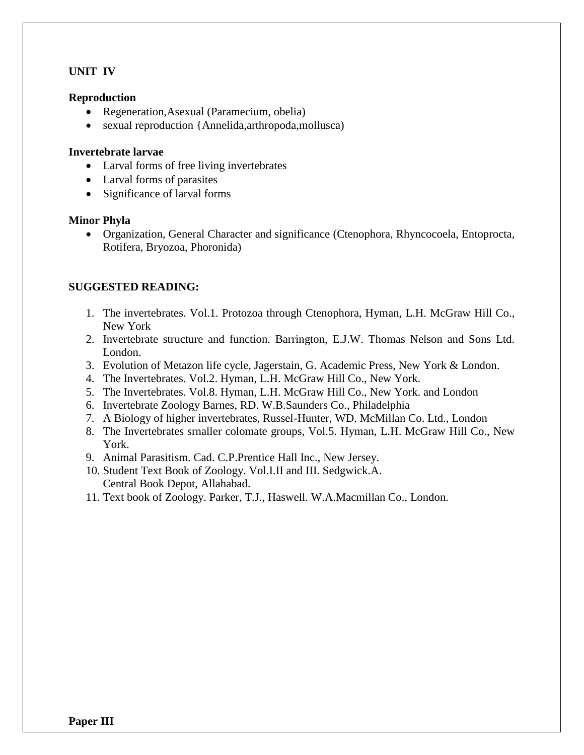**UNIT IV**

**Reproduction**

- Regeneration,Asexual (Paramecium, obelia)
- sexual reproduction {Annelida,arthropoda,mollusca)

**Invertebrate larvae**

- Larval forms of free living invertebrates
- Larval forms of parasites
- Significance of larval forms

**Minor Phyla**

- Organization, General Character and significance (Ctenophora, Rhyncocoela, Entoprocta, Rotifera, Bryozoa, Phoronida)

**SUGGESTED READING:**

1. The invertebrates. Vol.1. Protozoa through Ctenophora, Hyman, L.H. McGraw Hill Co., New York
2. Invertebrate structure and function. Barrington, E.J.W. Thomas Nelson and Sons Ltd. London.
3. Evolution of Metazon life cycle, Jagerstain, G. Academic Press, New York & London.
4. The Invertebrates. Vol.2. Hyman, L.H. McGraw Hill Co., New York.
5. The Invertebrates. Vol.8. Hyman, L.H. McGraw Hill Co., New York. and London
6. Invertebrate Zoology Barnes, RD. W.B.Saunders Co., Philadelphia
7. A Biology of higher invertebrates, Russel-Hunter, WD. McMillan Co. Ltd., London
8. The Invertebrates srnaller colomate groups, Vol.5. Hyman, L.H. McGraw Hill Co., New York.
9. Animal Parasitism. Cad. C.P.Prentice Hall Inc., New Jersey.
10. Student Text Book of Zoology. Vol.I.II and III. Sedgwick.A. Central Book Depot, Allahabad.
11. Text book of Zoology. Parker, T.J., Haswell. W.A.Macmillan Co., London.

**Paper III**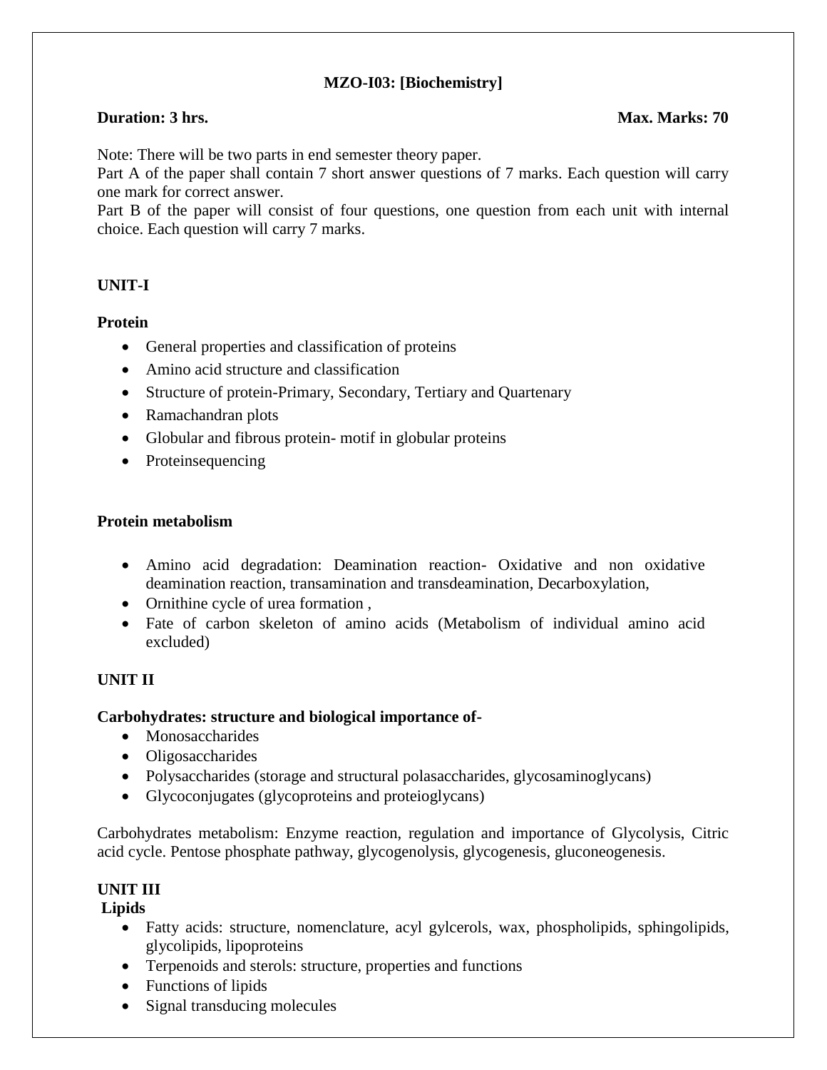**MZO-I03: [Biochemistry]**

**Duration: 3 hrs.** **Max. Marks: 70**

Note: There will be two parts in end semester theory paper.
Part A of the paper shall contain 7 short answer questions of 7 marks. Each question will carry one mark for correct answer.
Part B of the paper will consist of four questions, one question from each unit with internal choice. Each question will carry 7 marks.

**UNIT-I**

**Protein**

- General properties and classification of proteins
- Amino acid structure and classification
- Structure of protein-Primary, Secondary, Tertiary and Quartenary
- Ramachandran plots
- Globular and fibrous protein- motif in globular proteins
- Proteinsequencing

**Protein metabolism**

- Amino acid degradation: Deamination reaction- Oxidative and non oxidative deamination reaction, transamination and transdeamination, Decarboxylation,
- Ornithine cycle of urea formation ,
- Fate of carbon skeleton of amino acids (Metabolism of individual amino acid excluded)

**UNIT II**

**Carbohydrates: structure and biological importance of-**

- Monosaccharides
- Oligosaccharides
- Polysaccharides (storage and structural polasaccharides, glycosaminoglycans)
- Glycoconjugates (glycoproteins and proteioglycans)

Carbohydrates metabolism: Enzyme reaction, regulation and importance of Glycolysis, Citric acid cycle. Pentose phosphate pathway, glycogenolysis, glycogenesis, gluconeogenesis.

**UNIT III**

**Lipids**

- Fatty acids: structure, nomenclature, acyl gylcerols, wax, phospholipids, sphingolipids, glycolipids, lipoproteins
- Terpenoids and sterols: structure, properties and functions
- Functions of lipids
- Signal transducing molecules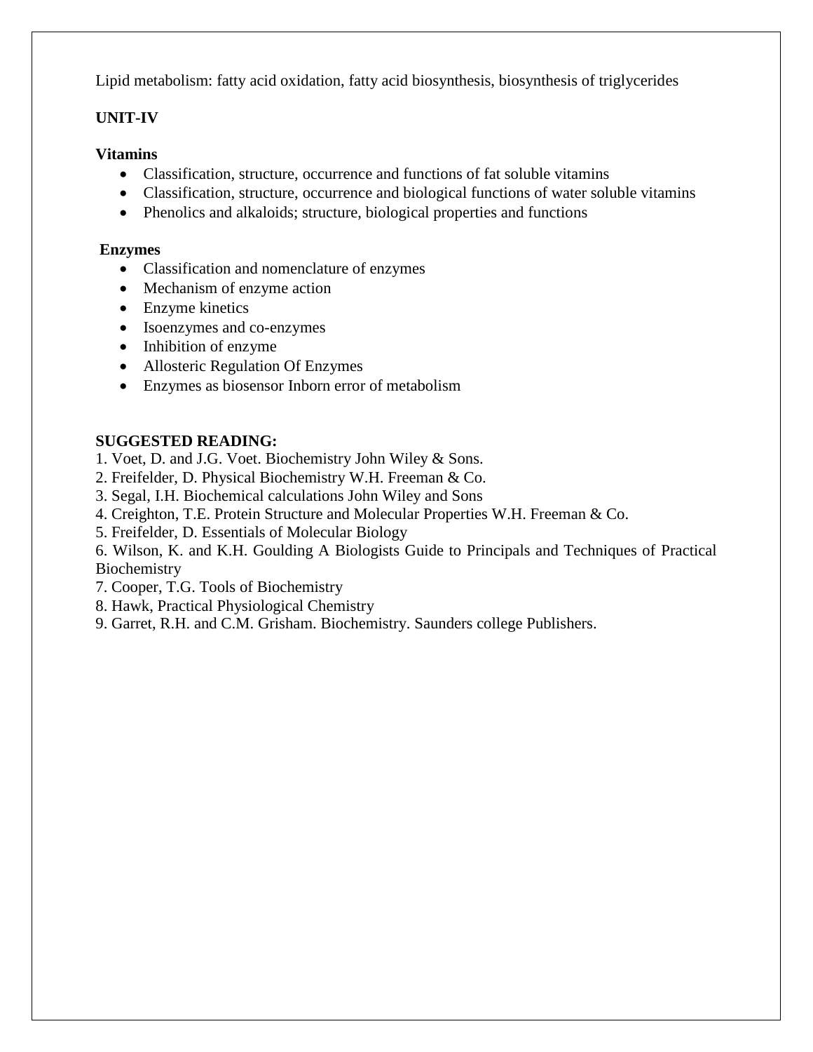Lipid metabolism: fatty acid oxidation, fatty acid biosynthesis, biosynthesis of triglycerides

**UNIT-IV**

**Vitamins**

- Classification, structure, occurrence and functions of fat soluble vitamins
- Classification, structure, occurrence and biological functions of water soluble vitamins
- Phenolics and alkaloids; structure, biological properties and functions

**Enzymes**

- Classification and nomenclature of enzymes
- Mechanism of enzyme action
- Enzyme kinetics
- Isoenzymes and co-enzymes
- Inhibition of enzyme
- Allosteric Regulation Of Enzymes
- Enzymes as biosensor Inborn error of metabolism

**SUGGESTED READING:**

1. Voet, D. and J.G. Voet. Biochemistry John Wiley & Sons.
2. Freifelder, D. Physical Biochemistry W.H. Freeman & Co.
3. Segal, I.H. Biochemical calculations John Wiley and Sons
4. Creighton, T.E. Protein Structure and Molecular Properties W.H. Freeman & Co.
5. Freifelder, D. Essentials of Molecular Biology
6. Wilson, K. and K.H. Goulding A Biologists Guide to Principals and Techniques of Practical Biochemistry
7. Cooper, T.G. Tools of Biochemistry
8. Hawk, Practical Physiological Chemistry
9. Garret, R.H. and C.M. Grisham. Biochemistry. Saunders college Publishers.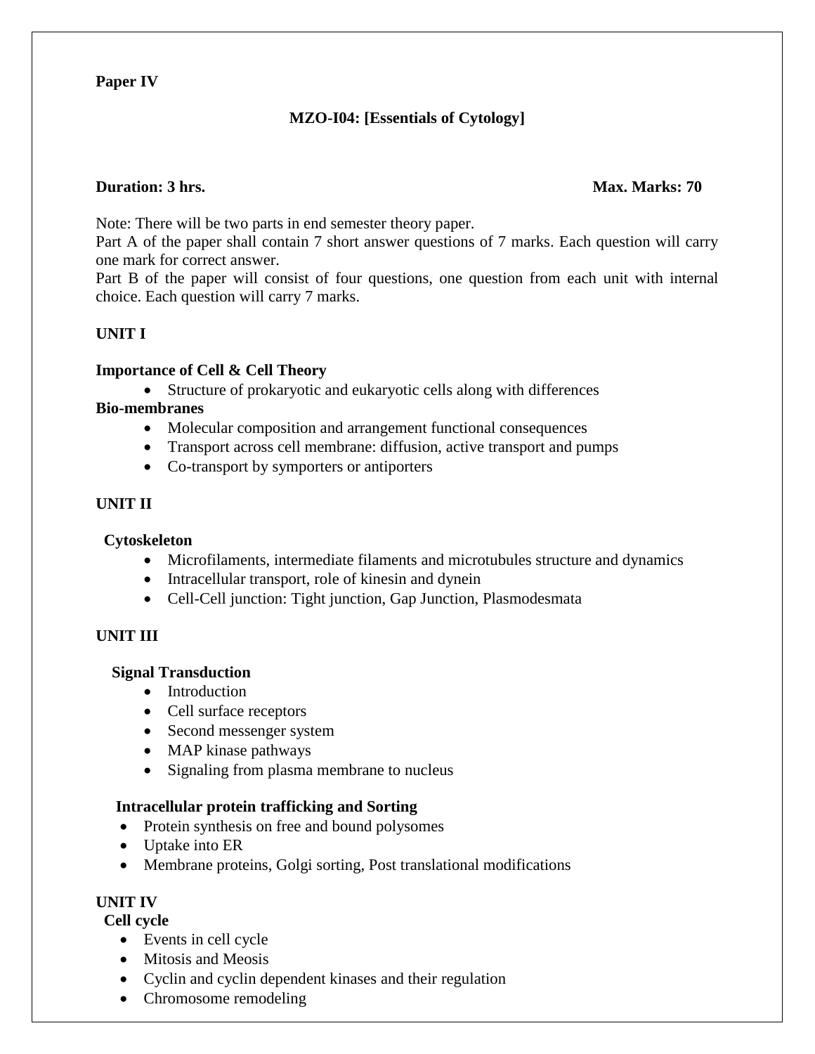**Paper IV**

## MZO-I04: [Essentials of Cytology]

**Duration: 3 hrs.** **Max. Marks: 70**

Note: There will be two parts in end semester theory paper.
Part A of the paper shall contain 7 short answer questions of 7 marks. Each question will carry one mark for correct answer.
Part B of the paper will consist of four questions, one question from each unit with internal choice. Each question will carry 7 marks.

### UNIT I

**Importance of Cell & Cell Theory**

- Structure of prokaryotic and eukaryotic cells along with differences

**Bio-membranes**

- Molecular composition and arrangement functional consequences
- Transport across cell membrane: diffusion, active transport and pumps
- Co-transport by symporters or antiporters

### UNIT II

**Cytoskeleton**

- Microfilaments, intermediate filaments and microtubules structure and dynamics
- Intracellular transport, role of kinesin and dynein
- Cell-Cell junction: Tight junction, Gap Junction, Plasmodesmata

### UNIT III

**Signal Transduction**

- Introduction
- Cell surface receptors
- Second messenger system
- MAP kinase pathways
- Signaling from plasma membrane to nucleus

**Intracellular protein trafficking and Sorting**

- Protein synthesis on free and bound polysomes
- Uptake into ER
- Membrane proteins, Golgi sorting, Post translational modifications

### UNIT IV

**Cell cycle**

- Events in cell cycle
- Mitosis and Meosis
- Cyclin and cyclin dependent kinases and their regulation
- Chromosome remodeling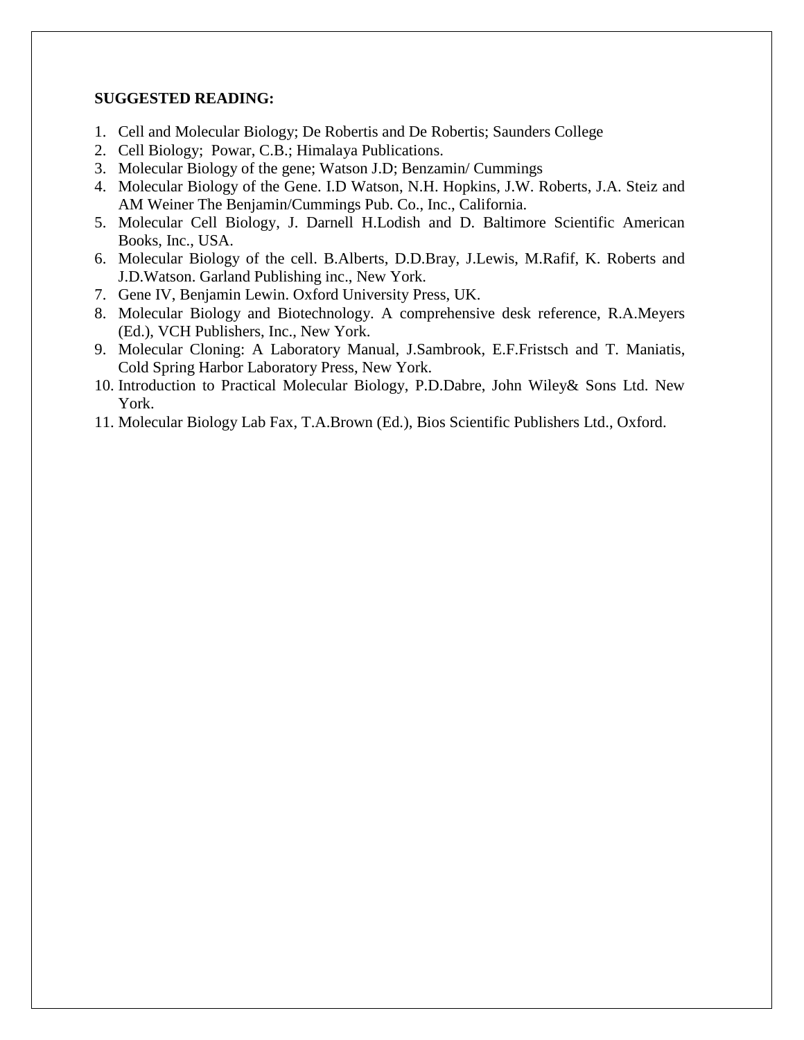**SUGGESTED READING:**

1. Cell and Molecular Biology; De Robertis and De Robertis; Saunders College
2. Cell Biology; Powar, C.B.; Himalaya Publications.
3. Molecular Biology of the gene; Watson J.D; Benzamin/ Cummings
4. Molecular Biology of the Gene. I.D Watson, N.H. Hopkins, J.W. Roberts, J.A. Steiz and AM Weiner The Benjamin/Cummings Pub. Co., Inc., California.
5. Molecular Cell Biology, J. Darnell H.Lodish and D. Baltimore Scientific American Books, Inc., USA.
6. Molecular Biology of the cell. B.Alberts, D.D.Bray, J.Lewis, M.Rafif, K. Roberts and J.D.Watson. Garland Publishing inc., New York.
7. Gene IV, Benjamin Lewin. Oxford University Press, UK.
8. Molecular Biology and Biotechnology. A comprehensive desk reference, R.A.Meyers (Ed.), VCH Publishers, Inc., New York.
9. Molecular Cloning: A Laboratory Manual, J.Sambrook, E.F.Fristsch and T. Maniatis, Cold Spring Harbor Laboratory Press, New York.
10. Introduction to Practical Molecular Biology, P.D.Dabre, John Wiley& Sons Ltd. New York.
11. Molecular Biology Lab Fax, T.A.Brown (Ed.), Bios Scientific Publishers Ltd., Oxford.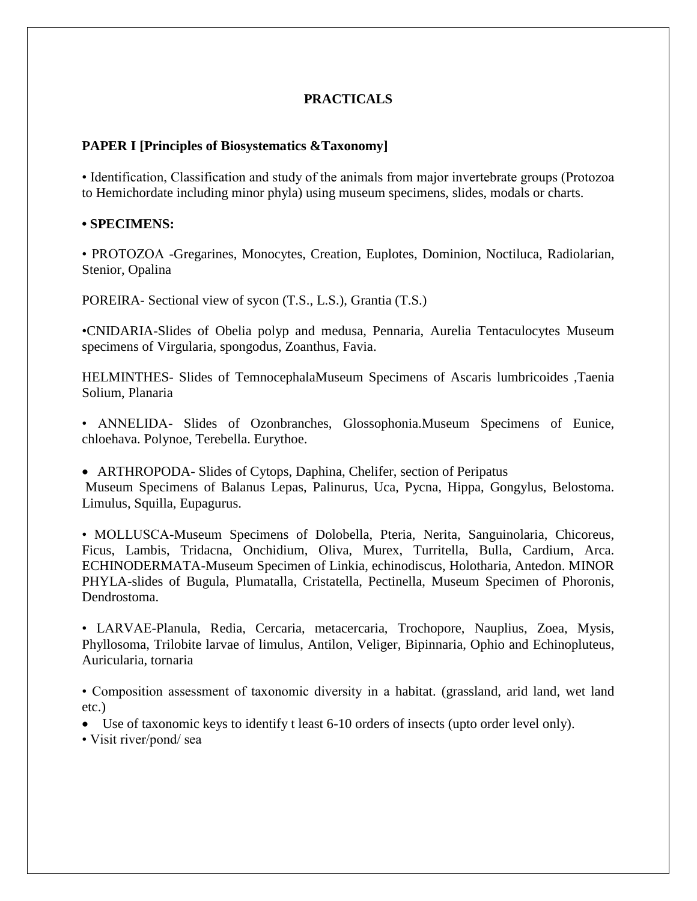## PRACTICALS

### PAPER I [Principles of Biosystematics &Taxonomy]

• Identification, Classification and study of the animals from major invertebrate groups (Protozoa to Hemichordate including minor phyla) using museum specimens, slides, modals or charts.

**• SPECIMENS:**

• PROTOZOA -Gregarines, Monocytes, Creation, Euplotes, Dominion, Noctiluca, Radiolarian, Stenior, Opalina

POREIRA- Sectional view of sycon (T.S., L.S.), Grantia (T.S.)

•CNIDARIA-Slides of Obelia polyp and medusa, Pennaria, Aurelia Tentaculocytes Museum specimens of Virgularia, spongodus, Zoanthus, Favia.

HELMINTHES- Slides of TemnocephalaMuseum Specimens of Ascaris lumbricoides ,Taenia Solium, Planaria

• ANNELIDA- Slides of Ozonbranches, Glossophonia.Museum Specimens of Eunice, chloehava. Polynoe, Terebella. Eurythoe.

- ARTHROPODA- Slides of Cytops, Daphina, Chelifer, section of Peripatus

Museum Specimens of Balanus Lepas, Palinurus, Uca, Pycna, Hippa, Gongylus, Belostoma. Limulus, Squilla, Eupagurus.

• MOLLUSCA-Museum Specimens of Dolobella, Pteria, Nerita, Sanguinolaria, Chicoreus, Ficus, Lambis, Tridacna, Onchidium, Oliva, Murex, Turritella, Bulla, Cardium, Arca. ECHINODERMATA-Museum Specimen of Linkia, echinodiscus, Holotharia, Antedon. MINOR PHYLA-slides of Bugula, Plumatalla, Cristatella, Pectinella, Museum Specimen of Phoronis, Dendrostoma.

• LARVAE-Planula, Redia, Cercaria, metacercaria, Trochopore, Nauplius, Zoea, Mysis, Phyllosoma, Trilobite larvae of limulus, Antilon, Veliger, Bipinnaria, Ophio and Echinopluteus, Auricularia, tornaria

• Composition assessment of taxonomic diversity in a habitat. (grassland, arid land, wet land etc.)

- Use of taxonomic keys to identify t least 6-10 orders of insects (upto order level only).

• Visit river/pond/ sea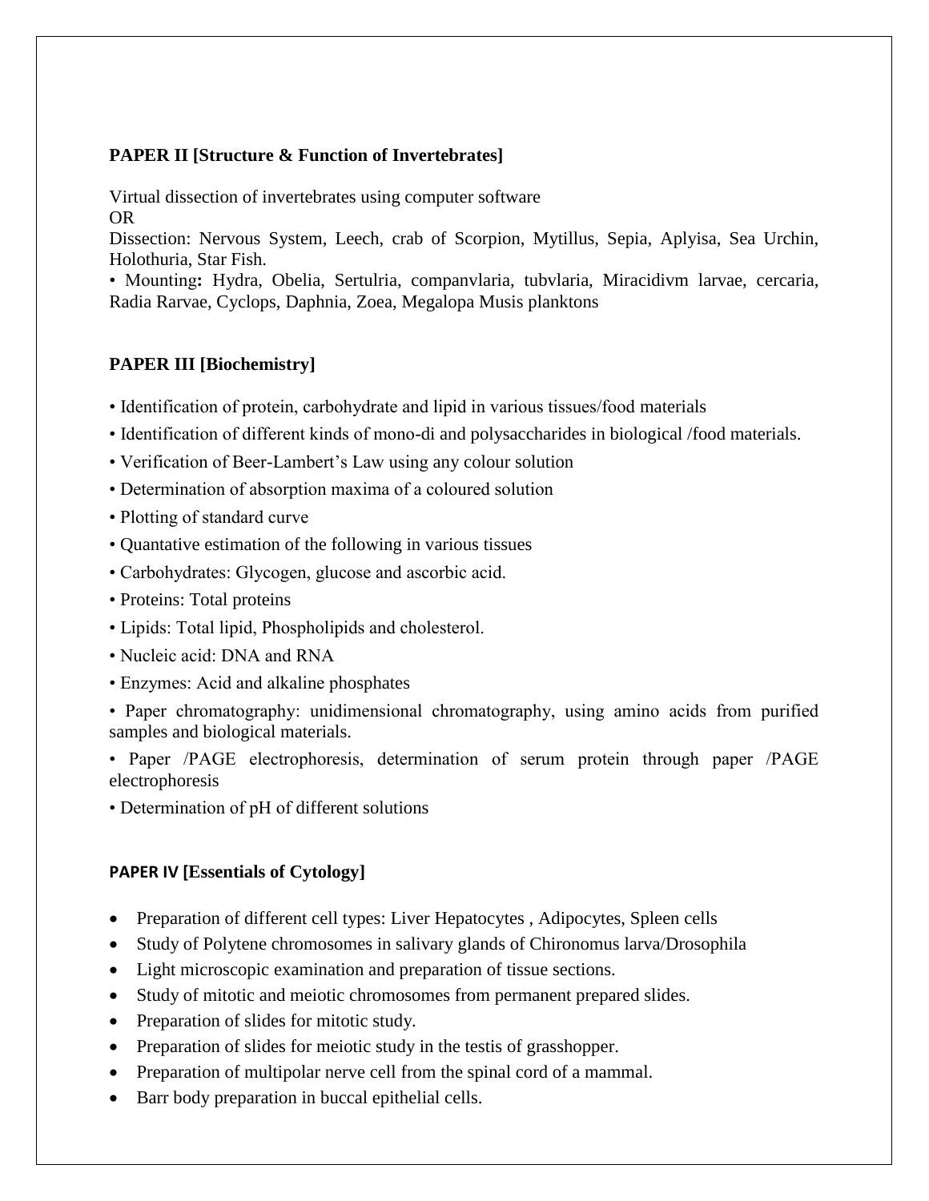**PAPER II [Structure & Function of Invertebrates]**

Virtual dissection of invertebrates using computer software
OR
Dissection: Nervous System, Leech, crab of Scorpion, Mytillus, Sepia, Aplyisa, Sea Urchin, Holothuria, Star Fish.

• Mounting**:** Hydra, Obelia, Sertulria, companvlaria, tubvlaria, Miracidivm larvae, cercaria, Radia Rarvae, Cyclops, Daphnia, Zoea, Megalopa Musis planktons

**PAPER III [Biochemistry]**

• Identification of protein, carbohydrate and lipid in various tissues/food materials

• Identification of different kinds of mono-di and polysaccharides in biological /food materials.

• Verification of Beer-Lambert's Law using any colour solution

• Determination of absorption maxima of a coloured solution

• Plotting of standard curve

• Quantative estimation of the following in various tissues

• Carbohydrates: Glycogen, glucose and ascorbic acid.

• Proteins: Total proteins

• Lipids: Total lipid, Phospholipids and cholesterol.

• Nucleic acid: DNA and RNA

• Enzymes: Acid and alkaline phosphates

• Paper chromatography: unidimensional chromatography, using amino acids from purified samples and biological materials.

• Paper /PAGE electrophoresis, determination of serum protein through paper /PAGE electrophoresis

• Determination of pH of different solutions

**PAPER IV [Essentials of Cytology]**

- Preparation of different cell types: Liver Hepatocytes , Adipocytes, Spleen cells
- Study of Polytene chromosomes in salivary glands of Chironomus larva/Drosophila
- Light microscopic examination and preparation of tissue sections.
- Study of mitotic and meiotic chromosomes from permanent prepared slides.
- Preparation of slides for mitotic study.
- Preparation of slides for meiotic study in the testis of grasshopper.
- Preparation of multipolar nerve cell from the spinal cord of a mammal.
- Barr body preparation in buccal epithelial cells.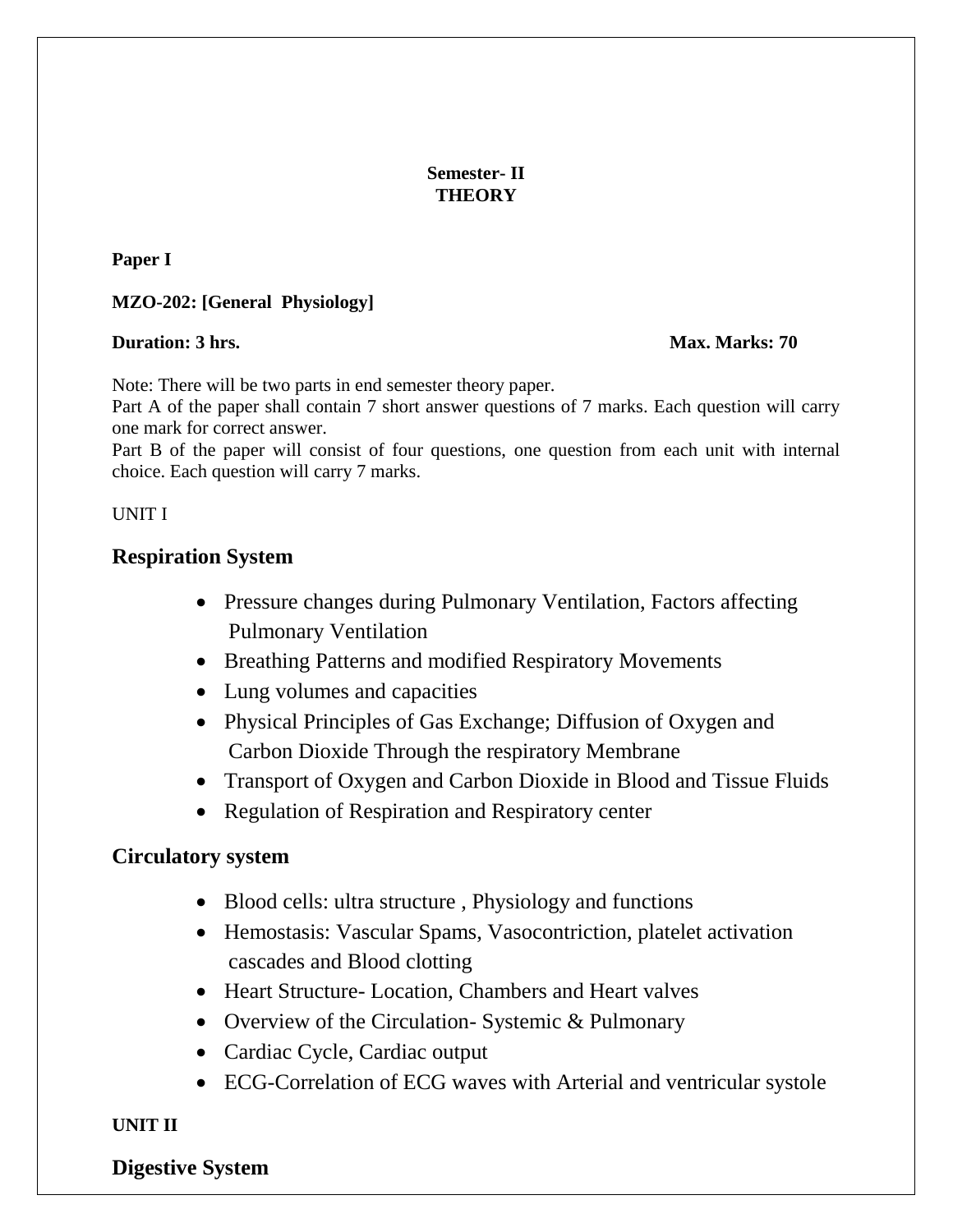**Semester- II**
**THEORY**

**Paper I**

**MZO-202: [General Physiology]**

**Duration: 3 hrs.** **Max. Marks: 70**

Note: There will be two parts in end semester theory paper.
Part A of the paper shall contain 7 short answer questions of 7 marks. Each question will carry one mark for correct answer.
Part B of the paper will consist of four questions, one question from each unit with internal choice. Each question will carry 7 marks.

UNIT I

## Respiration System

- Pressure changes during Pulmonary Ventilation, Factors affecting Pulmonary Ventilation
- Breathing Patterns and modified Respiratory Movements
- Lung volumes and capacities
- Physical Principles of Gas Exchange; Diffusion of Oxygen and Carbon Dioxide Through the respiratory Membrane
- Transport of Oxygen and Carbon Dioxide in Blood and Tissue Fluids
- Regulation of Respiration and Respiratory center

## Circulatory system

- Blood cells: ultra structure , Physiology and functions
- Hemostasis: Vascular Spams, Vasocontriction, platelet activation cascades and Blood clotting
- Heart Structure- Location, Chambers and Heart valves
- Overview of the Circulation- Systemic & Pulmonary
- Cardiac Cycle, Cardiac output
- ECG-Correlation of ECG waves with Arterial and ventricular systole

**UNIT II**

## Digestive System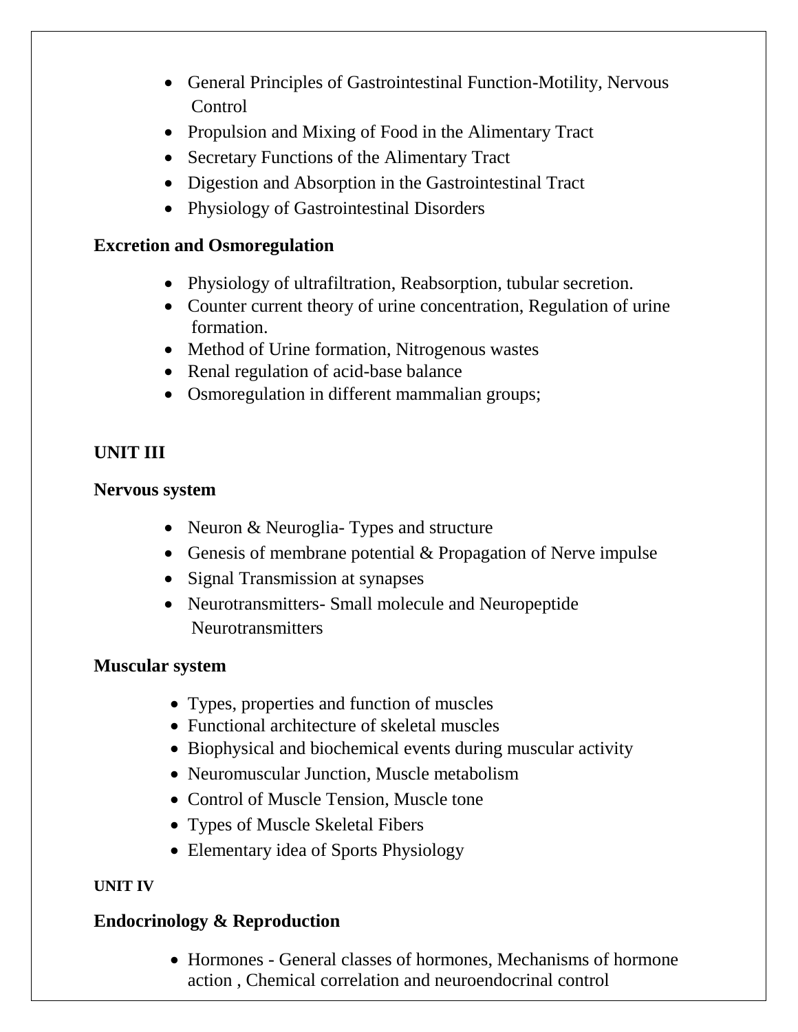- General Principles of Gastrointestinal Function-Motility, Nervous Control
- Propulsion and Mixing of Food in the Alimentary Tract
- Secretary Functions of the Alimentary Tract
- Digestion and Absorption in the Gastrointestinal Tract
- Physiology of Gastrointestinal Disorders

**Excretion and Osmoregulation**

- Physiology of ultrafiltration, Reabsorption, tubular secretion.
- Counter current theory of urine concentration, Regulation of urine formation.
- Method of Urine formation, Nitrogenous wastes
- Renal regulation of acid-base balance
- Osmoregulation in different mammalian groups;

**UNIT III**

**Nervous system**

- Neuron & Neuroglia- Types and structure
- Genesis of membrane potential & Propagation of Nerve impulse
- Signal Transmission at synapses
- Neurotransmitters- Small molecule and Neuropeptide Neurotransmitters

**Muscular system**

- Types, properties and function of muscles
- Functional architecture of skeletal muscles
- Biophysical and biochemical events during muscular activity
- Neuromuscular Junction, Muscle metabolism
- Control of Muscle Tension, Muscle tone
- Types of Muscle Skeletal Fibers
- Elementary idea of Sports Physiology

**UNIT IV**

**Endocrinology & Reproduction**

- Hormones - General classes of hormones, Mechanisms of hormone action , Chemical correlation and neuroendocrinal control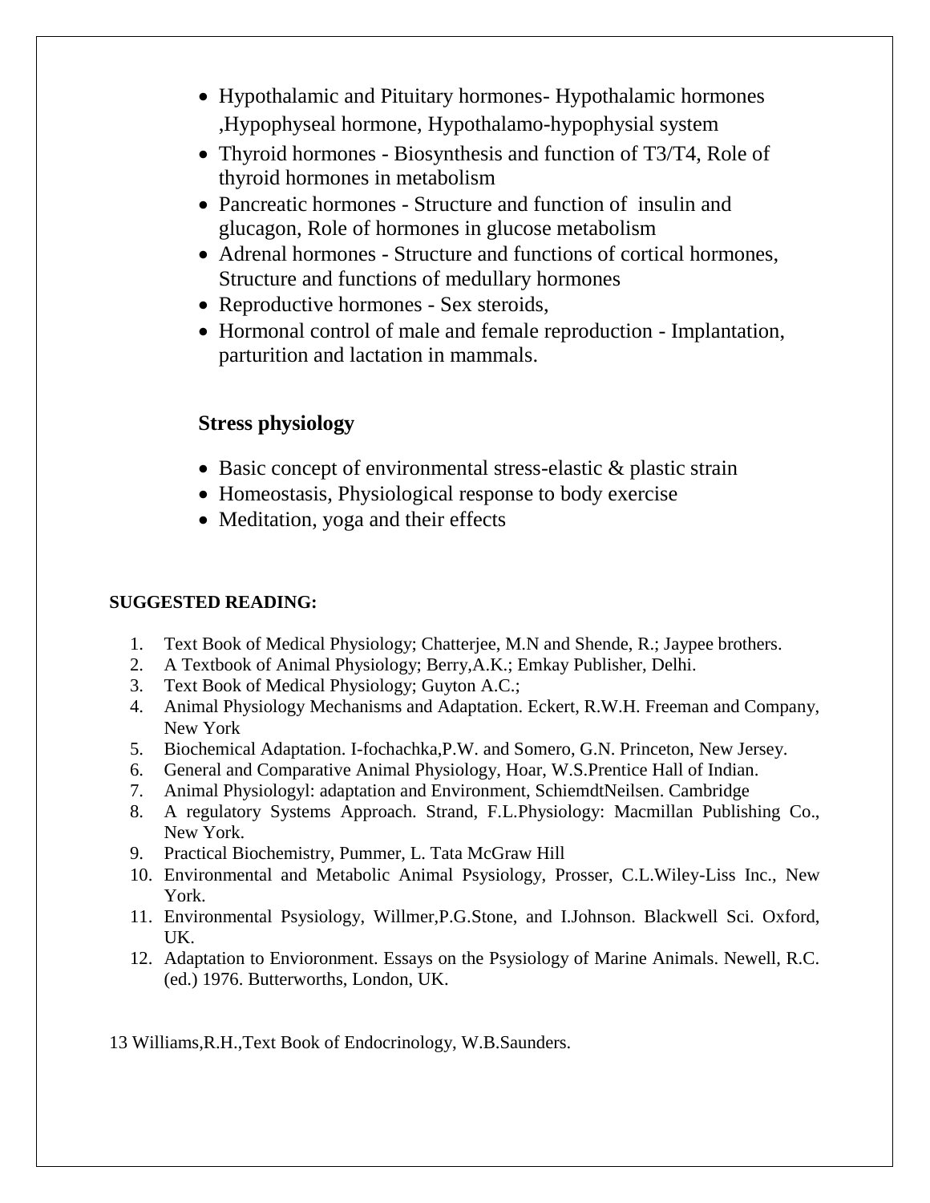- Hypothalamic and Pituitary hormones- Hypothalamic hormones ,Hypophyseal hormone, Hypothalamo-hypophysial system
- Thyroid hormones - Biosynthesis and function of T3/T4, Role of thyroid hormones in metabolism
- Pancreatic hormones - Structure and function of insulin and glucagon, Role of hormones in glucose metabolism
- Adrenal hormones - Structure and functions of cortical hormones, Structure and functions of medullary hormones
- Reproductive hormones - Sex steroids,
- Hormonal control of male and female reproduction - Implantation, parturition and lactation in mammals.

**Stress physiology**

- Basic concept of environmental stress-elastic & plastic strain
- Homeostasis, Physiological response to body exercise
- Meditation, yoga and their effects

**SUGGESTED READING:**

1. Text Book of Medical Physiology; Chatterjee, M.N and Shende, R.; Jaypee brothers.
2. A Textbook of Animal Physiology; Berry,A.K.; Emkay Publisher, Delhi.
3. Text Book of Medical Physiology; Guyton A.C.;
4. Animal Physiology Mechanisms and Adaptation. Eckert, R.W.H. Freeman and Company, New York
5. Biochemical Adaptation. I-fochachka,P.W. and Somero, G.N. Princeton, New Jersey.
6. General and Comparative Animal Physiology, Hoar, W.S.Prentice Hall of Indian.
7. Animal Physiologyl: adaptation and Environment, SchiemdtNeilsen. Cambridge
8. A regulatory Systems Approach. Strand, F.L.Physiology: Macmillan Publishing Co., New York.
9. Practical Biochemistry, Pummer, L. Tata McGraw Hill
10. Environmental and Metabolic Animal Psysiology, Prosser, C.L.Wiley-Liss Inc., New York.
11. Environmental Psysiology, Willmer,P.G.Stone, and I.Johnson. Blackwell Sci. Oxford, UK.
12. Adaptation to Envioronment. Essays on the Psysiology of Marine Animals. Newell, R.C. (ed.) 1976. Butterworths, London, UK.

13 Williams,R.H.,Text Book of Endocrinology, W.B.Saunders.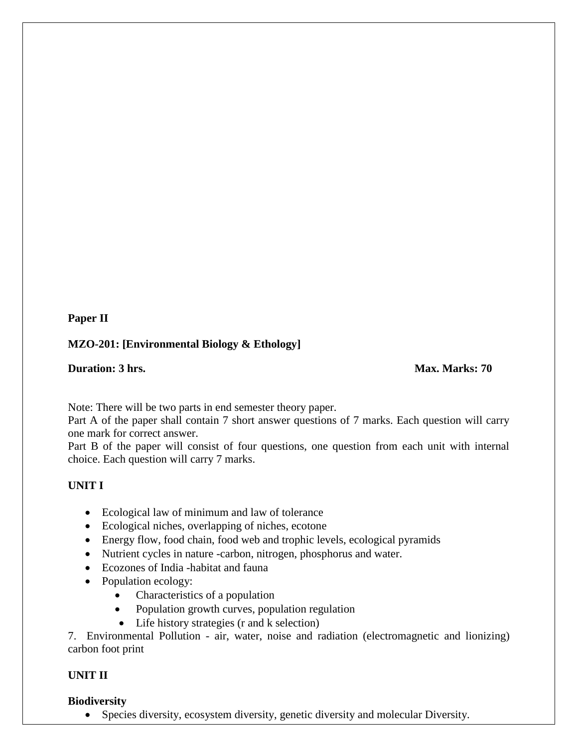**Paper II**

**MZO-201: [Environmental Biology & Ethology]**

**Duration: 3 hrs.** **Max. Marks: 70**

Note: There will be two parts in end semester theory paper.
Part A of the paper shall contain 7 short answer questions of 7 marks. Each question will carry one mark for correct answer.
Part B of the paper will consist of four questions, one question from each unit with internal choice. Each question will carry 7 marks.

**UNIT I**

- Ecological law of minimum and law of tolerance
- Ecological niches, overlapping of niches, ecotone
- Energy flow, food chain, food web and trophic levels, ecological pyramids
- Nutrient cycles in nature -carbon, nitrogen, phosphorus and water.
- Ecozones of India -habitat and fauna
- Population ecology:
  - Characteristics of a population
  - Population growth curves, population regulation
  - Life history strategies (r and k selection)

7. Environmental Pollution - air, water, noise and radiation (electromagnetic and lionizing) carbon foot print

**UNIT II**

**Biodiversity**

- Species diversity, ecosystem diversity, genetic diversity and molecular Diversity.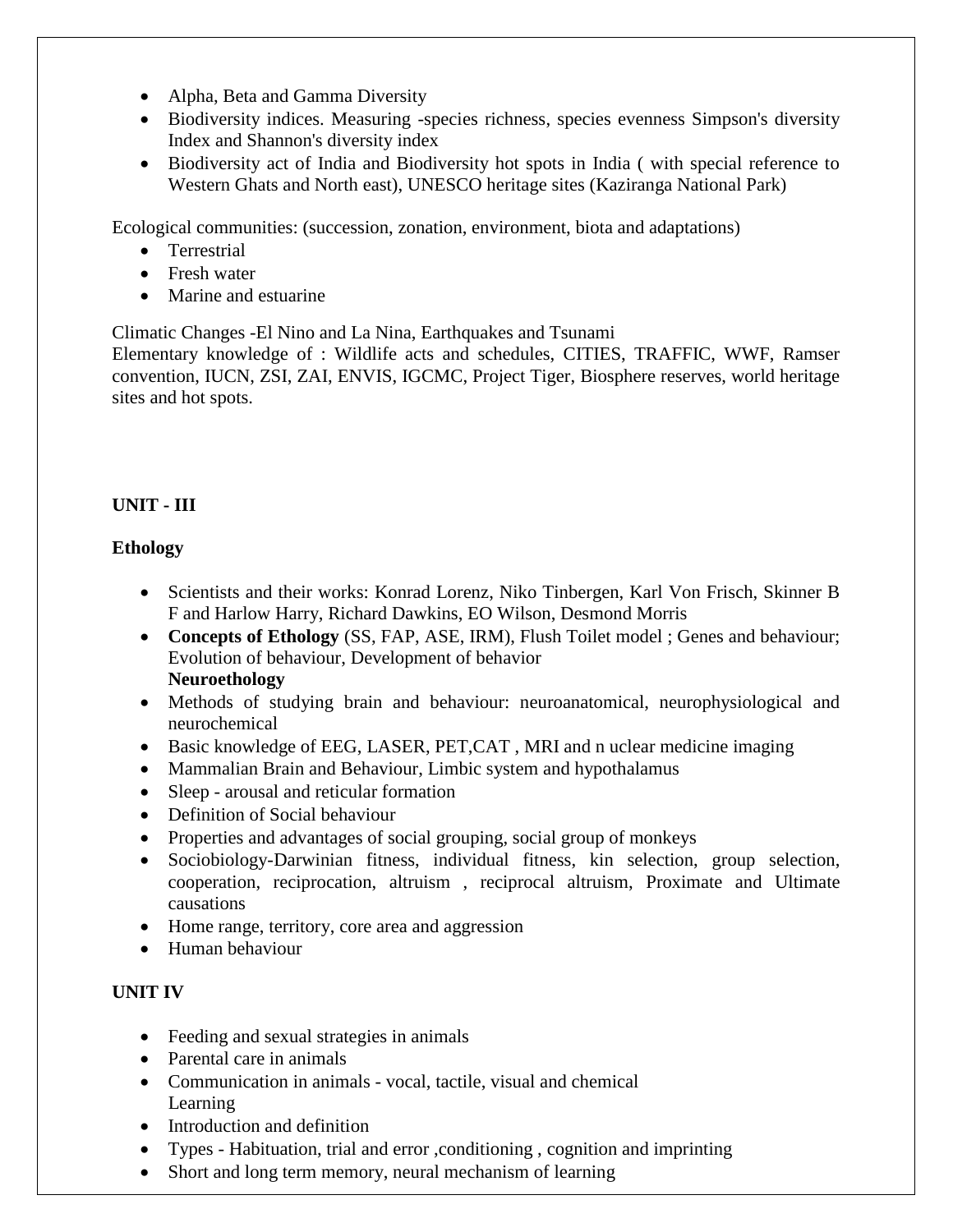- Alpha, Beta and Gamma Diversity
- Biodiversity indices. Measuring -species richness, species evenness Simpson's diversity Index and Shannon's diversity index
- Biodiversity act of India and Biodiversity hot spots in India ( with special reference to Western Ghats and North east), UNESCO heritage sites (Kaziranga National Park)

Ecological communities: (succession, zonation, environment, biota and adaptations)

- Terrestrial
- Fresh water
- Marine and estuarine

Climatic Changes -El Nino and La Nina, Earthquakes and Tsunami

Elementary knowledge of : Wildlife acts and schedules, CITIES, TRAFFIC, WWF, Ramser convention, IUCN, ZSI, ZAI, ENVIS, IGCMC, Project Tiger, Biosphere reserves, world heritage sites and hot spots.

**UNIT - III**

**Ethology**

- Scientists and their works: Konrad Lorenz, Niko Tinbergen, Karl Von Frisch, Skinner B F and Harlow Harry, Richard Dawkins, EO Wilson, Desmond Morris
- **Concepts of Ethology** (SS, FAP, ASE, IRM), Flush Toilet model ; Genes and behaviour; Evolution of behaviour, Development of behavior
  **Neuroethology**
- Methods of studying brain and behaviour: neuroanatomical, neurophysiological and neurochemical
- Basic knowledge of EEG, LASER, PET,CAT , MRI and n uclear medicine imaging
- Mammalian Brain and Behaviour, Limbic system and hypothalamus
- Sleep - arousal and reticular formation
- Definition of Social behaviour
- Properties and advantages of social grouping, social group of monkeys
- Sociobiology-Darwinian fitness, individual fitness, kin selection, group selection, cooperation, reciprocation, altruism , reciprocal altruism, Proximate and Ultimate causations
- Home range, territory, core area and aggression
- Human behaviour

**UNIT IV**

- Feeding and sexual strategies in animals
- Parental care in animals
- Communication in animals - vocal, tactile, visual and chemical
  Learning
- Introduction and definition
- Types - Habituation, trial and error ,conditioning , cognition and imprinting
- Short and long term memory, neural mechanism of learning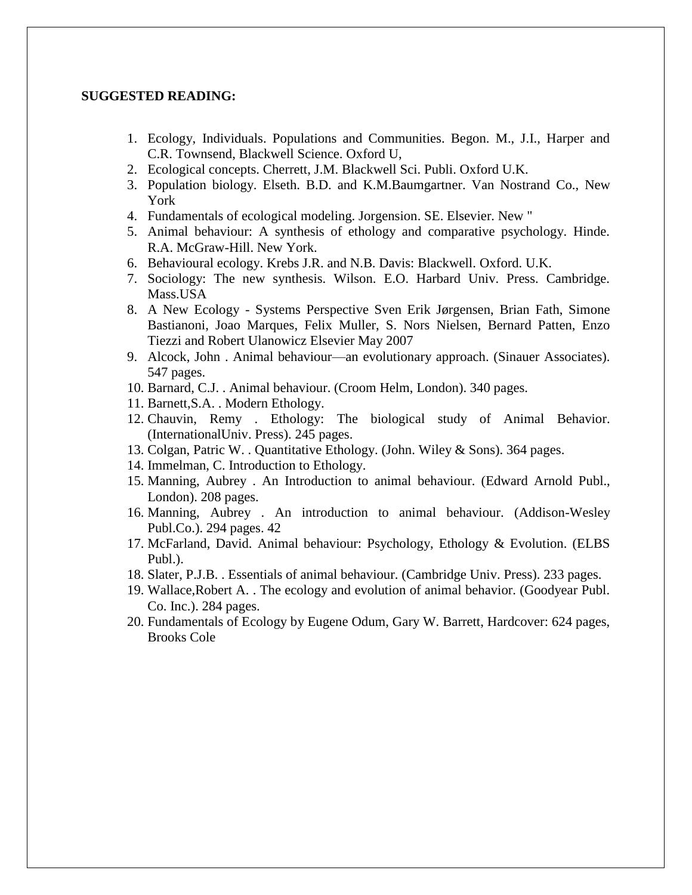**SUGGESTED READING:**

1. Ecology, Individuals. Populations and Communities. Begon. M., J.I., Harper and C.R. Townsend, Blackwell Science. Oxford U,
2. Ecological concepts. Cherrett, J.M. Blackwell Sci. Publi. Oxford U.K.
3. Population biology. Elseth. B.D. and K.M.Baumgartner. Van Nostrand Co., New York
4. Fundamentals of ecological modeling. Jorgension. SE. Elsevier. New "
5. Animal behaviour: A synthesis of ethology and comparative psychology. Hinde. R.A. McGraw-Hill. New York.
6. Behavioural ecology. Krebs J.R. and N.B. Davis: Blackwell. Oxford. U.K.
7. Sociology: The new synthesis. Wilson. E.O. Harbard Univ. Press. Cambridge. Mass.USA
8. A New Ecology - Systems Perspective Sven Erik Jørgensen, Brian Fath, Simone Bastianoni, Joao Marques, Felix Muller, S. Nors Nielsen, Bernard Patten, Enzo Tiezzi and Robert Ulanowicz Elsevier May 2007
9. Alcock, John . Animal behaviour—an evolutionary approach. (Sinauer Associates). 547 pages.
10. Barnard, C.J. . Animal behaviour. (Croom Helm, London). 340 pages.
11. Barnett,S.A. . Modern Ethology.
12. Chauvin, Remy . Ethology: The biological study of Animal Behavior. (InternationalUniv. Press). 245 pages.
13. Colgan, Patric W. . Quantitative Ethology. (John. Wiley & Sons). 364 pages.
14. Immelman, C. Introduction to Ethology.
15. Manning, Aubrey . An Introduction to animal behaviour. (Edward Arnold Publ., London). 208 pages.
16. Manning, Aubrey . An introduction to animal behaviour. (Addison-Wesley Publ.Co.). 294 pages. 42
17. McFarland, David. Animal behaviour: Psychology, Ethology & Evolution. (ELBS Publ.).
18. Slater, P.J.B. . Essentials of animal behaviour. (Cambridge Univ. Press). 233 pages.
19. Wallace,Robert A. . The ecology and evolution of animal behavior. (Goodyear Publ. Co. Inc.). 284 pages.
20. Fundamentals of Ecology by Eugene Odum, Gary W. Barrett, Hardcover: 624 pages, Brooks Cole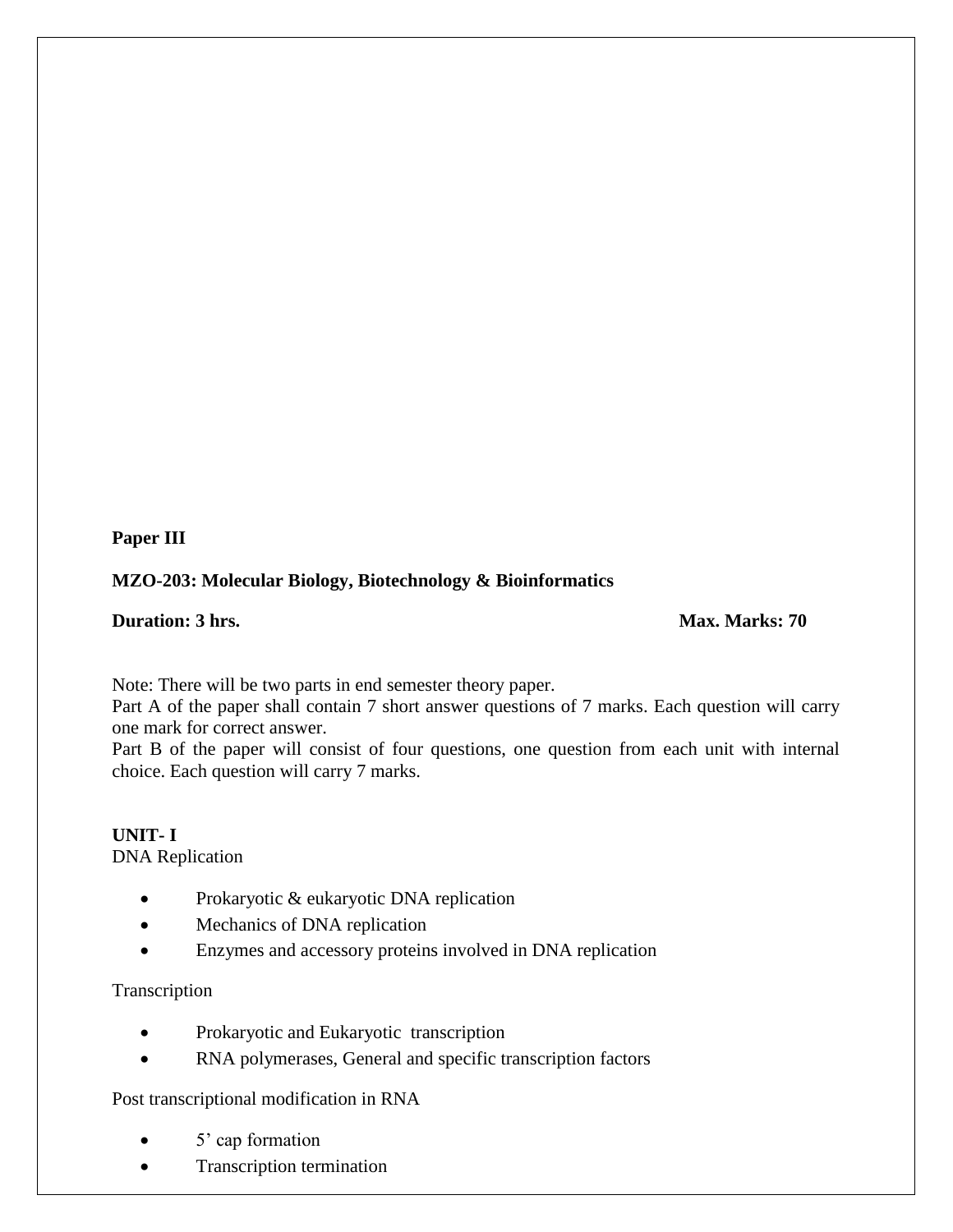**Paper III**

**MZO-203: Molecular Biology, Biotechnology & Bioinformatics**

**Duration: 3 hrs.** **Max. Marks: 70**

Note: There will be two parts in end semester theory paper.
Part A of the paper shall contain 7 short answer questions of 7 marks. Each question will carry one mark for correct answer.
Part B of the paper will consist of four questions, one question from each unit with internal choice. Each question will carry 7 marks.

**UNIT- I**

DNA Replication

- Prokaryotic & eukaryotic DNA replication
- Mechanics of DNA replication
- Enzymes and accessory proteins involved in DNA replication

Transcription

- Prokaryotic and Eukaryotic transcription
- RNA polymerases, General and specific transcription factors

Post transcriptional modification in RNA

- 5' cap formation
- Transcription termination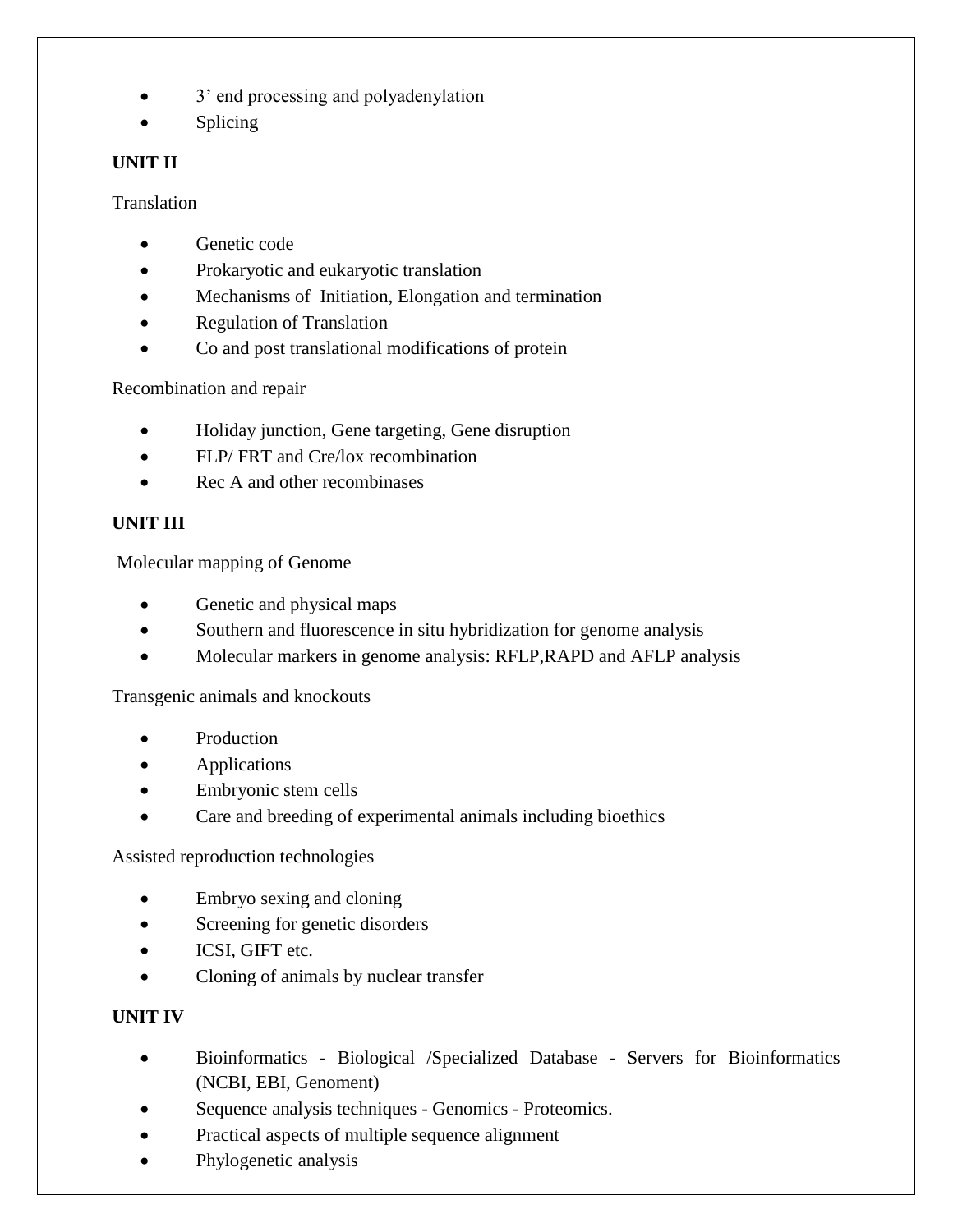- 3’ end processing and polyadenylation
- Splicing

**UNIT II**

Translation

- Genetic code
- Prokaryotic and eukaryotic translation
- Mechanisms of Initiation, Elongation and termination
- Regulation of Translation
- Co and post translational modifications of protein

Recombination and repair

- Holiday junction, Gene targeting, Gene disruption
- FLP/ FRT and Cre/lox recombination
- Rec A and other recombinases

**UNIT III**

Molecular mapping of Genome

- Genetic and physical maps
- Southern and fluorescence in situ hybridization for genome analysis
- Molecular markers in genome analysis: RFLP,RAPD and AFLP analysis

Transgenic animals and knockouts

- Production
- Applications
- Embryonic stem cells
- Care and breeding of experimental animals including bioethics

Assisted reproduction technologies

- Embryo sexing and cloning
- Screening for genetic disorders
- ICSI, GIFT etc.
- Cloning of animals by nuclear transfer

**UNIT IV**

- Bioinformatics - Biological /Specialized Database - Servers for Bioinformatics (NCBI, EBI, Genoment)
- Sequence analysis techniques - Genomics - Proteomics.
- Practical aspects of multiple sequence alignment
- Phylogenetic analysis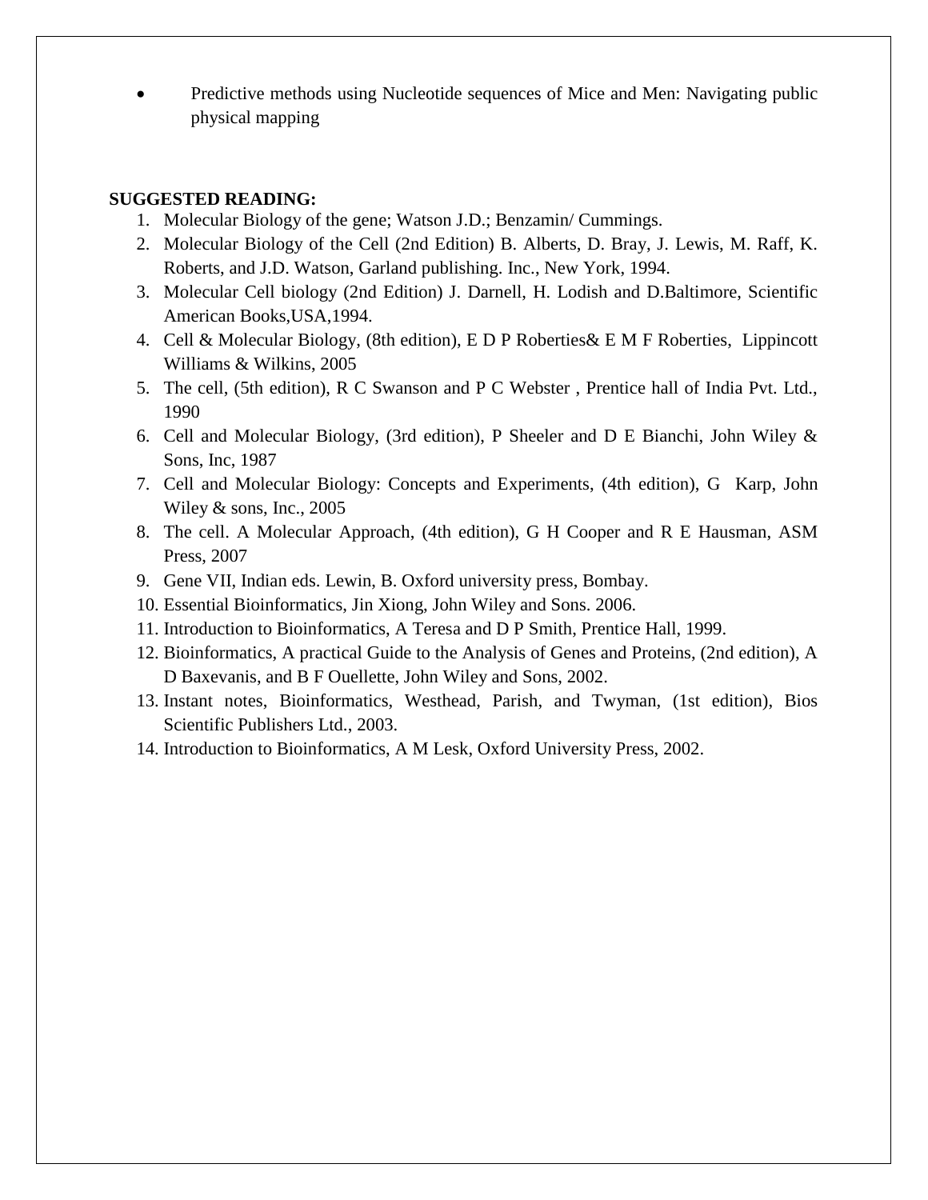- Predictive methods using Nucleotide sequences of Mice and Men: Navigating public physical mapping

**SUGGESTED READING:**

1. Molecular Biology of the gene; Watson J.D.; Benzamin/ Cummings.
2. Molecular Biology of the Cell (2nd Edition) B. Alberts, D. Bray, J. Lewis, M. Raff, K. Roberts, and J.D. Watson, Garland publishing. Inc., New York, 1994.
3. Molecular Cell biology (2nd Edition) J. Darnell, H. Lodish and D.Baltimore, Scientific American Books,USA,1994.
4. Cell & Molecular Biology, (8th edition), E D P Roberties& E M F Roberties, Lippincott Williams & Wilkins, 2005
5. The cell, (5th edition), R C Swanson and P C Webster , Prentice hall of India Pvt. Ltd., 1990
6. Cell and Molecular Biology, (3rd edition), P Sheeler and D E Bianchi, John Wiley & Sons, Inc, 1987
7. Cell and Molecular Biology: Concepts and Experiments, (4th edition), G Karp, John Wiley & sons, Inc., 2005
8. The cell. A Molecular Approach, (4th edition), G H Cooper and R E Hausman, ASM Press, 2007
9. Gene VII, Indian eds. Lewin, B. Oxford university press, Bombay.
10. Essential Bioinformatics, Jin Xiong, John Wiley and Sons. 2006.
11. Introduction to Bioinformatics, A Teresa and D P Smith, Prentice Hall, 1999.
12. Bioinformatics, A practical Guide to the Analysis of Genes and Proteins, (2nd edition), A D Baxevanis, and B F Ouellette, John Wiley and Sons, 2002.
13. Instant notes, Bioinformatics, Westhead, Parish, and Twyman, (1st edition), Bios Scientific Publishers Ltd., 2003.
14. Introduction to Bioinformatics, A M Lesk, Oxford University Press, 2002.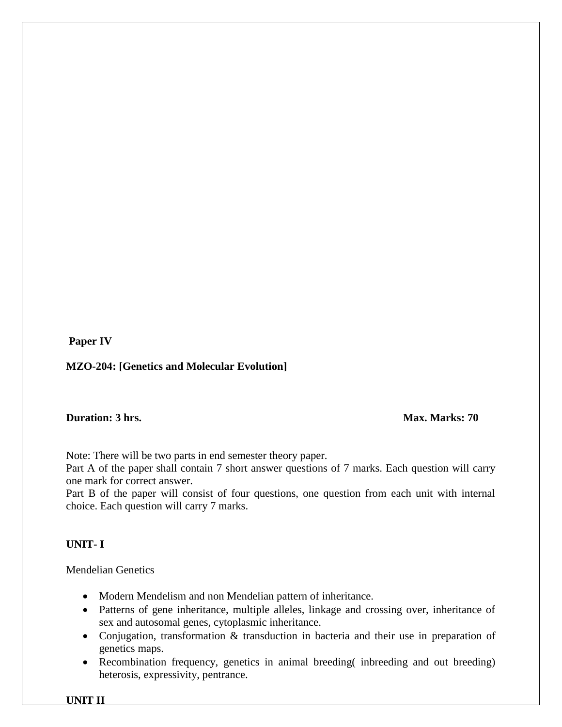**Paper IV**

**MZO-204: [Genetics and Molecular Evolution]**

**Duration: 3 hrs.** **Max. Marks: 70**

Note: There will be two parts in end semester theory paper.
Part A of the paper shall contain 7 short answer questions of 7 marks. Each question will carry one mark for correct answer.
Part B of the paper will consist of four questions, one question from each unit with internal choice. Each question will carry 7 marks.

**UNIT- I**

Mendelian Genetics

- Modern Mendelism and non Mendelian pattern of inheritance.
- Patterns of gene inheritance, multiple alleles, linkage and crossing over, inheritance of sex and autosomal genes, cytoplasmic inheritance.
- Conjugation, transformation & transduction in bacteria and their use in preparation of genetics maps.
- Recombination frequency, genetics in animal breeding( inbreeding and out breeding) heterosis, expressivity, pentrance.

**UNIT II**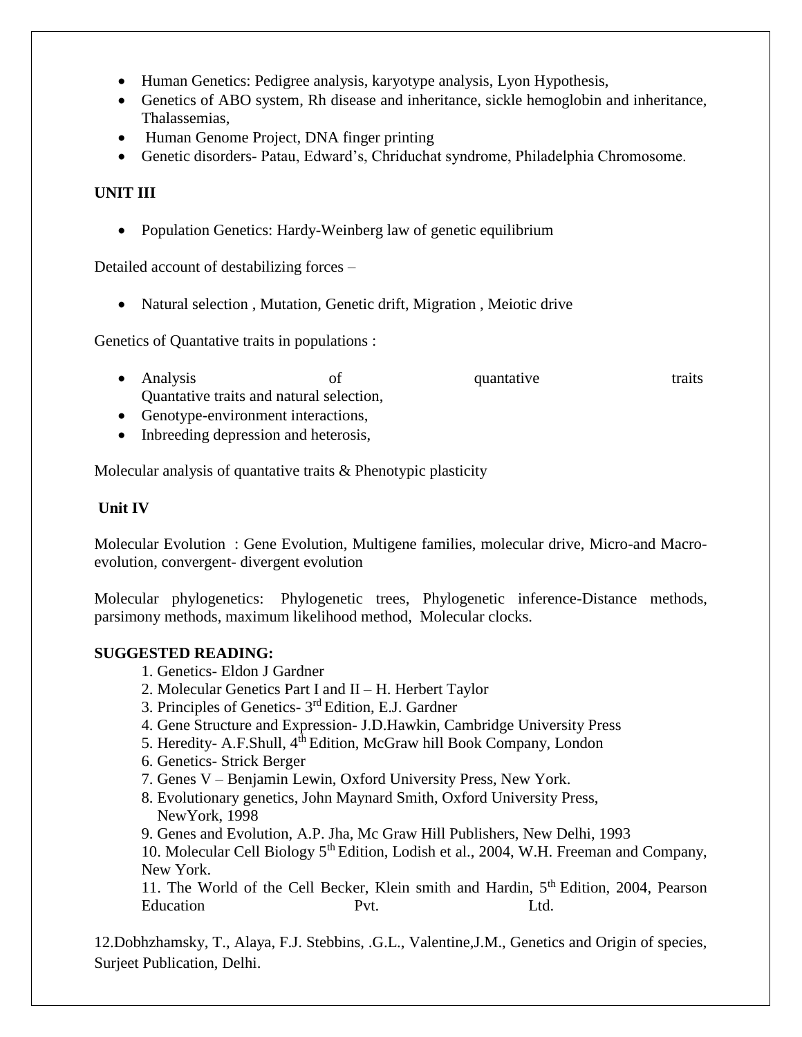- Human Genetics: Pedigree analysis, karyotype analysis, Lyon Hypothesis,
- Genetics of ABO system, Rh disease and inheritance, sickle hemoglobin and inheritance, Thalassemias,
- Human Genome Project, DNA finger printing
- Genetic disorders- Patau, Edward's, Chriduchat syndrome, Philadelphia Chromosome.

**UNIT III**

- Population Genetics: Hardy-Weinberg law of genetic equilibrium

Detailed account of destabilizing forces –

- Natural selection , Mutation, Genetic drift, Migration , Meiotic drive

Genetics of Quantative traits in populations :

- Analysis of quantative traits Quantative traits and natural selection,
- Genotype-environment interactions,
- Inbreeding depression and heterosis,

Molecular analysis of quantative traits & Phenotypic plasticity

**Unit IV**

Molecular Evolution : Gene Evolution, Multigene families, molecular drive, Micro-and Macro-evolution, convergent- divergent evolution

Molecular phylogenetics: Phylogenetic trees, Phylogenetic inference-Distance methods, parsimony methods, maximum likelihood method, Molecular clocks.

**SUGGESTED READING:**

1. Genetics- Eldon J Gardner
2. Molecular Genetics Part I and II – H. Herbert Taylor
3. Principles of Genetics- 3rd Edition, E.J. Gardner
4. Gene Structure and Expression- J.D.Hawkin, Cambridge University Press
5. Heredity- A.F.Shull, 4th Edition, McGraw hill Book Company, London
6. Genetics- Strick Berger
7. Genes V – Benjamin Lewin, Oxford University Press, New York.
8. Evolutionary genetics, John Maynard Smith, Oxford University Press, NewYork, 1998
9. Genes and Evolution, A.P. Jha, Mc Graw Hill Publishers, New Delhi, 1993
10. Molecular Cell Biology 5th Edition, Lodish et al., 2004, W.H. Freeman and Company, New York.
11. The World of the Cell Becker, Klein smith and Hardin, 5th Edition, 2004, Pearson Education Pvt. Ltd.

12.Dobhzhamsky, T., Alaya, F.J. Stebbins, .G.L., Valentine,J.M., Genetics and Origin of species, Surjeet Publication, Delhi.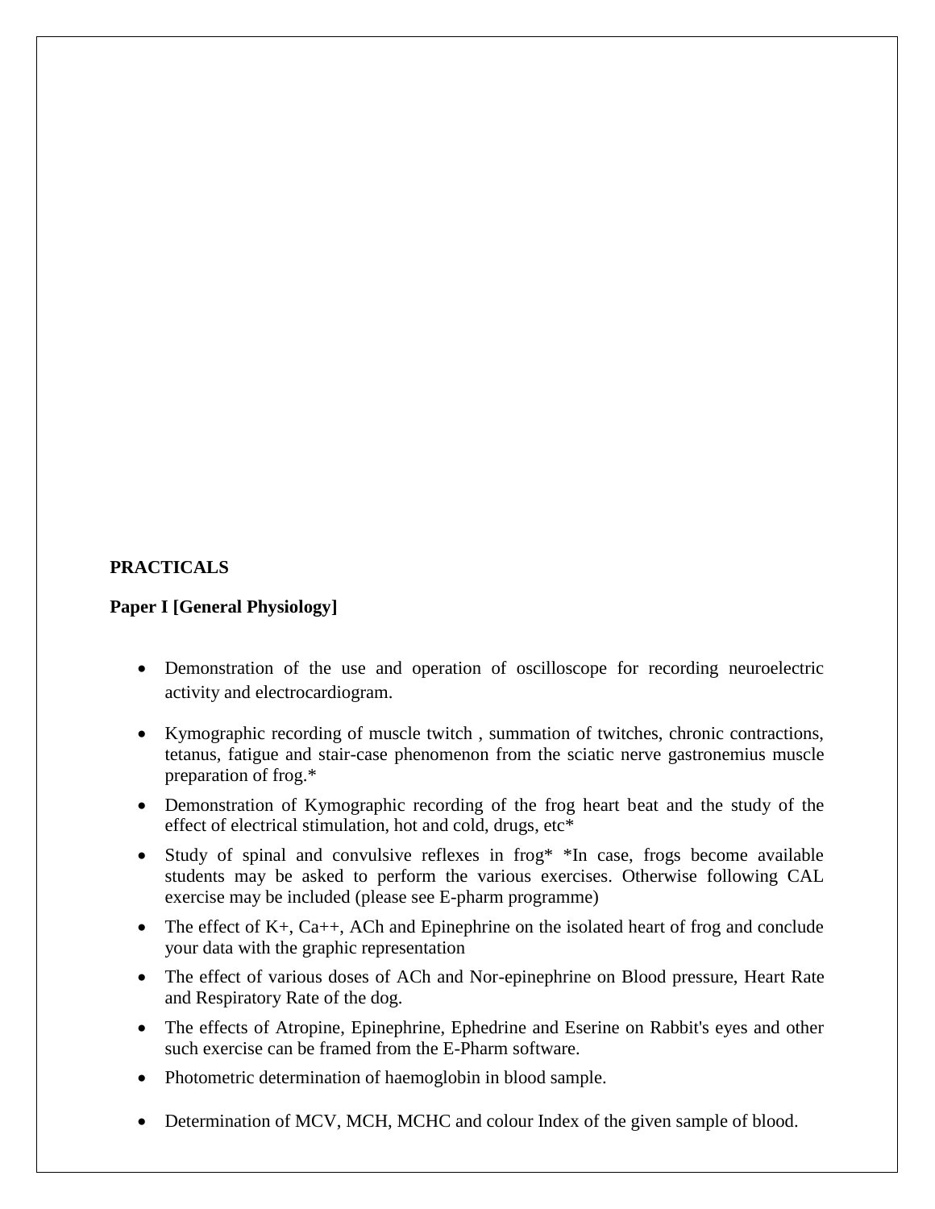**PRACTICALS**

**Paper I [General Physiology]**

- Demonstration of the use and operation of oscilloscope for recording neuroelectric activity and electrocardiogram.
- Kymographic recording of muscle twitch , summation of twitches, chronic contractions, tetanus, fatigue and stair-case phenomenon from the sciatic nerve gastronemius muscle preparation of frog.*
- Demonstration of Kymographic recording of the frog heart beat and the study of the effect of electrical stimulation, hot and cold, drugs, etc*
- Study of spinal and convulsive reflexes in frog* *In case, frogs become available students may be asked to perform the various exercises. Otherwise following CAL exercise may be included (please see E-pharm programme)
- The effect of $K^+$, $Ca^{++}$, ACh and Epinephrine on the isolated heart of frog and conclude your data with the graphic representation
- The effect of various doses of ACh and Nor-epinephrine on Blood pressure, Heart Rate and Respiratory Rate of the dog.
- The effects of Atropine, Epinephrine, Ephedrine and Eserine on Rabbit's eyes and other such exercise can be framed from the E-Pharm software.
- Photometric determination of haemoglobin in blood sample.
- Determination of MCV, MCH, MCHC and colour Index of the given sample of blood.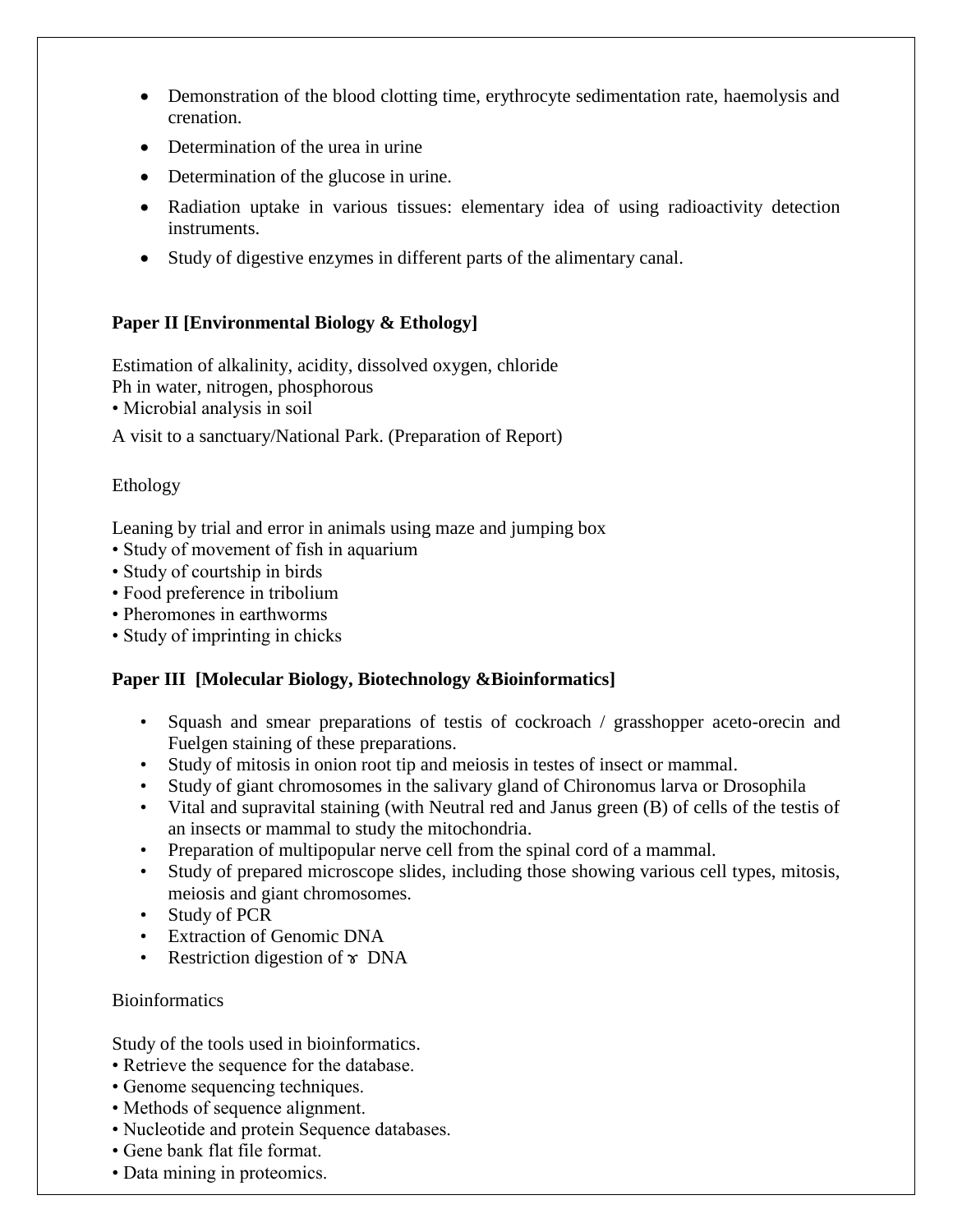- Demonstration of the blood clotting time, erythrocyte sedimentation rate, haemolysis and crenation.
- Determination of the urea in urine
- Determination of the glucose in urine.
- Radiation uptake in various tissues: elementary idea of using radioactivity detection instruments.
- Study of digestive enzymes in different parts of the alimentary canal.

**Paper II [Environmental Biology & Ethology]**

Estimation of alkalinity, acidity, dissolved oxygen, chloride
Ph in water, nitrogen, phosphorous
• Microbial analysis in soil

A visit to a sanctuary/National Park. (Preparation of Report)

Ethology

Leaning by trial and error in animals using maze and jumping box
• Study of movement of fish in aquarium
• Study of courtship in birds
• Food preference in tribolium
• Pheromones in earthworms
• Study of imprinting in chicks

**Paper III [Molecular Biology, Biotechnology &Bioinformatics]**

- Squash and smear preparations of testis of cockroach / grasshopper aceto-orecin and Fuelgen staining of these preparations.
- Study of mitosis in onion root tip and meiosis in testes of insect or mammal.
- Study of giant chromosomes in the salivary gland of Chironomus larva or Drosophila
- Vital and supravital staining (with Neutral red and Janus green (B) of cells of the testis of an insects or mammal to study the mitochondria.
- Preparation of multipopular nerve cell from the spinal cord of a mammal.
- Study of prepared microscope slides, including those showing various cell types, mitosis, meiosis and giant chromosomes.
- Study of PCR
- Extraction of Genomic DNA
- Restriction digestion of ϒ DNA

Bioinformatics

Study of the tools used in bioinformatics.
• Retrieve the sequence for the database.
• Genome sequencing techniques.
• Methods of sequence alignment.
• Nucleotide and protein Sequence databases.
• Gene bank flat file format.
• Data mining in proteomics.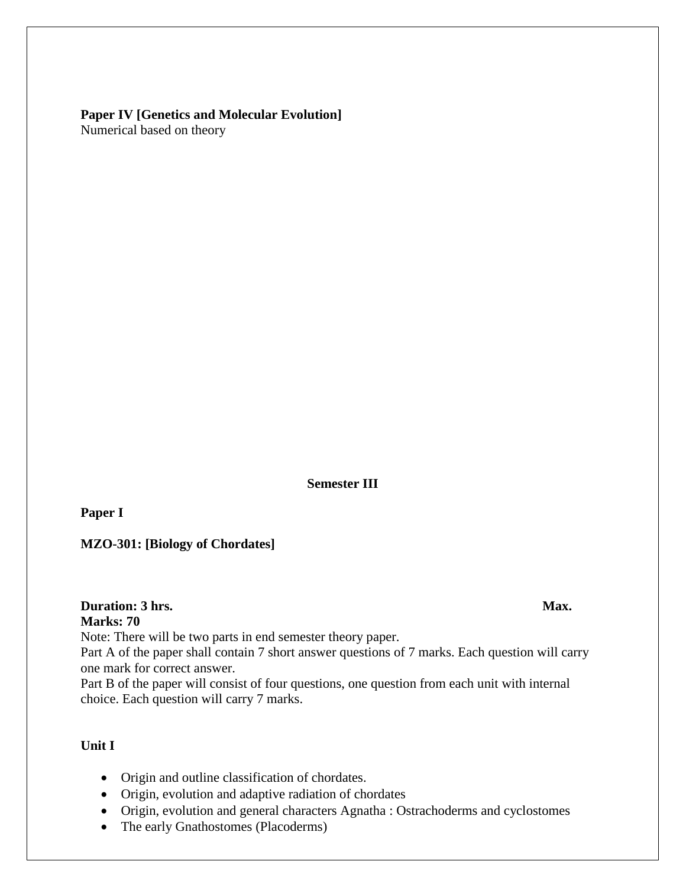**Paper IV [Genetics and Molecular Evolution]**
Numerical based on theory

**Semester III**

**Paper I**

**MZO-301: [Biology of Chordates]**

**Duration: 3 hrs.** **Max. Marks: 70**

Note: There will be two parts in end semester theory paper.
Part A of the paper shall contain 7 short answer questions of 7 marks. Each question will carry one mark for correct answer.
Part B of the paper will consist of four questions, one question from each unit with internal choice. Each question will carry 7 marks.

**Unit I**

- Origin and outline classification of chordates.
- Origin, evolution and adaptive radiation of chordates
- Origin, evolution and general characters Agnatha : Ostrachoderms and cyclostomes
- The early Gnathostomes (Placoderms)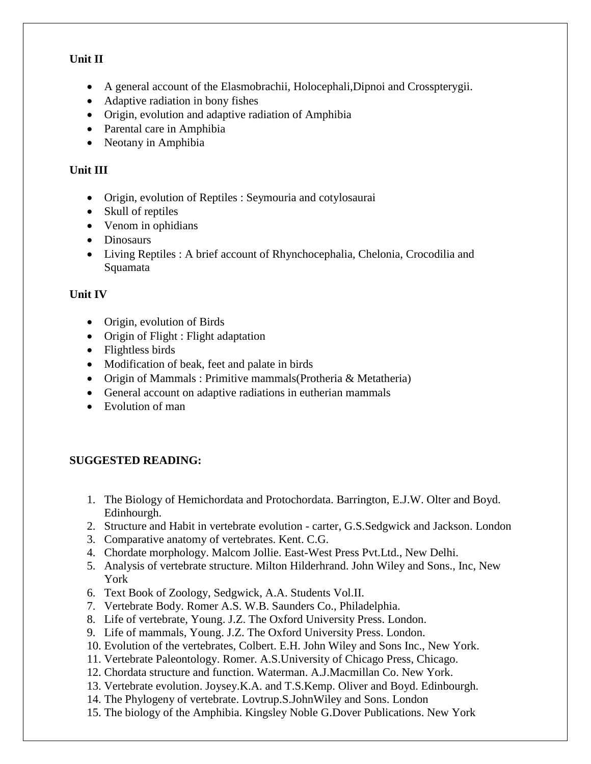**Unit II**

- A general account of the Elasmobrachii, Holocephali,Dipnoi and Crosspterygii.
- Adaptive radiation in bony fishes
- Origin, evolution and adaptive radiation of Amphibia
- Parental care in Amphibia
- Neotany in Amphibia

**Unit III**

- Origin, evolution of Reptiles : Seymouria and cotylosaurai
- Skull of reptiles
- Venom in ophidians
- Dinosaurs
- Living Reptiles : A brief account of Rhynchocephalia, Chelonia, Crocodilia and Squamata

**Unit IV**

- Origin, evolution of Birds
- Origin of Flight : Flight adaptation
- Flightless birds
- Modification of beak, feet and palate in birds
- Origin of Mammals : Primitive mammals(Protheria & Metatheria)
- General account on adaptive radiations in eutherian mammals
- Evolution of man

**SUGGESTED READING:**

1. The Biology of Hemichordata and Protochordata. Barrington, E.J.W. Olter and Boyd. Edinhourgh.
2. Structure and Habit in vertebrate evolution - carter, G.S.Sedgwick and Jackson. London
3. Comparative anatomy of vertebrates. Kent. C.G.
4. Chordate morphology. Malcom Jollie. East-West Press Pvt.Ltd., New Delhi.
5. Analysis of vertebrate structure. Milton Hilderhrand. John Wiley and Sons., Inc, New York
6. Text Book of Zoology, Sedgwick, A.A. Students Vol.II.
7. Vertebrate Body. Romer A.S. W.B. Saunders Co., Philadelphia.
8. Life of vertebrate, Young. J.Z. The Oxford University Press. London.
9. Life of mammals, Young. J.Z. The Oxford University Press. London.
10. Evolution of the vertebrates, Colbert. E.H. John Wiley and Sons Inc., New York.
11. Vertebrate Paleontology. Romer. A.S.University of Chicago Press, Chicago.
12. Chordata structure and function. Waterman. A.J.Macmillan Co. New York.
13. Vertebrate evolution. Joysey.K.A. and T.S.Kemp. Oliver and Boyd. Edinbourgh.
14. The Phylogeny of vertebrate. Lovtrup.S.JohnWiley and Sons. London
15. The biology of the Amphibia. Kingsley Noble G.Dover Publications. New York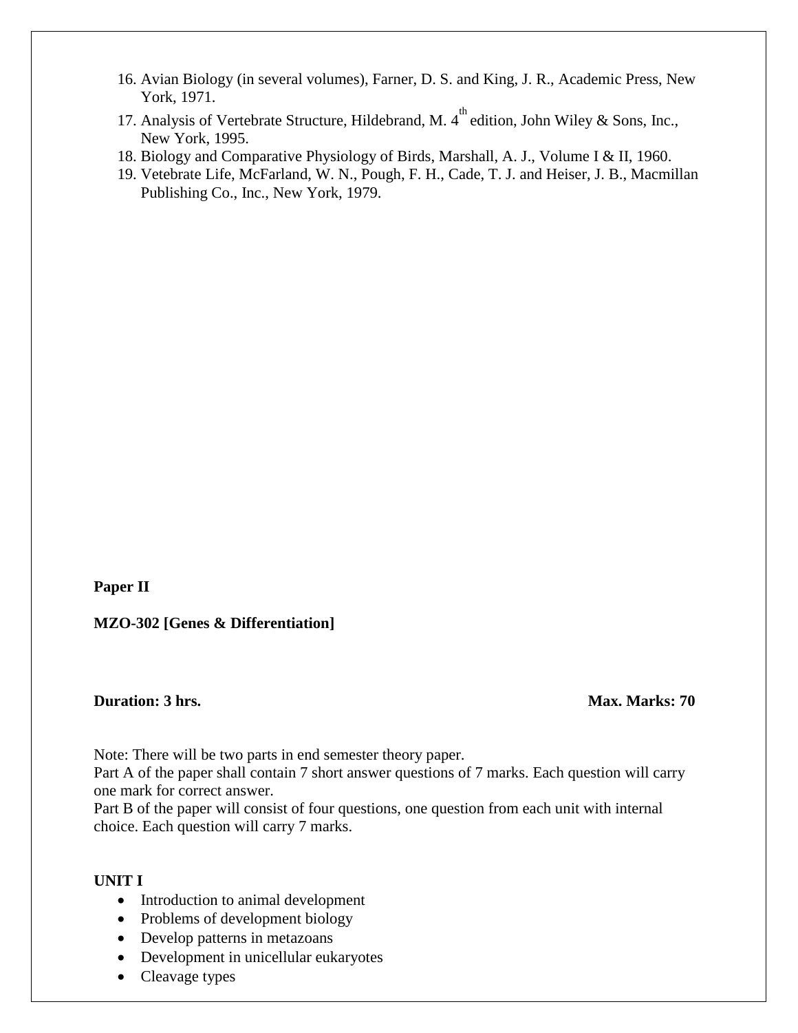16. Avian Biology (in several volumes), Farner, D. S. and King, J. R., Academic Press, New York, 1971.
17. Analysis of Vertebrate Structure, Hildebrand, M. 4th edition, John Wiley & Sons, Inc., New York, 1995.
18. Biology and Comparative Physiology of Birds, Marshall, A. J., Volume I & II, 1960.
19. Vetebrate Life, McFarland, W. N., Pough, F. H., Cade, T. J. and Heiser, J. B., Macmillan Publishing Co., Inc., New York, 1979.

**Paper II**

**MZO-302 [Genes & Differentiation]**

**Duration: 3 hrs.** **Max. Marks: 70**

Note: There will be two parts in end semester theory paper.
Part A of the paper shall contain 7 short answer questions of 7 marks. Each question will carry one mark for correct answer.
Part B of the paper will consist of four questions, one question from each unit with internal choice. Each question will carry 7 marks.

**UNIT I**

- Introduction to animal development
- Problems of development biology
- Develop patterns in metazoans
- Development in unicellular eukaryotes
- Cleavage types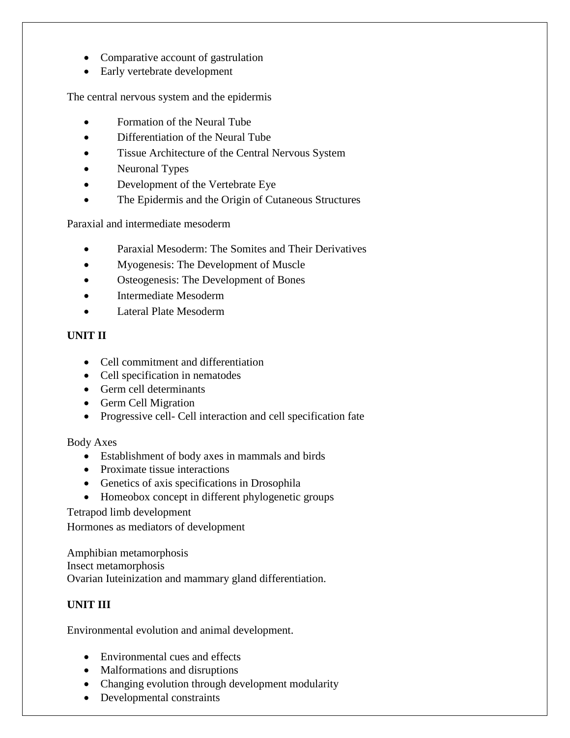- Comparative account of gastrulation
- Early vertebrate development

The central nervous system and the epidermis

- Formation of the Neural Tube
- Differentiation of the Neural Tube
- Tissue Architecture of the Central Nervous System
- Neuronal Types
- Development of the Vertebrate Eye
- The Epidermis and the Origin of Cutaneous Structures

Paraxial and intermediate mesoderm

- Paraxial Mesoderm: The Somites and Their Derivatives
- Myogenesis: The Development of Muscle
- Osteogenesis: The Development of Bones
- Intermediate Mesoderm
- Lateral Plate Mesoderm

**UNIT II**

- Cell commitment and differentiation
- Cell specification in nematodes
- Germ cell determinants
- Germ Cell Migration
- Progressive cell- Cell interaction and cell specification fate

Body Axes

- Establishment of body axes in mammals and birds
- Proximate tissue interactions
- Genetics of axis specifications in Drosophila
- Homeobox concept in different phylogenetic groups

Tetrapod limb development

Hormones as mediators of development

Amphibian metamorphosis

Insect metamorphosis

Ovarian Iuteinization and mammary gland differentiation.

**UNIT III**

Environmental evolution and animal development.

- Environmental cues and effects
- Malformations and disruptions
- Changing evolution through development modularity
- Developmental constraints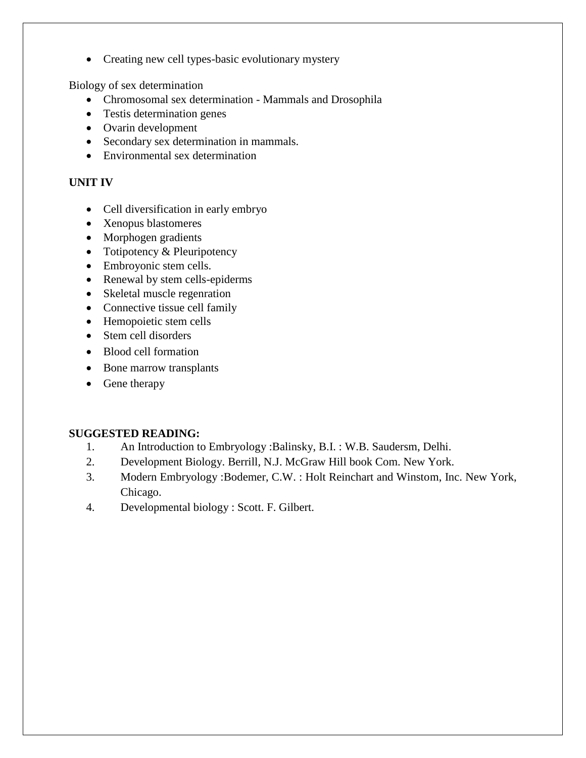- Creating new cell types-basic evolutionary mystery

Biology of sex determination

- Chromosomal sex determination - Mammals and Drosophila
- Testis determination genes
- Ovarin development
- Secondary sex determination in mammals.
- Environmental sex determination

**UNIT IV**

- Cell diversification in early embryo
- Xenopus blastomeres
- Morphogen gradients
- Totipotency & Pleuripotency
- Embroyonic stem cells.
- Renewal by stem cells-epiderms
- Skeletal muscle regenration
- Connective tissue cell family
- Hemopoietic stem cells
- Stem cell disorders
- Blood cell formation
- Bone marrow transplants
- Gene therapy

**SUGGESTED READING:**

1. An Introduction to Embryology :Balinsky, B.I. : W.B. Saudersm, Delhi.
2. Development Biology. Berrill, N.J. McGraw Hill book Com. New York.
3. Modern Embryology :Bodemer, C.W. : Holt Reinchart and Winstom, Inc. New York, Chicago.
4. Developmental biology : Scott. F. Gilbert.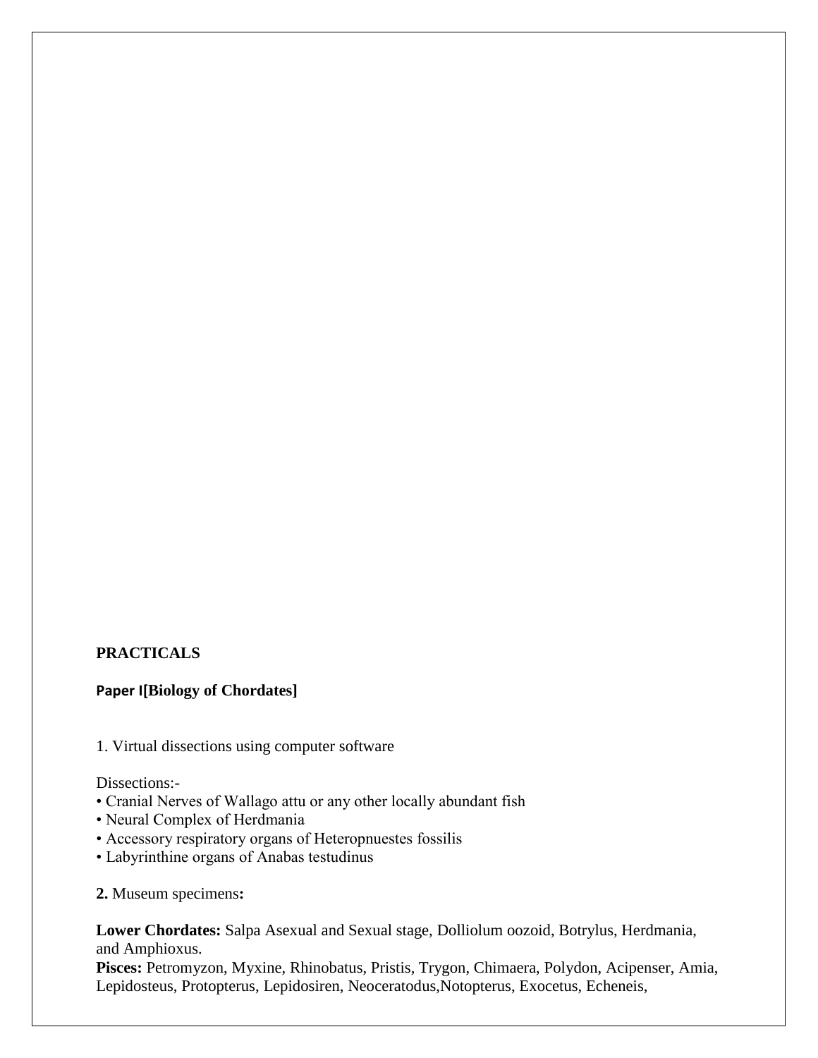**PRACTICALS**

**Paper I[Biology of Chordates]**

1. Virtual dissections using computer software

Dissections:-

- Cranial Nerves of Wallago attu or any other locally abundant fish
- Neural Complex of Herdmania
- Accessory respiratory organs of Heteropnuestes fossilis
- Labyrinthine organs of Anabas testudinus

**2.** Museum specimens**:**

**Lower Chordates:** Salpa Asexual and Sexual stage, Dolliolum oozoid, Botrylus, Herdmania, and Amphioxus.
**Pisces:** Petromyzon, Myxine, Rhinobatus, Pristis, Trygon, Chimaera, Polydon, Acipenser, Amia, Lepidosteus, Protopterus, Lepidosiren, Neoceratodus,Notopterus, Exocetus, Echeneis,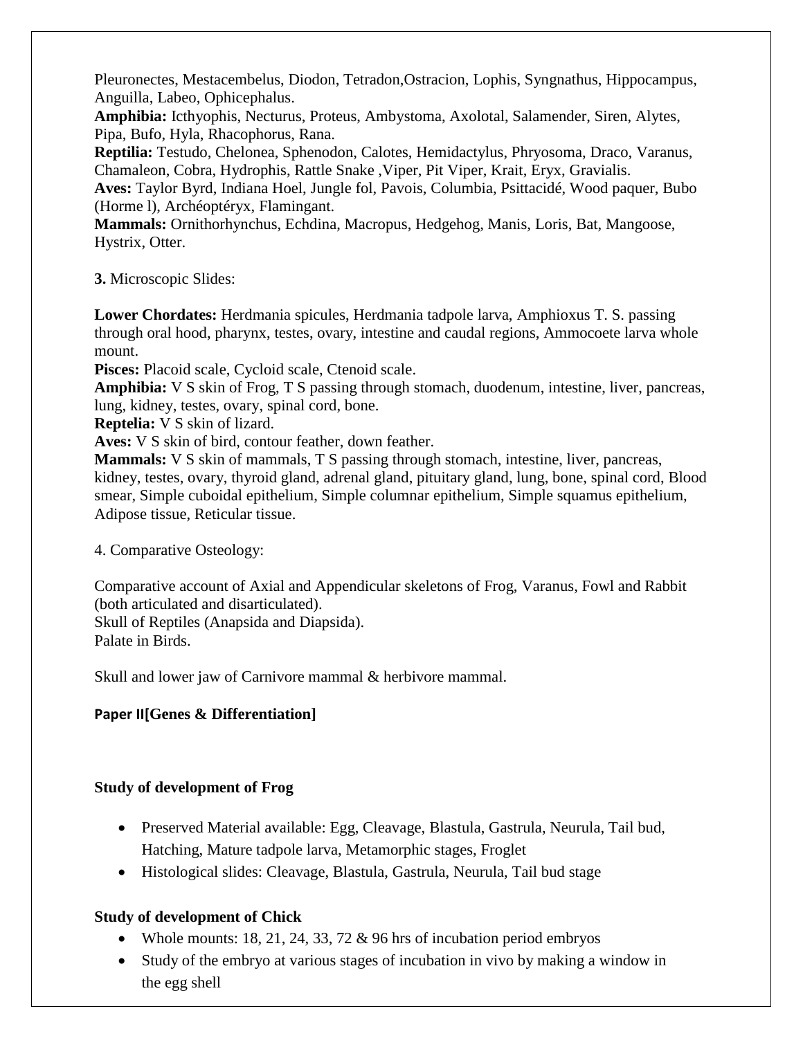Pleuronectes, Mestacembelus, Diodon, Tetradon,Ostracion, Lophis, Syngnathus, Hippocampus, Anguilla, Labeo, Ophicephalus.

**Amphibia:** Icthyophis, Necturus, Proteus, Ambystoma, Axolotal, Salamender, Siren, Alytes, Pipa, Bufo, Hyla, Rhacophorus, Rana.

**Reptilia:** Testudo, Chelonea, Sphenodon, Calotes, Hemidactylus, Phryosoma, Draco, Varanus, Chamaleon, Cobra, Hydrophis, Rattle Snake ,Viper, Pit Viper, Krait, Eryx, Gravialis.

**Aves:** Taylor Byrd, Indiana Hoel, Jungle fol, Pavois, Columbia, Psittacidé, Wood paquer, Bubo (Horme l), Archéoptéryx, Flamingant.

**Mammals:** Ornithorhynchus, Echdina, Macropus, Hedgehog, Manis, Loris, Bat, Mangoose, Hystrix, Otter.

**3.** Microscopic Slides:

**Lower Chordates:** Herdmania spicules, Herdmania tadpole larva, Amphioxus T. S. passing through oral hood, pharynx, testes, ovary, intestine and caudal regions, Ammocoete larva whole mount.

**Pisces:** Placoid scale, Cycloid scale, Ctenoid scale.

**Amphibia:** V S skin of Frog, T S passing through stomach, duodenum, intestine, liver, pancreas, lung, kidney, testes, ovary, spinal cord, bone.

**Reptelia:** V S skin of lizard.

**Aves:** V S skin of bird, contour feather, down feather.

**Mammals:** V S skin of mammals, T S passing through stomach, intestine, liver, pancreas, kidney, testes, ovary, thyroid gland, adrenal gland, pituitary gland, lung, bone, spinal cord, Blood smear, Simple cuboidal epithelium, Simple columnar epithelium, Simple squamus epithelium, Adipose tissue, Reticular tissue.

4. Comparative Osteology:

Comparative account of Axial and Appendicular skeletons of Frog, Varanus, Fowl and Rabbit (both articulated and disarticulated).
Skull of Reptiles (Anapsida and Diapsida).
Palate in Birds.

Skull and lower jaw of Carnivore mammal & herbivore mammal.

**Paper II[Genes & Differentiation]**

**Study of development of Frog**

- Preserved Material available: Egg, Cleavage, Blastula, Gastrula, Neurula, Tail bud, Hatching, Mature tadpole larva, Metamorphic stages, Froglet
- Histological slides: Cleavage, Blastula, Gastrula, Neurula, Tail bud stage

**Study of development of Chick**

- Whole mounts: 18, 21, 24, 33, 72 & 96 hrs of incubation period embryos
- Study of the embryo at various stages of incubation in vivo by making a window in the egg shell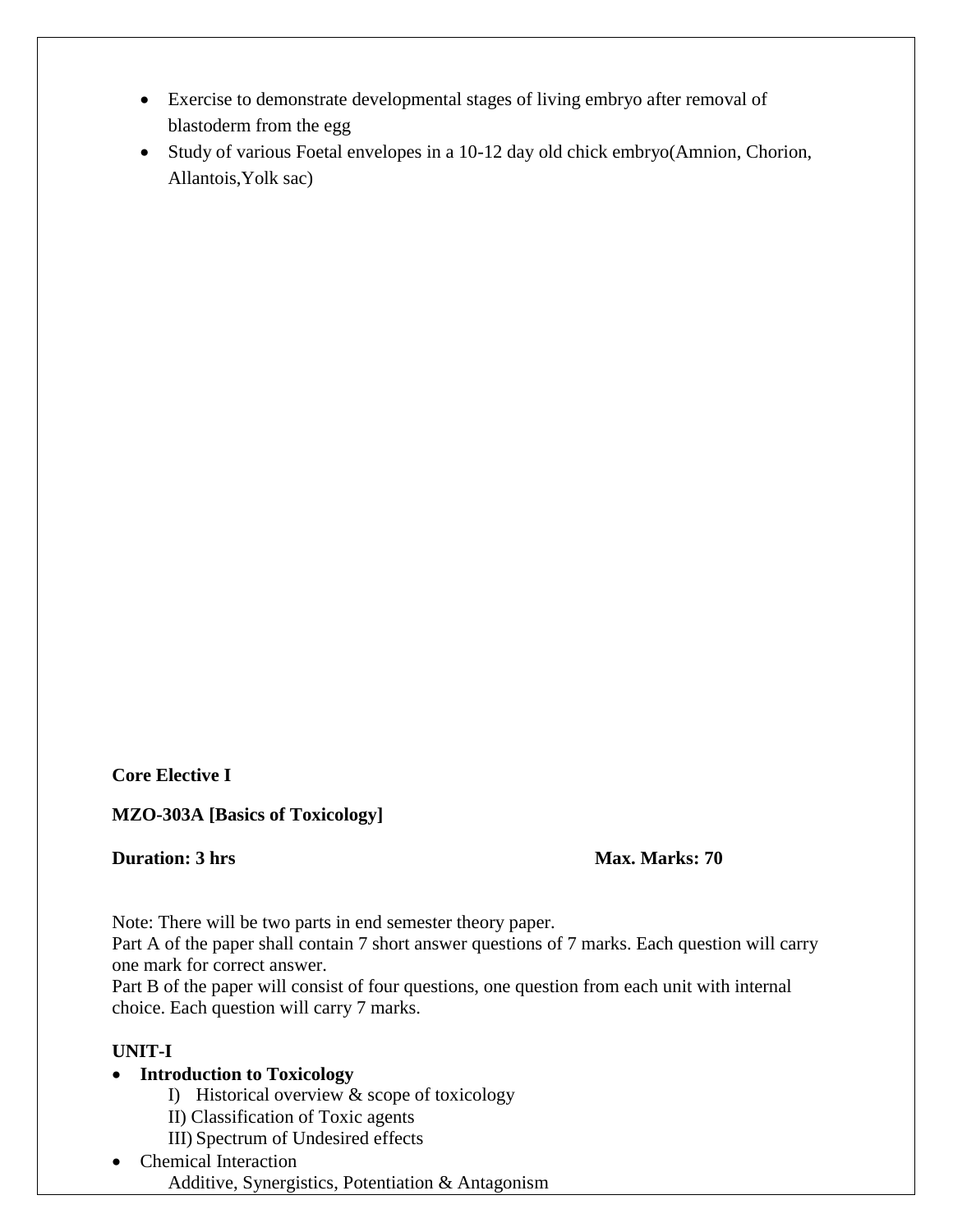- Exercise to demonstrate developmental stages of living embryo after removal of blastoderm from the egg
- Study of various Foetal envelopes in a 10-12 day old chick embryo(Amnion, Chorion, Allantois,Yolk sac)

**Core Elective I**

**MZO-303A [Basics of Toxicology]**

**Duration: 3 hrs** **Max. Marks: 70**

Note: There will be two parts in end semester theory paper.
Part A of the paper shall contain 7 short answer questions of 7 marks. Each question will carry one mark for correct answer.
Part B of the paper will consist of four questions, one question from each unit with internal choice. Each question will carry 7 marks.

**UNIT-I**

- **Introduction to Toxicology**
  - I) Historical overview & scope of toxicology
  - II) Classification of Toxic agents
  - III) Spectrum of Undesired effects
- Chemical Interaction
  - Additive, Synergistics, Potentiation & Antagonism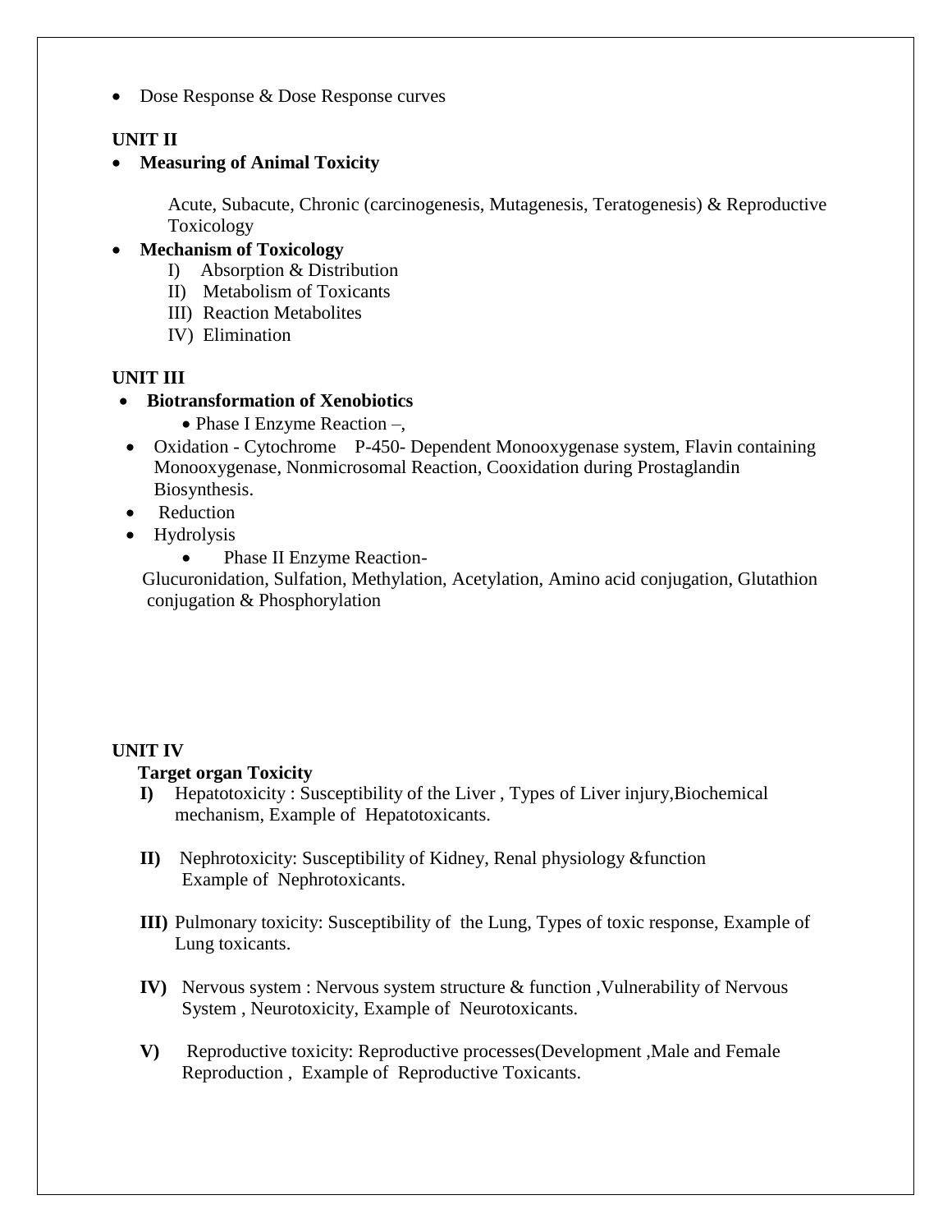- Dose Response & Dose Response curves

**UNIT II**

- **Measuring of Animal Toxicity**

  Acute, Subacute, Chronic (carcinogenesis, Mutagenesis, Teratogenesis) & Reproductive Toxicology

- **Mechanism of Toxicology**
  - I) Absorption & Distribution
  - II) Metabolism of Toxicants
  - III) Reaction Metabolites
  - IV) Elimination

**UNIT III**

- **Biotransformation of Xenobiotics**
  - Phase I Enzyme Reaction –,
- Oxidation - Cytochrome P-450- Dependent Monooxygenase system, Flavin containing Monooxygenase, Nonmicrosomal Reaction, Cooxidation during Prostaglandin Biosynthesis.
- Reduction
- Hydrolysis
  - Phase II Enzyme Reaction-

  Glucuronidation, Sulfation, Methylation, Acetylation, Amino acid conjugation, Glutathion conjugation & Phosphorylation

**UNIT IV**

**Target organ Toxicity**

**I)** Hepatotoxicity : Susceptibility of the Liver , Types of Liver injury,Biochemical mechanism, Example of Hepatotoxicants.

**II)** Nephrotoxicity: Susceptibility of Kidney, Renal physiology &function Example of Nephrotoxicants.

**III)** Pulmonary toxicity: Susceptibility of the Lung, Types of toxic response, Example of Lung toxicants.

**IV)** Nervous system : Nervous system structure & function ,Vulnerability of Nervous System , Neurotoxicity, Example of Neurotoxicants.

**V)** Reproductive toxicity: Reproductive processes(Development ,Male and Female Reproduction , Example of Reproductive Toxicants.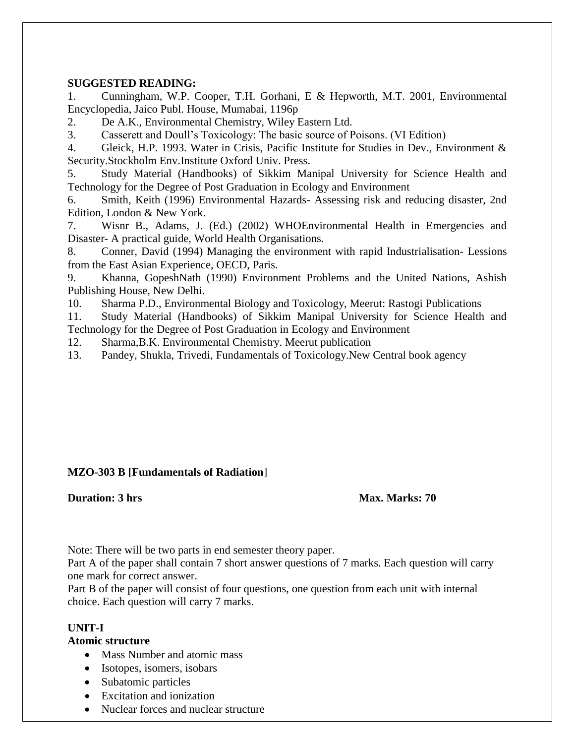**SUGGESTED READING:**

1. Cunningham, W.P. Cooper, T.H. Gorhani, E & Hepworth, M.T. 2001, Environmental Encyclopedia, Jaico Publ. House, Mumabai, 1196p
2. De A.K., Environmental Chemistry, Wiley Eastern Ltd.
3. Casserett and Doull's Toxicology: The basic source of Poisons. (VI Edition)
4. Gleick, H.P. 1993. Water in Crisis, Pacific Institute for Studies in Dev., Environment & Security.Stockholm Env.Institute Oxford Univ. Press.
5. Study Material (Handbooks) of Sikkim Manipal University for Science Health and Technology for the Degree of Post Graduation in Ecology and Environment
6. Smith, Keith (1996) Environmental Hazards- Assessing risk and reducing disaster, 2nd Edition, London & New York.
7. Wisnr B., Adams, J. (Ed.) (2002) WHOEnvironmental Health in Emergencies and Disaster- A practical guide, World Health Organisations.
8. Conner, David (1994) Managing the environment with rapid Industrialisation- Lessions from the East Asian Experience, OECD, Paris.
9. Khanna, GopeshNath (1990) Environment Problems and the United Nations, Ashish Publishing House, New Delhi.
10. Sharma P.D., Environmental Biology and Toxicology, Meerut: Rastogi Publications
11. Study Material (Handbooks) of Sikkim Manipal University for Science Health and Technology for the Degree of Post Graduation in Ecology and Environment
12. Sharma,B.K. Environmental Chemistry. Meerut publication
13. Pandey, Shukla, Trivedi, Fundamentals of Toxicology.New Central book agency

**MZO-303 B [Fundamentals of Radiation**]

**Duration: 3 hrs** **Max. Marks: 70**

Note: There will be two parts in end semester theory paper.
Part A of the paper shall contain 7 short answer questions of 7 marks. Each question will carry one mark for correct answer.
Part B of the paper will consist of four questions, one question from each unit with internal choice. Each question will carry 7 marks.

**UNIT-I**

**Atomic structure**

- Mass Number and atomic mass
- Isotopes, isomers, isobars
- Subatomic particles
- Excitation and ionization
- Nuclear forces and nuclear structure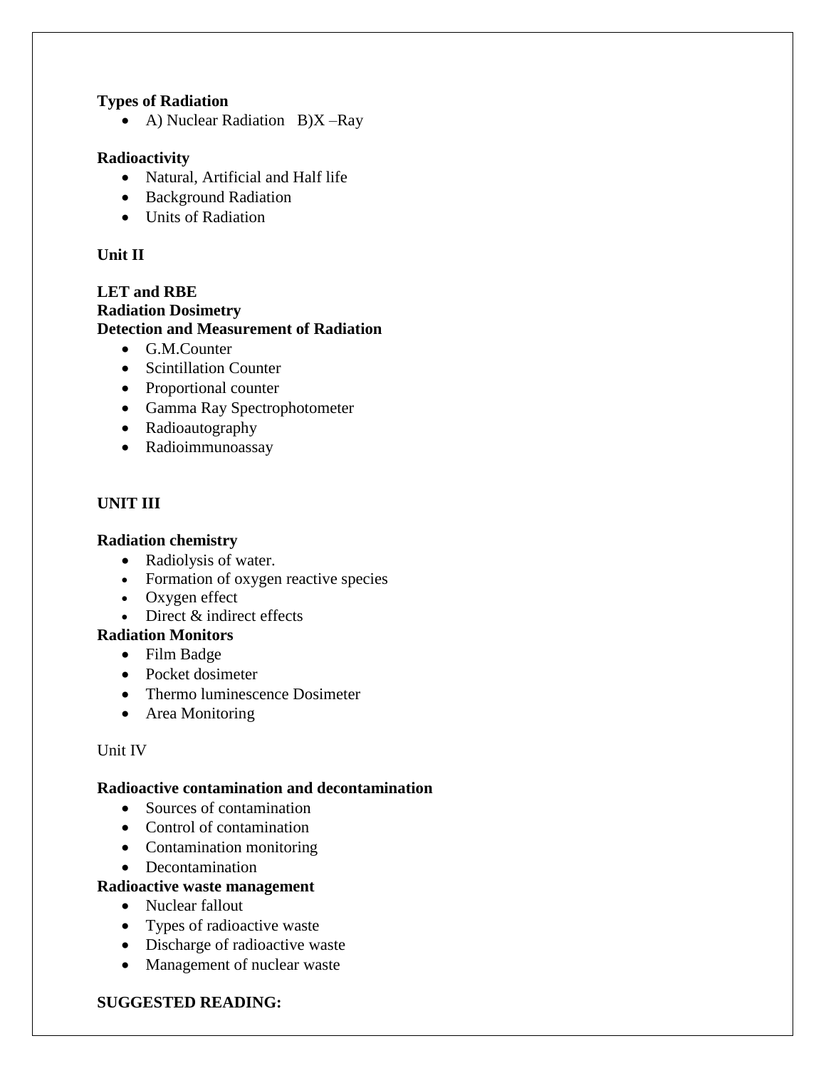**Types of Radiation**

- A) Nuclear Radiation   B)X –Ray

**Radioactivity**

- Natural, Artificial and Half life
- Background Radiation
- Units of Radiation

**Unit II**

**LET and RBE**
**Radiation Dosimetry**
**Detection and Measurement of Radiation**

- G.M.Counter
- Scintillation Counter
- Proportional counter
- Gamma Ray Spectrophotometer
- Radioautography
- Radioimmunoassay

**UNIT III**

**Radiation chemistry**

- Radiolysis of water.
- Formation of oxygen reactive species
- Oxygen effect
- Direct & indirect effects

**Radiation Monitors**

- Film Badge
- Pocket dosimeter
- Thermo luminescence Dosimeter
- Area Monitoring

Unit IV

**Radioactive contamination and decontamination**

- Sources of contamination
- Control of contamination
- Contamination monitoring
- Decontamination

**Radioactive waste management**

- Nuclear fallout
- Types of radioactive waste
- Discharge of radioactive waste
- Management of nuclear waste

**SUGGESTED READING:**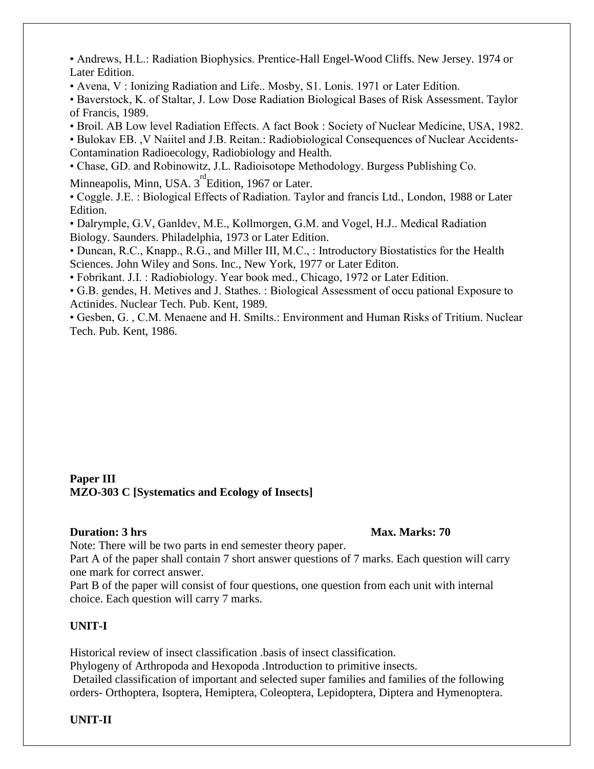- Andrews, H.L.: Radiation Biophysics. Prentice-Hall Engel-Wood Cliffs. New Jersey. 1974 or Later Edition.
- Avena, V : Ionizing Radiation and Life.. Mosby, S1. Lonis. 1971 or Later Edition.
- Baverstock, K. of Staltar, J. Low Dose Radiation Biological Bases of Risk Assessment. Taylor of Francis, 1989.
- Broil. AB Low level Radiation Effects. A fact Book : Society of Nuclear Medicine, USA, 1982.
- Bulokav EB. ,V Naiitel and J.B. Reitan.: Radiobiological Consequences of Nuclear Accidents-Contamination Radioecology, Radiobiology and Health.
- Chase, GD. and Robinowitz, J.L. Radioisotope Methodology. Burgess Publishing Co. Minneapolis, Minn, USA. 3rd Edition, 1967 or Later.
- Coggle. J.E. : Biological Effects of Radiation. Taylor and francis Ltd., London, 1988 or Later Edition.
- Dalrymple, G.V, Ganldev, M.E., Kollmorgen, G.M. and Vogel, H.J.. Medical Radiation Biology. Saunders. Philadelphia, 1973 or Later Edition.
- Duncan, R.C., Knapp., R.G., and Miller III, M.C., : Introductory Biostatistics for the Health Sciences. John Wiley and Sons. Inc., New York, 1977 or Later Editon.
- Fobrikant. J.I. : Radiobiology. Year book med., Chicago, 1972 or Later Edition.
- G.B. gendes, H. Metives and J. Stathes. : Biological Assessment of occu pational Exposure to Actinides. Nuclear Tech. Pub. Kent, 1989.
- Gesben, G. , C.M. Menaene and H. Smilts.: Environment and Human Risks of Tritium. Nuclear Tech. Pub. Kent, 1986.

**Paper III**
**MZO-303 C [Systematics and Ecology of Insects]**

**Duration: 3 hrs** **Max. Marks: 70**

Note: There will be two parts in end semester theory paper.

Part A of the paper shall contain 7 short answer questions of 7 marks. Each question will carry one mark for correct answer.

Part B of the paper will consist of four questions, one question from each unit with internal choice. Each question will carry 7 marks.

**UNIT-I**

Historical review of insect classification .basis of insect classification.

Phylogeny of Arthropoda and Hexopoda .Introduction to primitive insects.

Detailed classification of important and selected super families and families of the following orders- Orthoptera, Isoptera, Hemiptera, Coleoptera, Lepidoptera, Diptera and Hymenoptera.

**UNIT-II**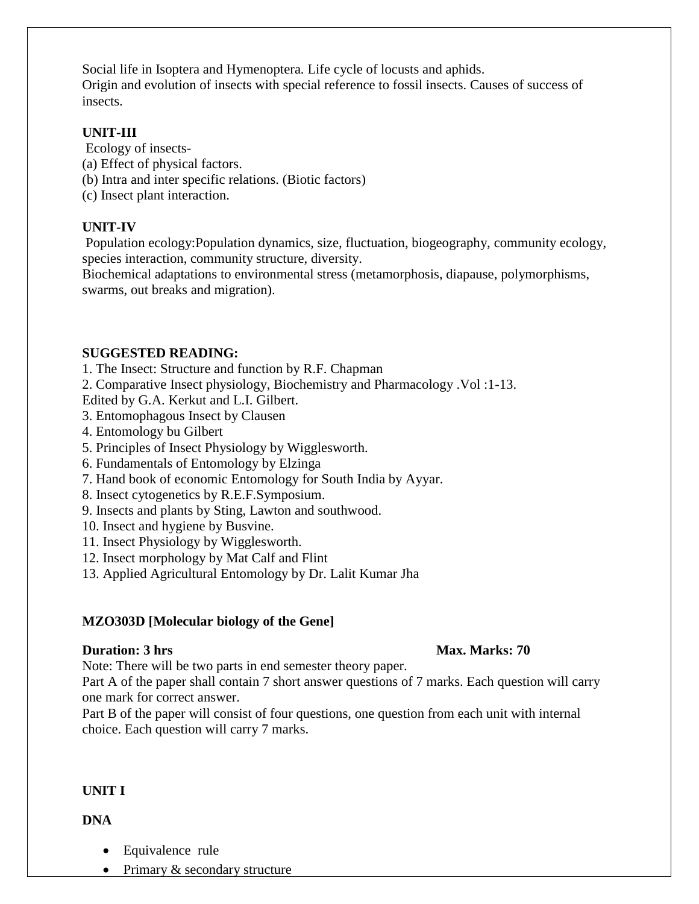Social life in Isoptera and Hymenoptera. Life cycle of locusts and aphids.
Origin and evolution of insects with special reference to fossil insects. Causes of success of insects.

**UNIT-III**

Ecology of insects-
(a) Effect of physical factors.
(b) Intra and inter specific relations. (Biotic factors)
(c) Insect plant interaction.

**UNIT-IV**

Population ecology:Population dynamics, size, fluctuation, biogeography, community ecology, species interaction, community structure, diversity.
Biochemical adaptations to environmental stress (metamorphosis, diapause, polymorphisms, swarms, out breaks and migration).

**SUGGESTED READING:**

1. The Insect: Structure and function by R.F. Chapman
2. Comparative Insect physiology, Biochemistry and Pharmacology .Vol :1-13. Edited by G.A. Kerkut and L.I. Gilbert.
3. Entomophagous Insect by Clausen
4. Entomology bu Gilbert
5. Principles of Insect Physiology by Wigglesworth.
6. Fundamentals of Entomology by Elzinga
7. Hand book of economic Entomology for South India by Ayyar.
8. Insect cytogenetics by R.E.F.Symposium.
9. Insects and plants by Sting, Lawton and southwood.
10. Insect and hygiene by Busvine.
11. Insect Physiology by Wigglesworth.
12. Insect morphology by Mat Calf and Flint
13. Applied Agricultural Entomology by Dr. Lalit Kumar Jha

**MZO303D [Molecular biology of the Gene]**

**Duration: 3 hrs** **Max. Marks: 70**

Note: There will be two parts in end semester theory paper.
Part A of the paper shall contain 7 short answer questions of 7 marks. Each question will carry one mark for correct answer.
Part B of the paper will consist of four questions, one question from each unit with internal choice. Each question will carry 7 marks.

**UNIT I**

**DNA**

- Equivalence rule
- Primary & secondary structure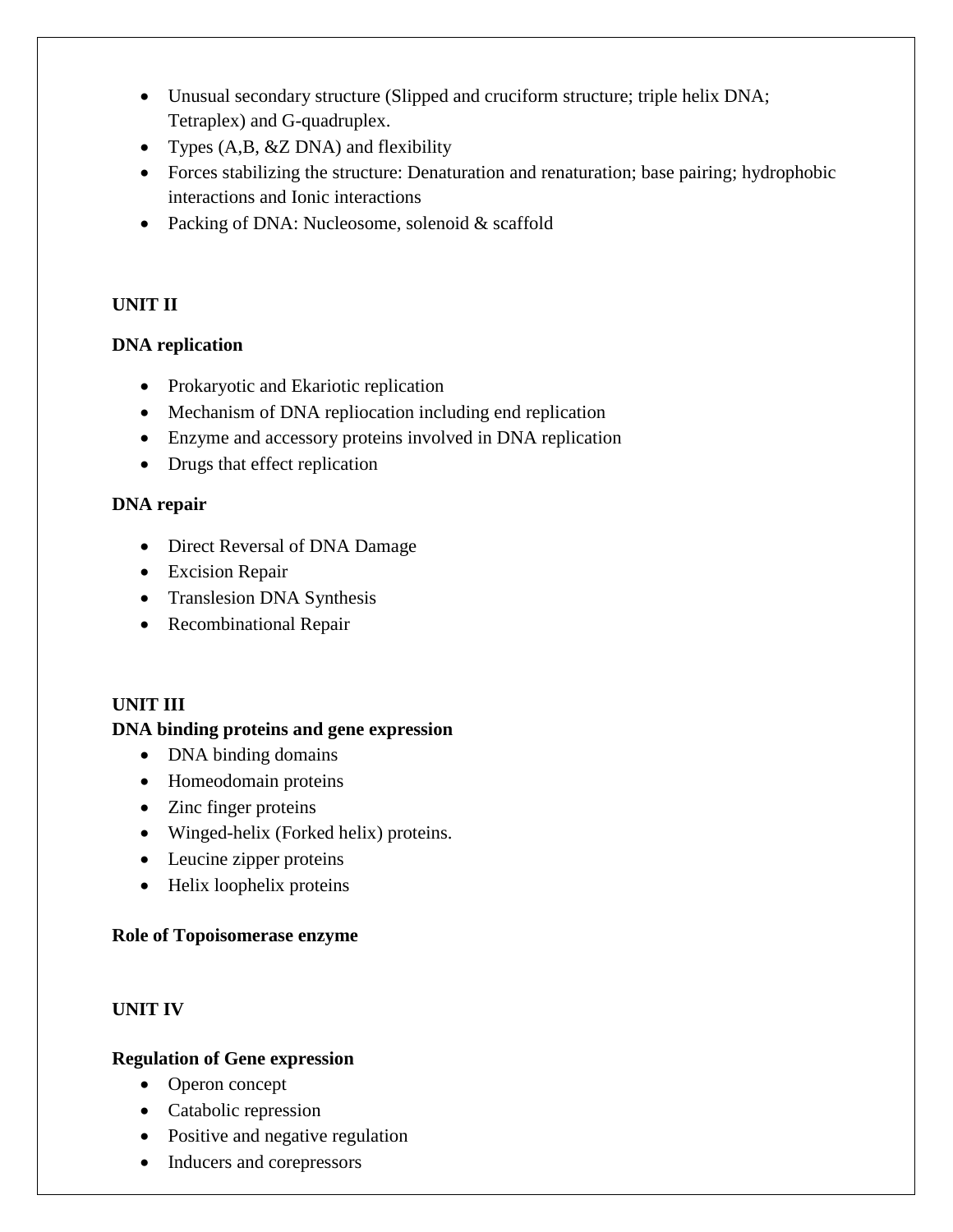- Unusual secondary structure (Slipped and cruciform structure; triple helix DNA; Tetraplex) and G-quadruplex.
- Types (A,B, &Z DNA) and flexibility
- Forces stabilizing the structure: Denaturation and renaturation; base pairing; hydrophobic interactions and Ionic interactions
- Packing of DNA: Nucleosome, solenoid & scaffold

**UNIT II**

**DNA replication**

- Prokaryotic and Ekariotic replication
- Mechanism of DNA repliocation including end replication
- Enzyme and accessory proteins involved in DNA replication
- Drugs that effect replication

**DNA repair**

- Direct Reversal of DNA Damage
- Excision Repair
- Translesion DNA Synthesis
- Recombinational Repair

**UNIT III**

**DNA binding proteins and gene expression**

- DNA binding domains
- Homeodomain proteins
- Zinc finger proteins
- Winged-helix (Forked helix) proteins.
- Leucine zipper proteins
- Helix loophelix proteins

**Role of Topoisomerase enzyme**

**UNIT IV**

**Regulation of Gene expression**

- Operon concept
- Catabolic repression
- Positive and negative regulation
- Inducers and corepressors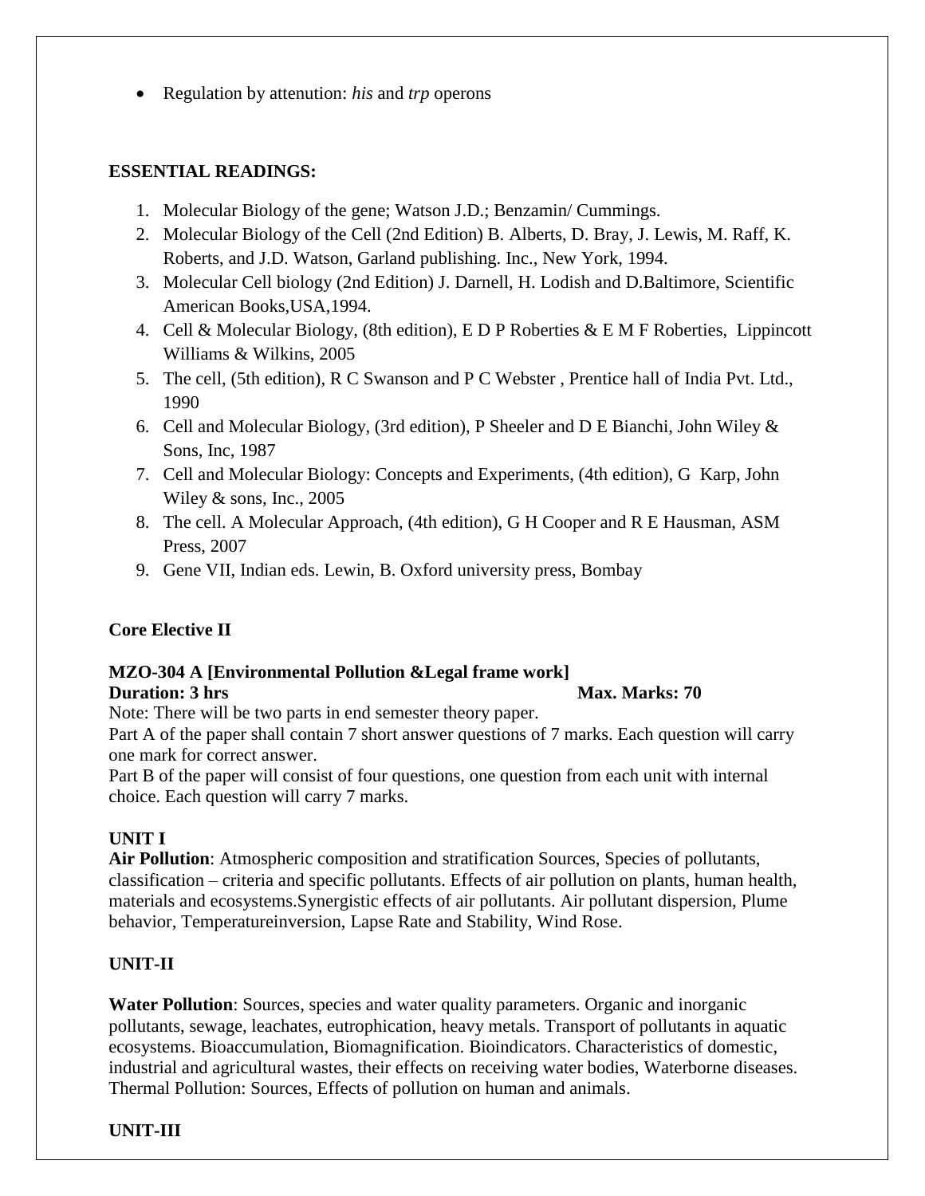- Regulation by attenuation: *his* and *trp* operons

**ESSENTIAL READINGS:**

1. Molecular Biology of the gene; Watson J.D.; Benzamin/ Cummings.
2. Molecular Biology of the Cell (2nd Edition) B. Alberts, D. Bray, J. Lewis, M. Raff, K. Roberts, and J.D. Watson, Garland publishing. Inc., New York, 1994.
3. Molecular Cell biology (2nd Edition) J. Darnell, H. Lodish and D.Baltimore, Scientific American Books,USA,1994.
4. Cell & Molecular Biology, (8th edition), E D P Roberties & E M F Roberties, Lippincott Williams & Wilkins, 2005
5. The cell, (5th edition), R C Swanson and P C Webster , Prentice hall of India Pvt. Ltd., 1990
6. Cell and Molecular Biology, (3rd edition), P Sheeler and D E Bianchi, John Wiley & Sons, Inc, 1987
7. Cell and Molecular Biology: Concepts and Experiments, (4th edition), G Karp, John Wiley & sons, Inc., 2005
8. The cell. A Molecular Approach, (4th edition), G H Cooper and R E Hausman, ASM Press, 2007
9. Gene VII, Indian eds. Lewin, B. Oxford university press, Bombay

**Core Elective II**

**MZO-304 A [Environmental Pollution &Legal frame work]**
**Duration: 3 hrs** **Max. Marks: 70**

Note: There will be two parts in end semester theory paper.
Part A of the paper shall contain 7 short answer questions of 7 marks. Each question will carry one mark for correct answer.
Part B of the paper will consist of four questions, one question from each unit with internal choice. Each question will carry 7 marks.

**UNIT I**

**Air Pollution**: Atmospheric composition and stratification Sources, Species of pollutants, classification – criteria and specific pollutants. Effects of air pollution on plants, human health, materials and ecosystems.Synergistic effects of air pollutants. Air pollutant dispersion, Plume behavior, Temperatureinversion, Lapse Rate and Stability, Wind Rose.

**UNIT-II**

**Water Pollution**: Sources, species and water quality parameters. Organic and inorganic pollutants, sewage, leachates, eutrophication, heavy metals. Transport of pollutants in aquatic ecosystems. Bioaccumulation, Biomagnification. Bioindicators. Characteristics of domestic, industrial and agricultural wastes, their effects on receiving water bodies, Waterborne diseases. Thermal Pollution: Sources, Effects of pollution on human and animals.

**UNIT-III**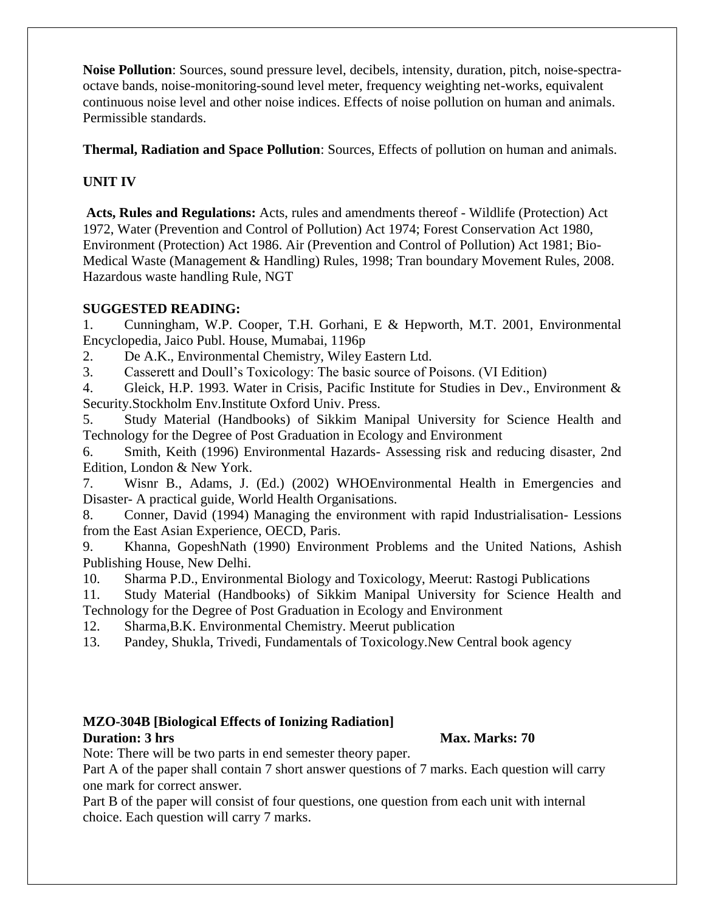**Noise Pollution**: Sources, sound pressure level, decibels, intensity, duration, pitch, noise-spectra-octave bands, noise-monitoring-sound level meter, frequency weighting net-works, equivalent continuous noise level and other noise indices. Effects of noise pollution on human and animals. Permissible standards.

**Thermal, Radiation and Space Pollution**: Sources, Effects of pollution on human and animals.

**UNIT IV**

**Acts, Rules and Regulations:** Acts, rules and amendments thereof - Wildlife (Protection) Act 1972, Water (Prevention and Control of Pollution) Act 1974; Forest Conservation Act 1980, Environment (Protection) Act 1986. Air (Prevention and Control of Pollution) Act 1981; Bio-Medical Waste (Management & Handling) Rules, 1998; Tran boundary Movement Rules, 2008. Hazardous waste handling Rule, NGT

**SUGGESTED READING:**

1. Cunningham, W.P. Cooper, T.H. Gorhani, E & Hepworth, M.T. 2001, Environmental Encyclopedia, Jaico Publ. House, Mumabai, 1196p
2. De A.K., Environmental Chemistry, Wiley Eastern Ltd.
3. Casserett and Doull's Toxicology: The basic source of Poisons. (VI Edition)
4. Gleick, H.P. 1993. Water in Crisis, Pacific Institute for Studies in Dev., Environment & Security.Stockholm Env.Institute Oxford Univ. Press.
5. Study Material (Handbooks) of Sikkim Manipal University for Science Health and Technology for the Degree of Post Graduation in Ecology and Environment
6. Smith, Keith (1996) Environmental Hazards- Assessing risk and reducing disaster, 2nd Edition, London & New York.
7. Wisnr B., Adams, J. (Ed.) (2002) WHOEnvironmental Health in Emergencies and Disaster- A practical guide, World Health Organisations.
8. Conner, David (1994) Managing the environment with rapid Industrialisation- Lessions from the East Asian Experience, OECD, Paris.
9. Khanna, GopeshNath (1990) Environment Problems and the United Nations, Ashish Publishing House, New Delhi.
10. Sharma P.D., Environmental Biology and Toxicology, Meerut: Rastogi Publications
11. Study Material (Handbooks) of Sikkim Manipal University for Science Health and Technology for the Degree of Post Graduation in Ecology and Environment
12. Sharma,B.K. Environmental Chemistry. Meerut publication
13. Pandey, Shukla, Trivedi, Fundamentals of Toxicology.New Central book agency

**MZO-304B [Biological Effects of Ionizing Radiation]**

**Duration: 3 hrs** **Max. Marks: 70**

Note: There will be two parts in end semester theory paper.

Part A of the paper shall contain 7 short answer questions of 7 marks. Each question will carry one mark for correct answer.

Part B of the paper will consist of four questions, one question from each unit with internal choice. Each question will carry 7 marks.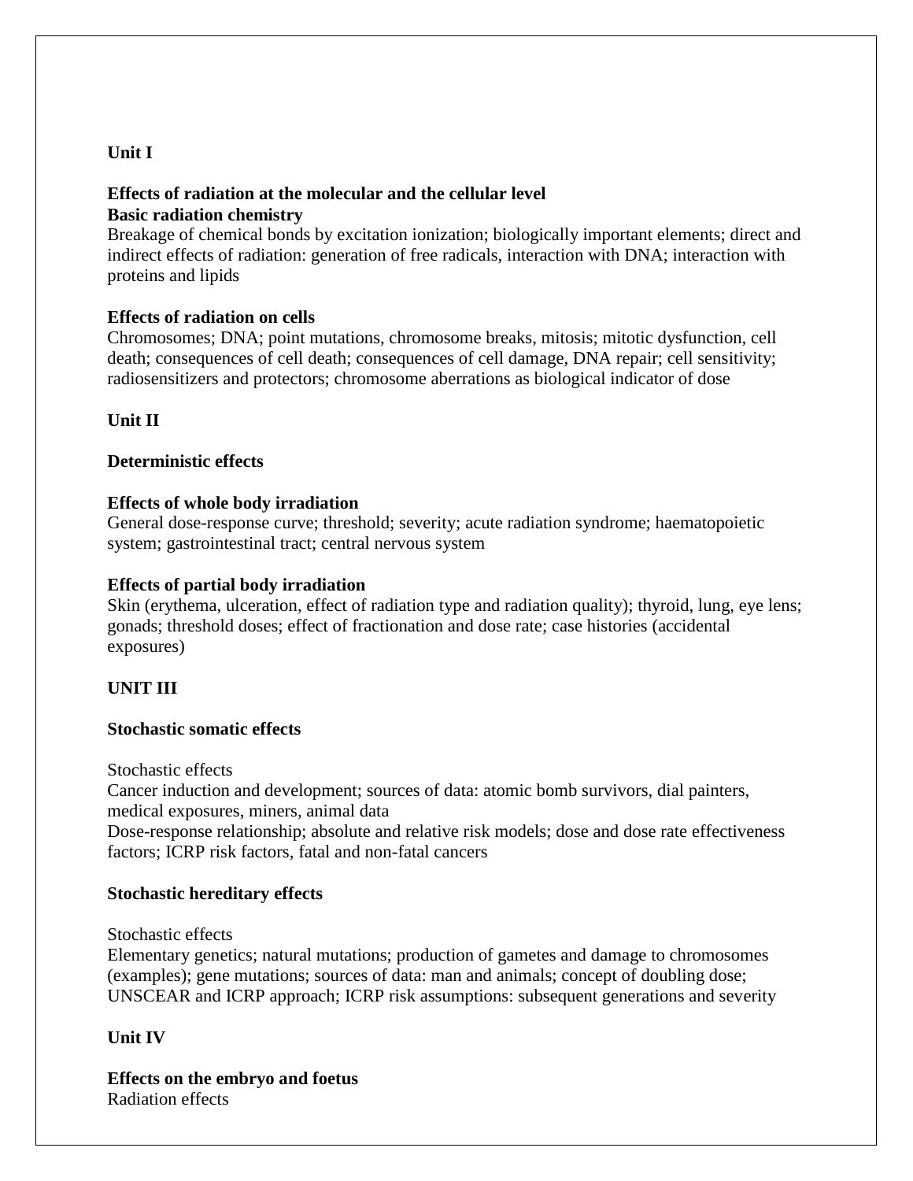## Unit I

**Effects of radiation at the molecular and the cellular level**

**Basic radiation chemistry**

Breakage of chemical bonds by excitation ionization; biologically important elements; direct and indirect effects of radiation: generation of free radicals, interaction with DNA; interaction with proteins and lipids

**Effects of radiation on cells**

Chromosomes; DNA; point mutations, chromosome breaks, mitosis; mitotic dysfunction, cell death; consequences of cell death; consequences of cell damage, DNA repair; cell sensitivity; radiosensitizers and protectors; chromosome aberrations as biological indicator of dose

## Unit II

**Deterministic effects**

**Effects of whole body irradiation**

General dose-response curve; threshold; severity; acute radiation syndrome; haematopoietic system; gastrointestinal tract; central nervous system

**Effects of partial body irradiation**

Skin (erythema, ulceration, effect of radiation type and radiation quality); thyroid, lung, eye lens; gonads; threshold doses; effect of fractionation and dose rate; case histories (accidental exposures)

## UNIT III

**Stochastic somatic effects**

Stochastic effects

Cancer induction and development; sources of data: atomic bomb survivors, dial painters, medical exposures, miners, animal data

Dose-response relationship; absolute and relative risk models; dose and dose rate effectiveness factors; ICRP risk factors, fatal and non-fatal cancers

**Stochastic hereditary effects**

Stochastic effects

Elementary genetics; natural mutations; production of gametes and damage to chromosomes (examples); gene mutations; sources of data: man and animals; concept of doubling dose; UNSCEAR and ICRP approach; ICRP risk assumptions: subsequent generations and severity

## Unit IV

**Effects on the embryo and foetus**

Radiation effects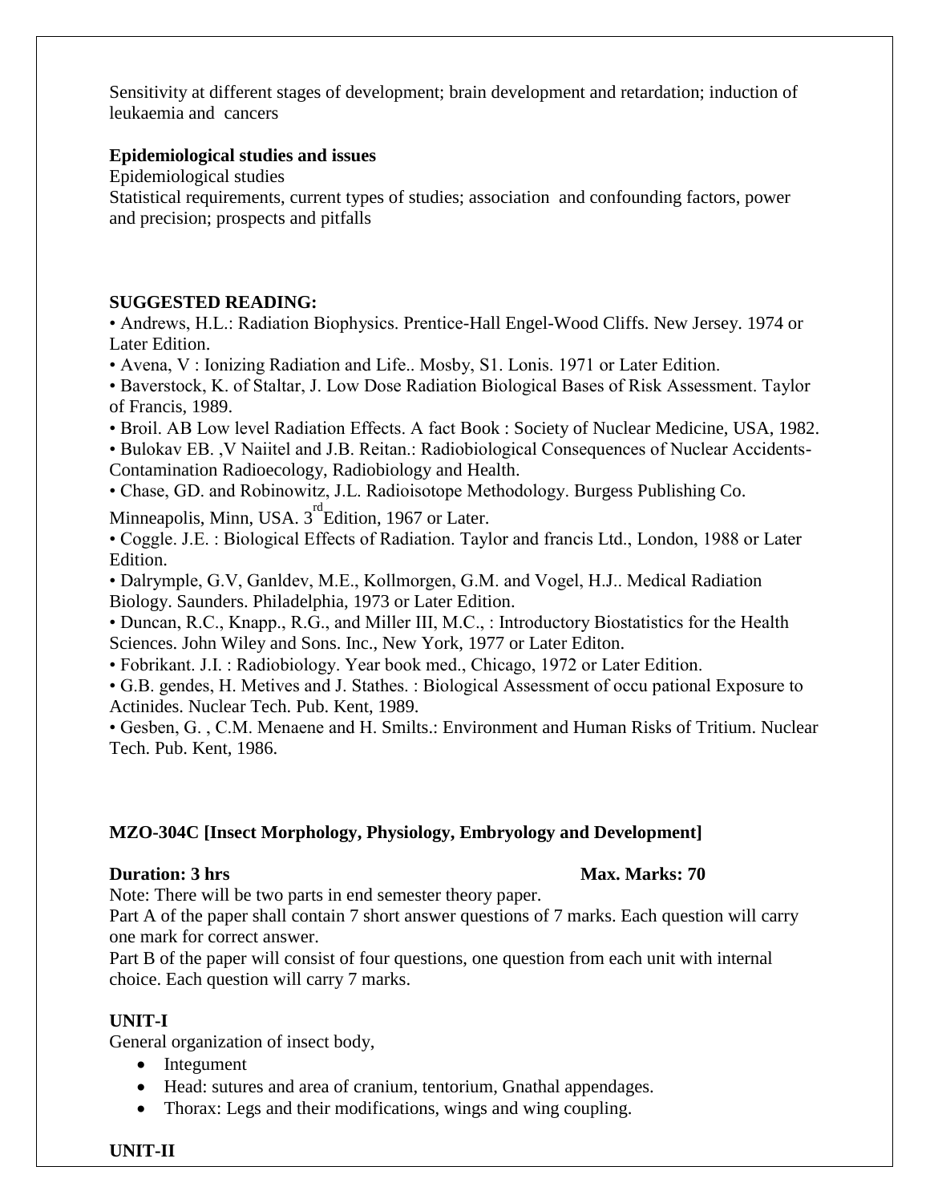Sensitivity at different stages of development; brain development and retardation; induction of leukaemia and cancers

**Epidemiological studies and issues**

Epidemiological studies

Statistical requirements, current types of studies; association and confounding factors, power and precision; prospects and pitfalls

**SUGGESTED READING:**

- Andrews, H.L.: Radiation Biophysics. Prentice-Hall Engel-Wood Cliffs. New Jersey. 1974 or Later Edition.
- Avena, V : Ionizing Radiation and Life.. Mosby, S1. Lonis. 1971 or Later Edition.
- Baverstock, K. of Staltar, J. Low Dose Radiation Biological Bases of Risk Assessment. Taylor of Francis, 1989.
- Broil. AB Low level Radiation Effects. A fact Book : Society of Nuclear Medicine, USA, 1982.
- Bulokav EB. ,V Naiitel and J.B. Reitan.: Radiobiological Consequences of Nuclear Accidents-Contamination Radioecology, Radiobiology and Health.
- Chase, GD. and Robinowitz, J.L. Radioisotope Methodology. Burgess Publishing Co. Minneapolis, Minn, USA. 3rd Edition, 1967 or Later.
- Coggle. J.E. : Biological Effects of Radiation. Taylor and francis Ltd., London, 1988 or Later Edition.
- Dalrymple, G.V, Ganldev, M.E., Kollmorgen, G.M. and Vogel, H.J.. Medical Radiation Biology. Saunders. Philadelphia, 1973 or Later Edition.
- Duncan, R.C., Knapp., R.G., and Miller III, M.C., : Introductory Biostatistics for the Health Sciences. John Wiley and Sons. Inc., New York, 1977 or Later Editon.
- Fobrikant. J.I. : Radiobiology. Year book med., Chicago, 1972 or Later Edition.
- G.B. gendes, H. Metives and J. Stathes. : Biological Assessment of occu pational Exposure to Actinides. Nuclear Tech. Pub. Kent, 1989.
- Gesben, G. , C.M. Menaene and H. Smilts.: Environment and Human Risks of Tritium. Nuclear Tech. Pub. Kent, 1986.

**MZO-304C [Insect Morphology, Physiology, Embryology and Development]**

**Duration: 3 hrs** **Max. Marks: 70**

Note: There will be two parts in end semester theory paper.

Part A of the paper shall contain 7 short answer questions of 7 marks. Each question will carry one mark for correct answer.

Part B of the paper will consist of four questions, one question from each unit with internal choice. Each question will carry 7 marks.

**UNIT-I**

General organization of insect body,

- Integument
- Head: sutures and area of cranium, tentorium, Gnathal appendages.
- Thorax: Legs and their modifications, wings and wing coupling.

**UNIT-II**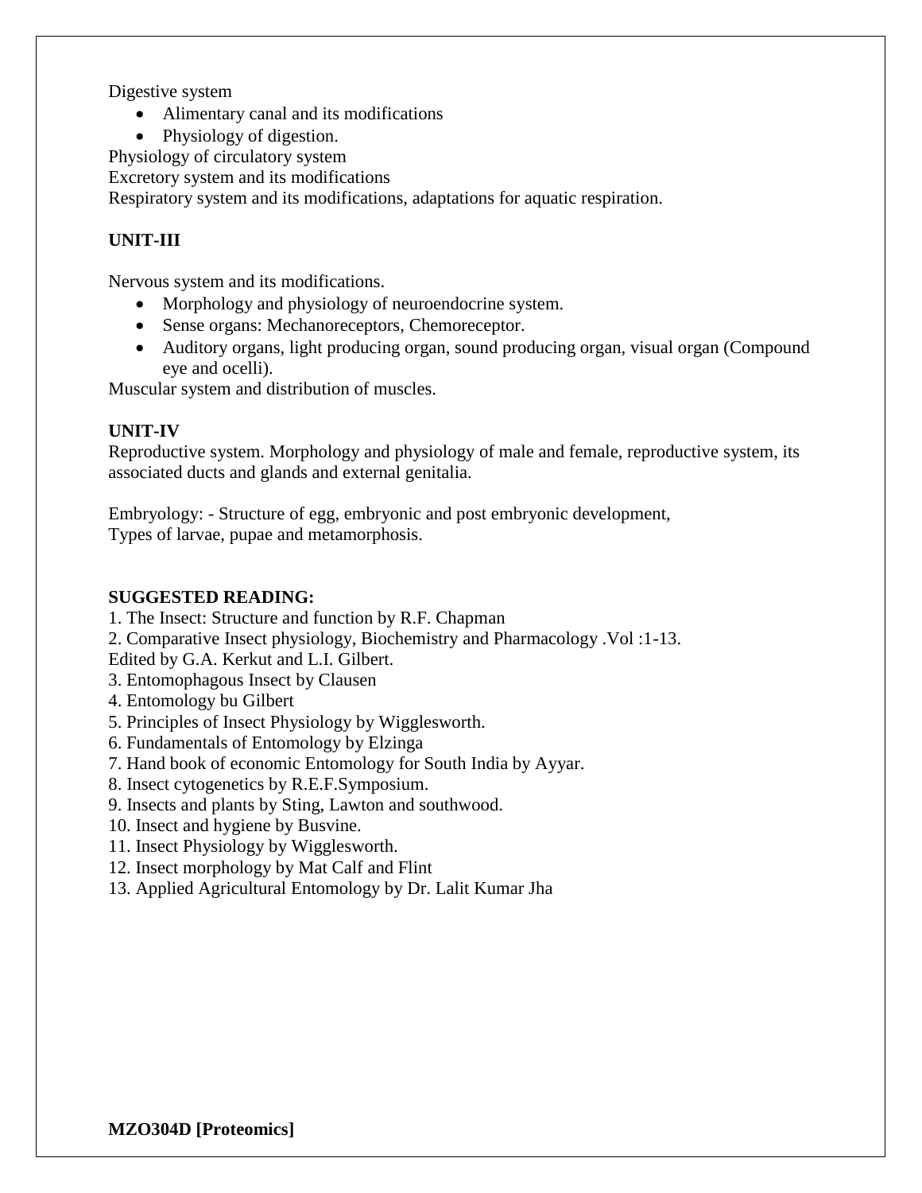Digestive system

- Alimentary canal and its modifications
- Physiology of digestion.

Physiology of circulatory system

Excretory system and its modifications

Respiratory system and its modifications, adaptations for aquatic respiration.

**UNIT-III**

Nervous system and its modifications.

- Morphology and physiology of neuroendocrine system.
- Sense organs: Mechanoreceptors, Chemoreceptor.
- Auditory organs, light producing organ, sound producing organ, visual organ (Compound eye and ocelli).

Muscular system and distribution of muscles.

**UNIT-IV**

Reproductive system. Morphology and physiology of male and female, reproductive system, its associated ducts and glands and external genitalia.

Embryology: - Structure of egg, embryonic and post embryonic development,
Types of larvae, pupae and metamorphosis.

**SUGGESTED READING:**

1. The Insect: Structure and function by R.F. Chapman
2. Comparative Insect physiology, Biochemistry and Pharmacology .Vol :1-13.
   Edited by G.A. Kerkut and L.I. Gilbert.
3. Entomophagous Insect by Clausen
4. Entomology bu Gilbert
5. Principles of Insect Physiology by Wigglesworth.
6. Fundamentals of Entomology by Elzinga
7. Hand book of economic Entomology for South India by Ayyar.
8. Insect cytogenetics by R.E.F.Symposium.
9. Insects and plants by Sting, Lawton and southwood.
10. Insect and hygiene by Busvine.
11. Insect Physiology by Wigglesworth.
12. Insect morphology by Mat Calf and Flint
13. Applied Agricultural Entomology by Dr. Lalit Kumar Jha

**MZO304D [Proteomics]**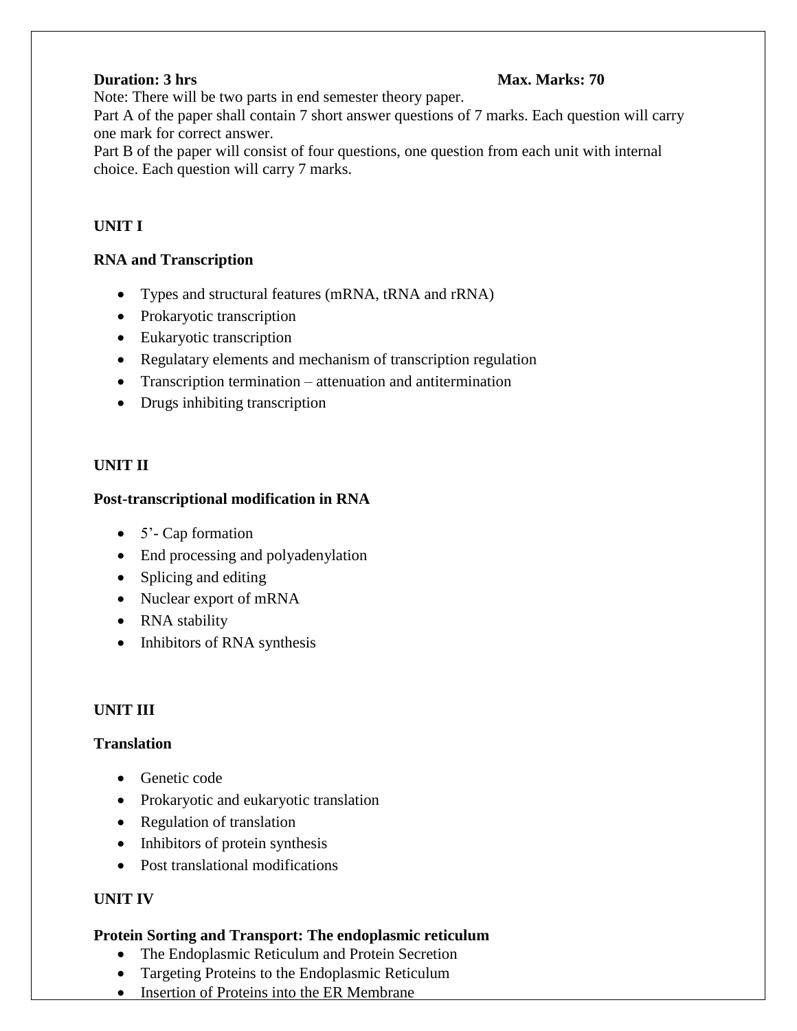**Duration: 3 hrs** **Max. Marks: 70**

Note: There will be two parts in end semester theory paper.

Part A of the paper shall contain 7 short answer questions of 7 marks. Each question will carry one mark for correct answer.

Part B of the paper will consist of four questions, one question from each unit with internal choice. Each question will carry 7 marks.

## UNIT I

### RNA and Transcription

- Types and structural features (mRNA, tRNA and rRNA)
- Prokaryotic transcription
- Eukaryotic transcription
- Regulatary elements and mechanism of transcription regulation
- Transcription termination – attenuation and antitermination
- Drugs inhibiting transcription

## UNIT II

### Post-transcriptional modification in RNA

- 5'- Cap formation
- End processing and polyadenylation
- Splicing and editing
- Nuclear export of mRNA
- RNA stability
- Inhibitors of RNA synthesis

## UNIT III

### Translation

- Genetic code
- Prokaryotic and eukaryotic translation
- Regulation of translation
- Inhibitors of protein synthesis
- Post translational modifications

## UNIT IV

### Protein Sorting and Transport: The endoplasmic reticulum

- The Endoplasmic Reticulum and Protein Secretion
- Targeting Proteins to the Endoplasmic Reticulum
- Insertion of Proteins into the ER Membrane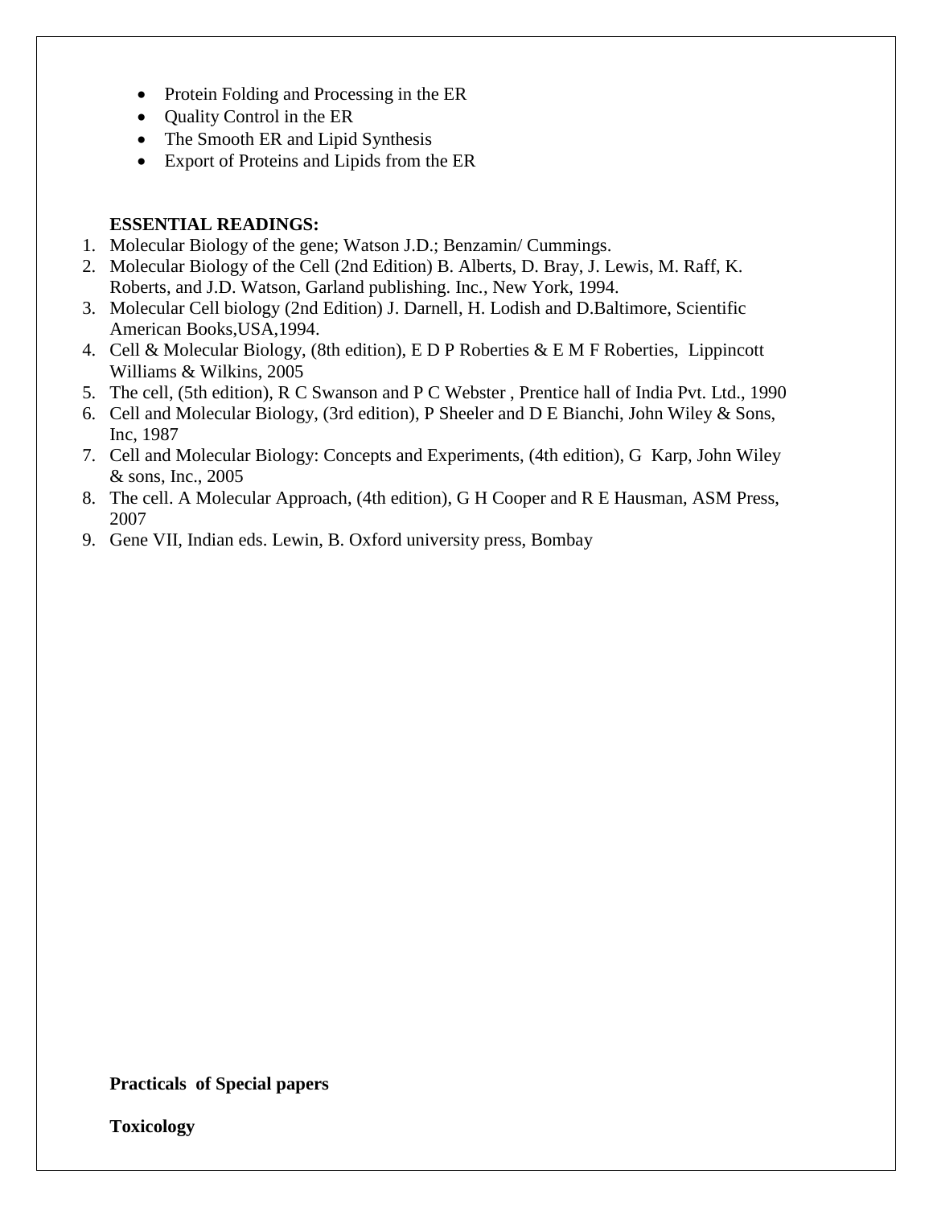- Protein Folding and Processing in the ER
- Quality Control in the ER
- The Smooth ER and Lipid Synthesis
- Export of Proteins and Lipids from the ER

**ESSENTIAL READINGS:**

1. Molecular Biology of the gene; Watson J.D.; Benzamin/ Cummings.
2. Molecular Biology of the Cell (2nd Edition) B. Alberts, D. Bray, J. Lewis, M. Raff, K. Roberts, and J.D. Watson, Garland publishing. Inc., New York, 1994.
3. Molecular Cell biology (2nd Edition) J. Darnell, H. Lodish and D.Baltimore, Scientific American Books,USA,1994.
4. Cell & Molecular Biology, (8th edition), E D P Roberties & E M F Roberties, Lippincott Williams & Wilkins, 2005
5. The cell, (5th edition), R C Swanson and P C Webster , Prentice hall of India Pvt. Ltd., 1990
6. Cell and Molecular Biology, (3rd edition), P Sheeler and D E Bianchi, John Wiley & Sons, Inc, 1987
7. Cell and Molecular Biology: Concepts and Experiments, (4th edition), G Karp, John Wiley & sons, Inc., 2005
8. The cell. A Molecular Approach, (4th edition), G H Cooper and R E Hausman, ASM Press, 2007
9. Gene VII, Indian eds. Lewin, B. Oxford university press, Bombay

**Practicals of Special papers**

**Toxicology**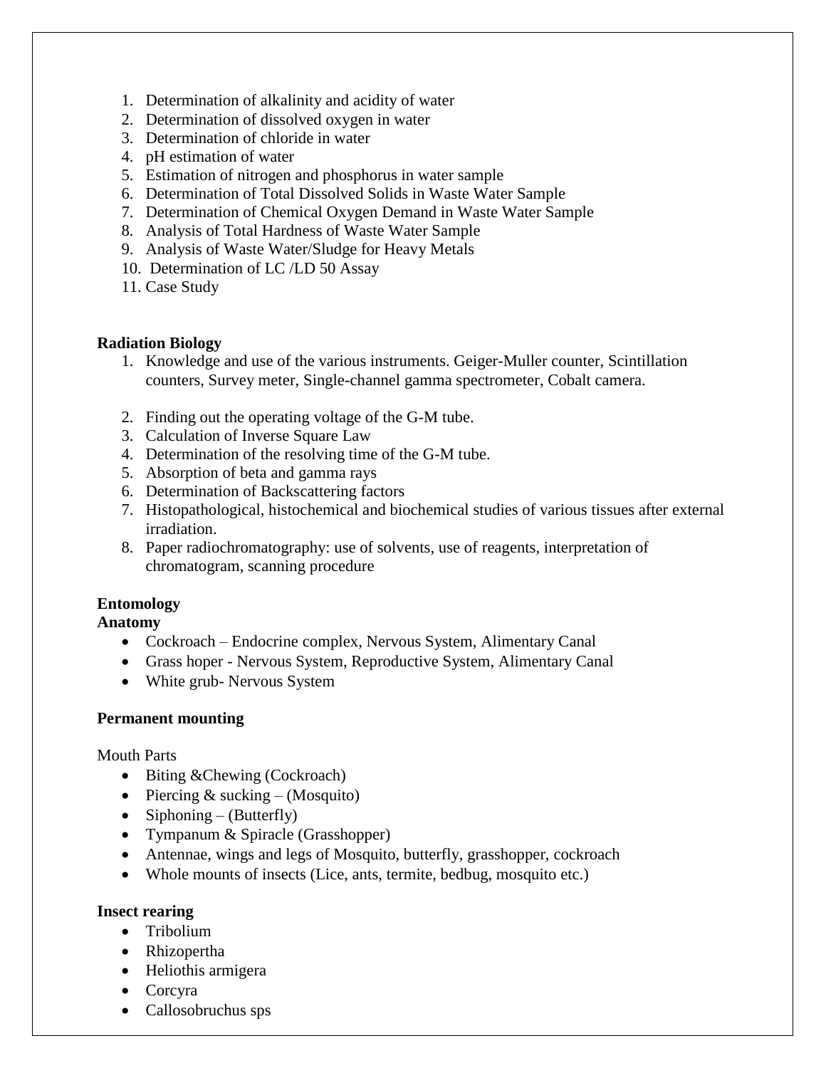1. Determination of alkalinity and acidity of water
2. Determination of dissolved oxygen in water
3. Determination of chloride in water
4. pH estimation of water
5. Estimation of nitrogen and phosphorus in water sample
6. Determination of Total Dissolved Solids in Waste Water Sample
7. Determination of Chemical Oxygen Demand in Waste Water Sample
8. Analysis of Total Hardness of Waste Water Sample
9. Analysis of Waste Water/Sludge for Heavy Metals
10. Determination of LC /LD 50 Assay
11. Case Study

**Radiation Biology**

1. Knowledge and use of the various instruments. Geiger-Muller counter, Scintillation counters, Survey meter, Single-channel gamma spectrometer, Cobalt camera.
2. Finding out the operating voltage of the G-M tube.
3. Calculation of Inverse Square Law
4. Determination of the resolving time of the G-M tube.
5. Absorption of beta and gamma rays
6. Determination of Backscattering factors
7. Histopathological, histochemical and biochemical studies of various tissues after external irradiation.
8. Paper radiochromatography: use of solvents, use of reagents, interpretation of chromatogram, scanning procedure

**Entomology**

**Anatomy**

- Cockroach – Endocrine complex, Nervous System, Alimentary Canal
- Grass hoper - Nervous System, Reproductive System, Alimentary Canal
- White grub- Nervous System

**Permanent mounting**

Mouth Parts

- Biting &Chewing (Cockroach)
- Piercing & sucking – (Mosquito)
- Siphoning – (Butterfly)
- Tympanum & Spiracle (Grasshopper)
- Antennae, wings and legs of Mosquito, butterfly, grasshopper, cockroach
- Whole mounts of insects (Lice, ants, termite, bedbug, mosquito etc.)

**Insect rearing**

- Tribolium
- Rhizopertha
- Heliothis armigera
- Corcyra
- Callosobruchus sps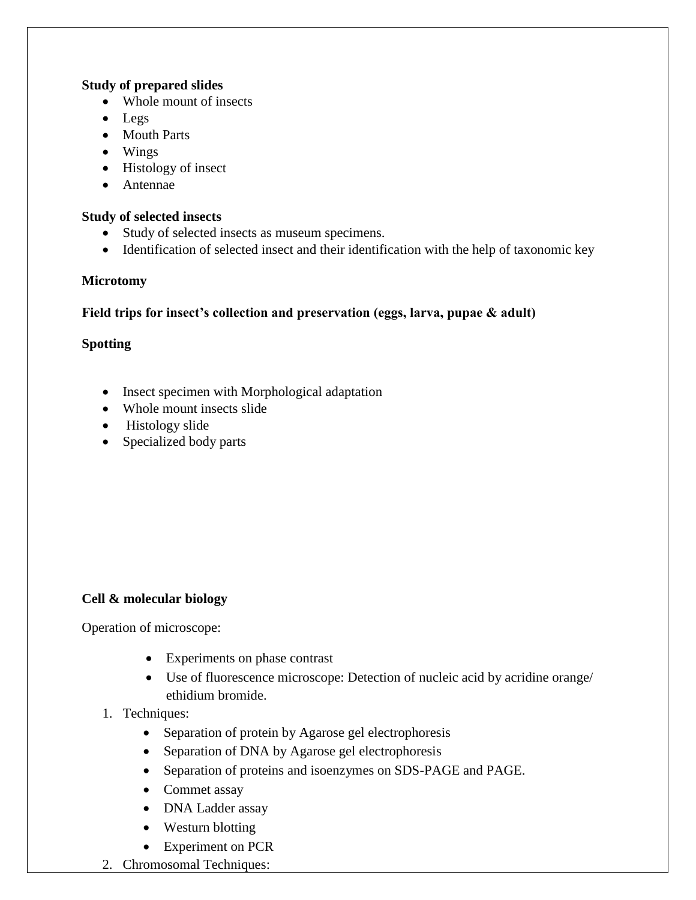**Study of prepared slides**

- Whole mount of insects
- Legs
- Mouth Parts
- Wings
- Histology of insect
- Antennae

**Study of selected insects**

- Study of selected insects as museum specimens.
- Identification of selected insect and their identification with the help of taxonomic key

**Microtomy**

**Field trips for insect's collection and preservation (eggs, larva, pupae & adult)**

**Spotting**

- Insect specimen with Morphological adaptation
- Whole mount insects slide
- Histology slide
- Specialized body parts

**Cell & molecular biology**

Operation of microscope:

- Experiments on phase contrast
- Use of fluorescence microscope: Detection of nucleic acid by acridine orange/ ethidium bromide.

1. Techniques:
    - Separation of protein by Agarose gel electrophoresis
    - Separation of DNA by Agarose gel electrophoresis
    - Separation of proteins and isoenzymes on SDS-PAGE and PAGE.
    - Commet assay
    - DNA Ladder assay
    - Westurn blotting
    - Experiment on PCR
2. Chromosomal Techniques: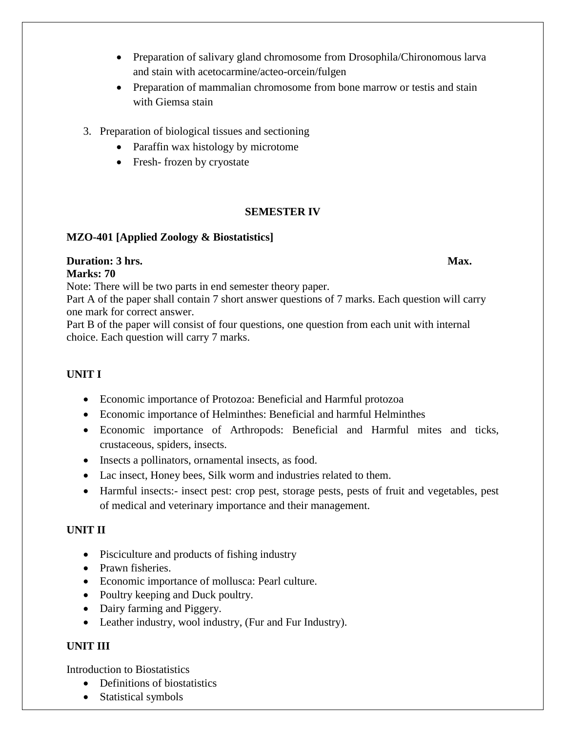- Preparation of salivary gland chromosome from Drosophila/Chironomous larva and stain with acetocarmine/acteo-orcein/fulgen
- Preparation of mammalian chromosome from bone marrow or testis and stain with Giemsa stain

3. Preparation of biological tissues and sectioning
   - Paraffin wax histology by microtome
   - Fresh- frozen by cryostate

**SEMESTER IV**

**MZO-401 [Applied Zoology & Biostatistics]**

**Duration: 3 hrs. Max. Marks: 70**

Note: There will be two parts in end semester theory paper.
Part A of the paper shall contain 7 short answer questions of 7 marks. Each question will carry one mark for correct answer.
Part B of the paper will consist of four questions, one question from each unit with internal choice. Each question will carry 7 marks.

**UNIT I**

- Economic importance of Protozoa: Beneficial and Harmful protozoa
- Economic importance of Helminthes: Beneficial and harmful Helminthes
- Economic importance of Arthropods: Beneficial and Harmful mites and ticks, crustaceous, spiders, insects.
- Insects a pollinators, ornamental insects, as food.
- Lac insect, Honey bees, Silk worm and industries related to them.
- Harmful insects:- insect pest: crop pest, storage pests, pests of fruit and vegetables, pest of medical and veterinary importance and their management.

**UNIT II**

- Pisciculture and products of fishing industry
- Prawn fisheries.
- Economic importance of mollusca: Pearl culture.
- Poultry keeping and Duck poultry.
- Dairy farming and Piggery.
- Leather industry, wool industry, (Fur and Fur Industry).

**UNIT III**

Introduction to Biostatistics

- Definitions of biostatistics
- Statistical symbols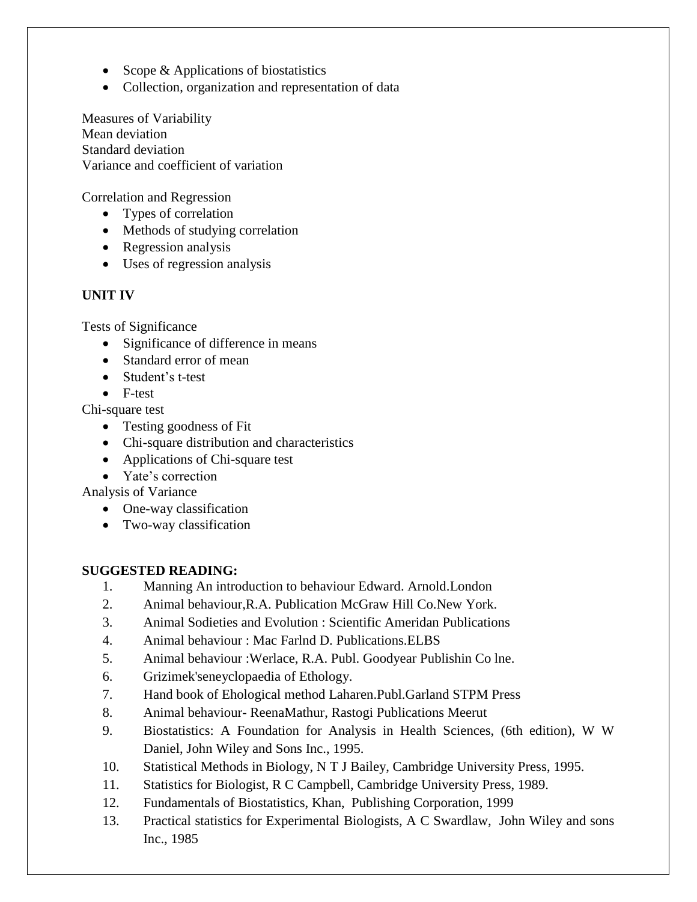- Scope & Applications of biostatistics
- Collection, organization and representation of data

Measures of Variability
Mean deviation
Standard deviation
Variance and coefficient of variation

Correlation and Regression

- Types of correlation
- Methods of studying correlation
- Regression analysis
- Uses of regression analysis

**UNIT IV**

Tests of Significance

- Significance of difference in means
- Standard error of mean
- Student's t-test
- F-test

Chi-square test

- Testing goodness of Fit
- Chi-square distribution and characteristics
- Applications of Chi-square test
- Yate's correction

Analysis of Variance

- One-way classification
- Two-way classification

**SUGGESTED READING:**

1. Manning An introduction to behaviour Edward. Arnold.London
2. Animal behaviour,R.A. Publication McGraw Hill Co.New York.
3. Animal Sodieties and Evolution : Scientific Ameridan Publications
4. Animal behaviour : Mac Farlnd D. Publications.ELBS
5. Animal behaviour :Werlace, R.A. Publ. Goodyear Publishin Co lne.
6. Grizimek'seneyclopaedia of Ethology.
7. Hand book of Ehological method Laharen.Publ.Garland STPM Press
8. Animal behaviour- ReenaMathur, Rastogi Publications Meerut
9. Biostatistics: A Foundation for Analysis in Health Sciences, (6th edition), W W Daniel, John Wiley and Sons Inc., 1995.
10. Statistical Methods in Biology, N T J Bailey, Cambridge University Press, 1995.
11. Statistics for Biologist, R C Campbell, Cambridge University Press, 1989.
12. Fundamentals of Biostatistics, Khan, Publishing Corporation, 1999
13. Practical statistics for Experimental Biologists, A C Swardlaw, John Wiley and sons Inc., 1985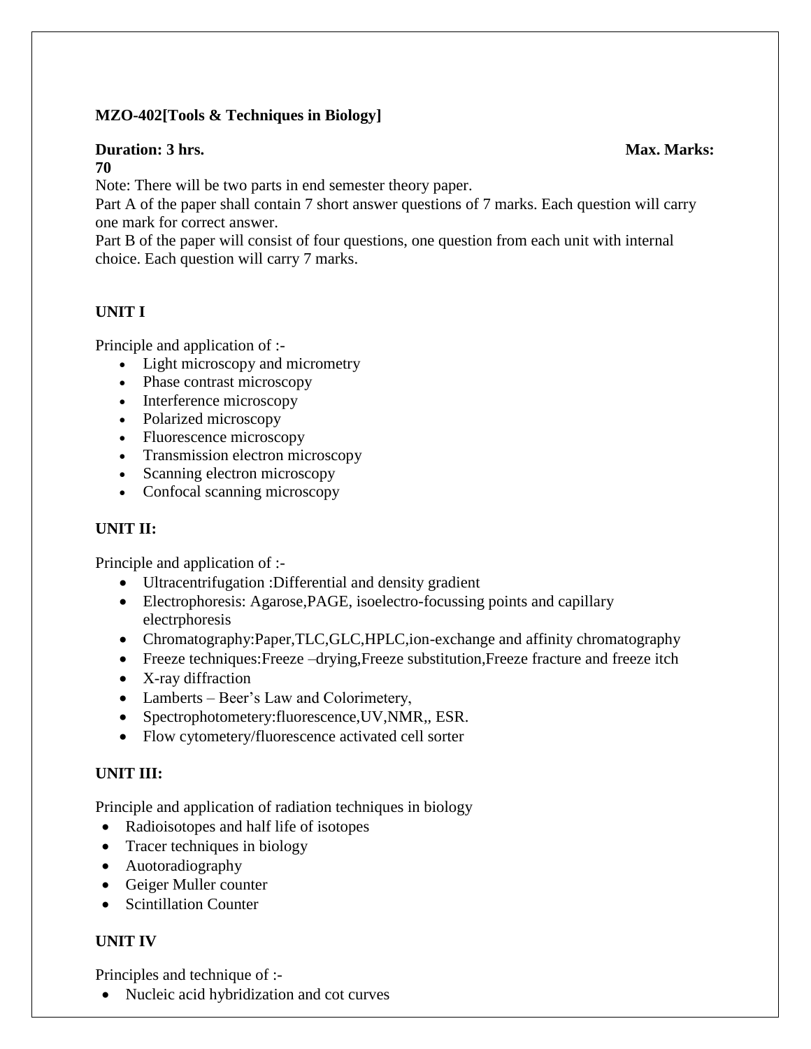**MZO-402[Tools & Techniques in Biology]**

**Duration: 3 hrs.** **Max. Marks: 70**

Note: There will be two parts in end semester theory paper.

Part A of the paper shall contain 7 short answer questions of 7 marks. Each question will carry one mark for correct answer.

Part B of the paper will consist of four questions, one question from each unit with internal choice. Each question will carry 7 marks.

**UNIT I**

Principle and application of :-

- Light microscopy and micrometry
- Phase contrast microscopy
- Interference microscopy
- Polarized microscopy
- Fluorescence microscopy
- Transmission electron microscopy
- Scanning electron microscopy
- Confocal scanning microscopy

**UNIT II:**

Principle and application of :-

- Ultracentrifugation :Differential and density gradient
- Electrophoresis: Agarose,PAGE, isoelectro-focussing points and capillary electrphoresis
- Chromatography:Paper,TLC,GLC,HPLC,ion-exchange and affinity chromatography
- Freeze techniques:Freeze –drying,Freeze substitution,Freeze fracture and freeze itch
- X-ray diffraction
- Lamberts – Beer's Law and Colorimetery,
- Spectrophotometery:fluorescence,UV,NMR,, ESR.
- Flow cytometery/fluorescence activated cell sorter

**UNIT III:**

Principle and application of radiation techniques in biology

- Radioisotopes and half life of isotopes
- Tracer techniques in biology
- Auotoradiography
- Geiger Muller counter
- Scintillation Counter

**UNIT IV**

Principles and technique of :-

- Nucleic acid hybridization and cot curves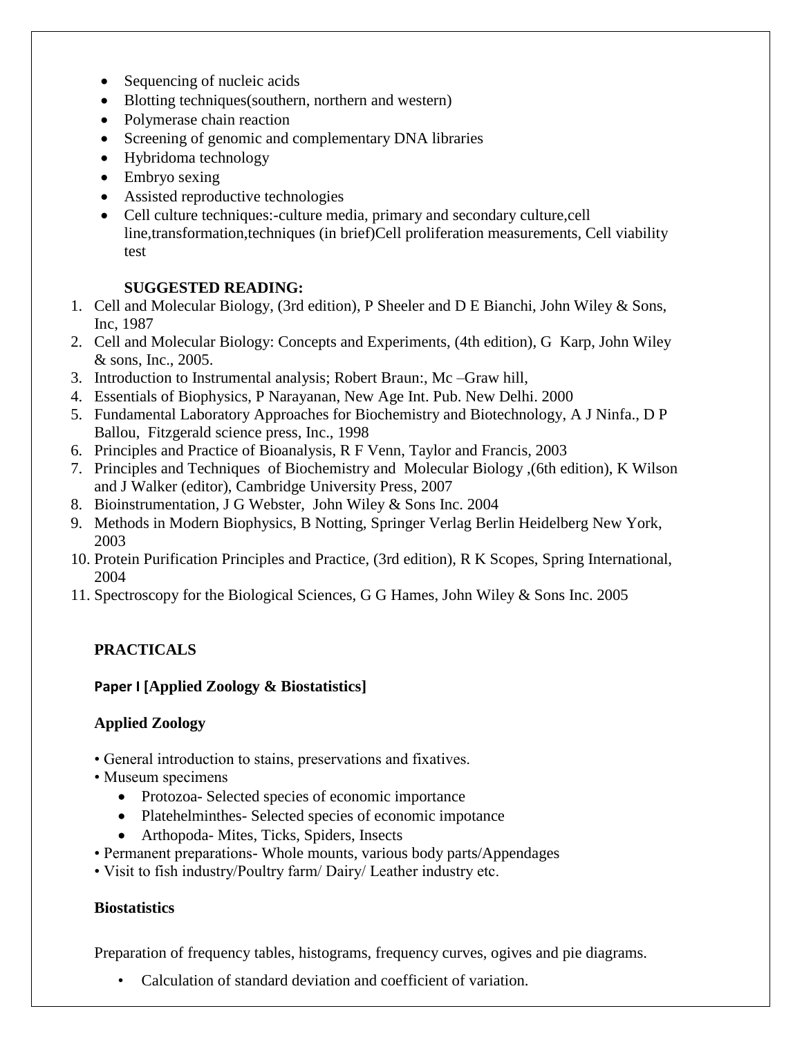- Sequencing of nucleic acids
- Blotting techniques(southern, northern and western)
- Polymerase chain reaction
- Screening of genomic and complementary DNA libraries
- Hybridoma technology
- Embryo sexing
- Assisted reproductive technologies
- Cell culture techniques:-culture media, primary and secondary culture,cell line,transformation,techniques (in brief)Cell proliferation measurements, Cell viability test

**SUGGESTED READING:**

1. Cell and Molecular Biology, (3rd edition), P Sheeler and D E Bianchi, John Wiley & Sons, Inc, 1987
2. Cell and Molecular Biology: Concepts and Experiments, (4th edition), G Karp, John Wiley & sons, Inc., 2005.
3. Introduction to Instrumental analysis; Robert Braun:, Mc –Graw hill,
4. Essentials of Biophysics, P Narayanan, New Age Int. Pub. New Delhi. 2000
5. Fundamental Laboratory Approaches for Biochemistry and Biotechnology, A J Ninfa., D P Ballou, Fitzgerald science press, Inc., 1998
6. Principles and Practice of Bioanalysis, R F Venn, Taylor and Francis, 2003
7. Principles and Techniques of Biochemistry and Molecular Biology ,(6th edition), K Wilson and J Walker (editor), Cambridge University Press, 2007
8. Bioinstrumentation, J G Webster, John Wiley & Sons Inc. 2004
9. Methods in Modern Biophysics, B Notting, Springer Verlag Berlin Heidelberg New York, 2003
10. Protein Purification Principles and Practice, (3rd edition), R K Scopes, Spring International, 2004
11. Spectroscopy for the Biological Sciences, G G Hames, John Wiley & Sons Inc. 2005

## PRACTICALS

### Paper I [Applied Zoology & Biostatistics]

### Applied Zoology

- General introduction to stains, preservations and fixatives.
- Museum specimens
  - Protozoa- Selected species of economic importance
  - Platehelminthes- Selected species of economic impotance
  - Arthopoda- Mites, Ticks, Spiders, Insects
- Permanent preparations- Whole mounts, various body parts/Appendages
- Visit to fish industry/Poultry farm/ Dairy/ Leather industry etc.

### Biostatistics

Preparation of frequency tables, histograms, frequency curves, ogives and pie diagrams.

- Calculation of standard deviation and coefficient of variation.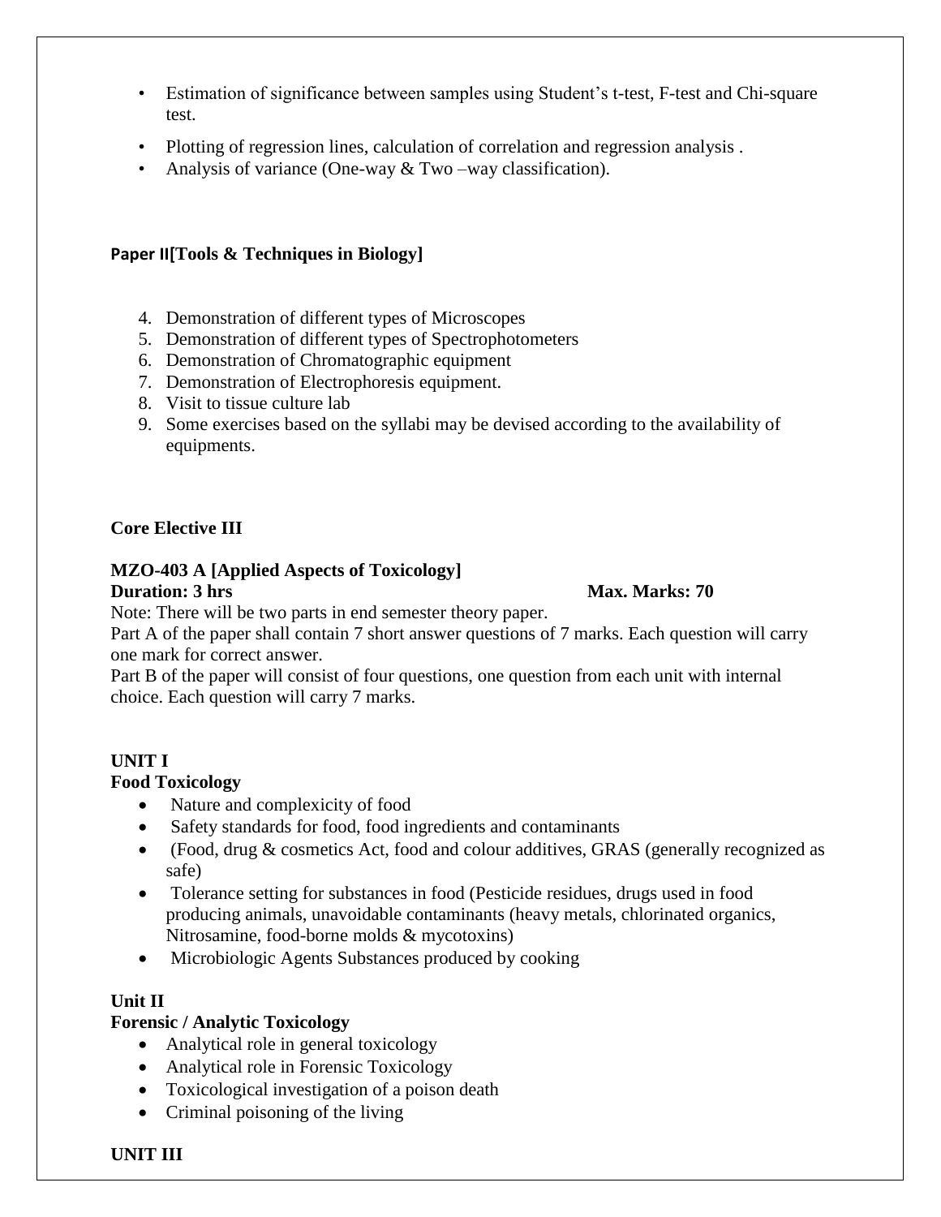- Estimation of significance between samples using Student's t-test, F-test and Chi-square test.
- Plotting of regression lines, calculation of correlation and regression analysis .
- Analysis of variance (One-way & Two –way classification).

**Paper II[Tools & Techniques in Biology]**

4. Demonstration of different types of Microscopes
5. Demonstration of different types of Spectrophotometers
6. Demonstration of Chromatographic equipment
7. Demonstration of Electrophoresis equipment.
8. Visit to tissue culture lab
9. Some exercises based on the syllabi may be devised according to the availability of equipments.

**Core Elective III**

**MZO-403 A [Applied Aspects of Toxicology]**

**Duration: 3 hrs** **Max. Marks: 70**

Note: There will be two parts in end semester theory paper.

Part A of the paper shall contain 7 short answer questions of 7 marks. Each question will carry one mark for correct answer.

Part B of the paper will consist of four questions, one question from each unit with internal choice. Each question will carry 7 marks.

**UNIT I**

**Food Toxicology**

- Nature and complexicity of food
- Safety standards for food, food ingredients and contaminants
- (Food, drug & cosmetics Act, food and colour additives, GRAS (generally recognized as safe)
- Tolerance setting for substances in food (Pesticide residues, drugs used in food producing animals, unavoidable contaminants (heavy metals, chlorinated organics, Nitrosamine, food-borne molds & mycotoxins)
- Microbiologic Agents Substances produced by cooking

**Unit II**

**Forensic / Analytic Toxicology**

- Analytical role in general toxicology
- Analytical role in Forensic Toxicology
- Toxicological investigation of a poison death
- Criminal poisoning of the living

**UNIT III**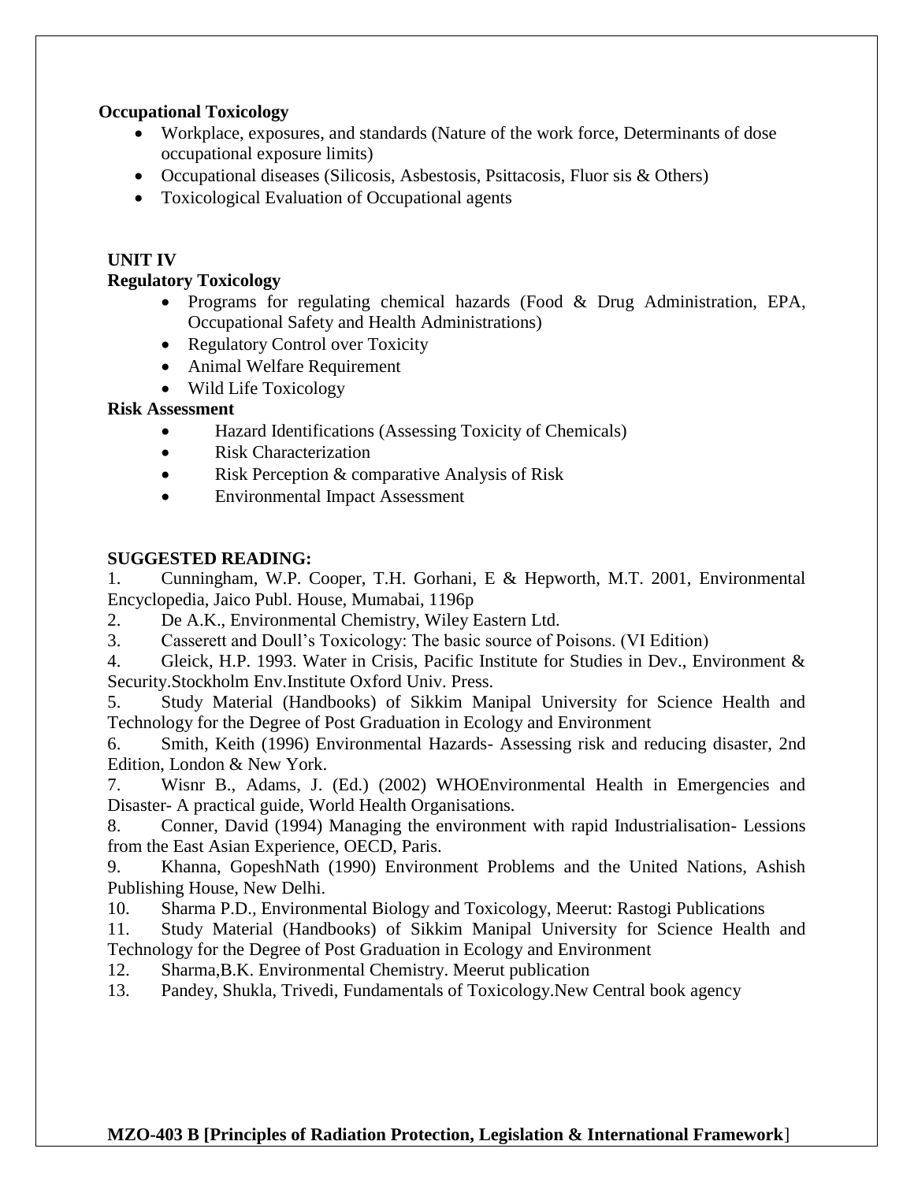**Occupational Toxicology**

- Workplace, exposures, and standards (Nature of the work force, Determinants of dose occupational exposure limits)
- Occupational diseases (Silicosis, Asbestosis, Psittacosis, Fluor sis & Others)
- Toxicological Evaluation of Occupational agents

**UNIT IV**

**Regulatory Toxicology**

- Programs for regulating chemical hazards (Food & Drug Administration, EPA, Occupational Safety and Health Administrations)
- Regulatory Control over Toxicity
- Animal Welfare Requirement
- Wild Life Toxicology

**Risk Assessment**

- Hazard Identifications (Assessing Toxicity of Chemicals)
- Risk Characterization
- Risk Perception & comparative Analysis of Risk
- Environmental Impact Assessment

**SUGGESTED READING:**

1. Cunningham, W.P. Cooper, T.H. Gorhani, E & Hepworth, M.T. 2001, Environmental Encyclopedia, Jaico Publ. House, Mumabai, 1196p
2. De A.K., Environmental Chemistry, Wiley Eastern Ltd.
3. Casserett and Doull's Toxicology: The basic source of Poisons. (VI Edition)
4. Gleick, H.P. 1993. Water in Crisis, Pacific Institute for Studies in Dev., Environment & Security.Stockholm Env.Institute Oxford Univ. Press.
5. Study Material (Handbooks) of Sikkim Manipal University for Science Health and Technology for the Degree of Post Graduation in Ecology and Environment
6. Smith, Keith (1996) Environmental Hazards- Assessing risk and reducing disaster, 2nd Edition, London & New York.
7. Wisnr B., Adams, J. (Ed.) (2002) WHOEnvironmental Health in Emergencies and Disaster- A practical guide, World Health Organisations.
8. Conner, David (1994) Managing the environment with rapid Industrialisation- Lessions from the East Asian Experience, OECD, Paris.
9. Khanna, GopeshNath (1990) Environment Problems and the United Nations, Ashish Publishing House, New Delhi.
10. Sharma P.D., Environmental Biology and Toxicology, Meerut: Rastogi Publications
11. Study Material (Handbooks) of Sikkim Manipal University for Science Health and Technology for the Degree of Post Graduation in Ecology and Environment
12. Sharma,B.K. Environmental Chemistry. Meerut publication
13. Pandey, Shukla, Trivedi, Fundamentals of Toxicology.New Central book agency

**MZO-403 B [Principles of Radiation Protection, Legislation & International Framework]**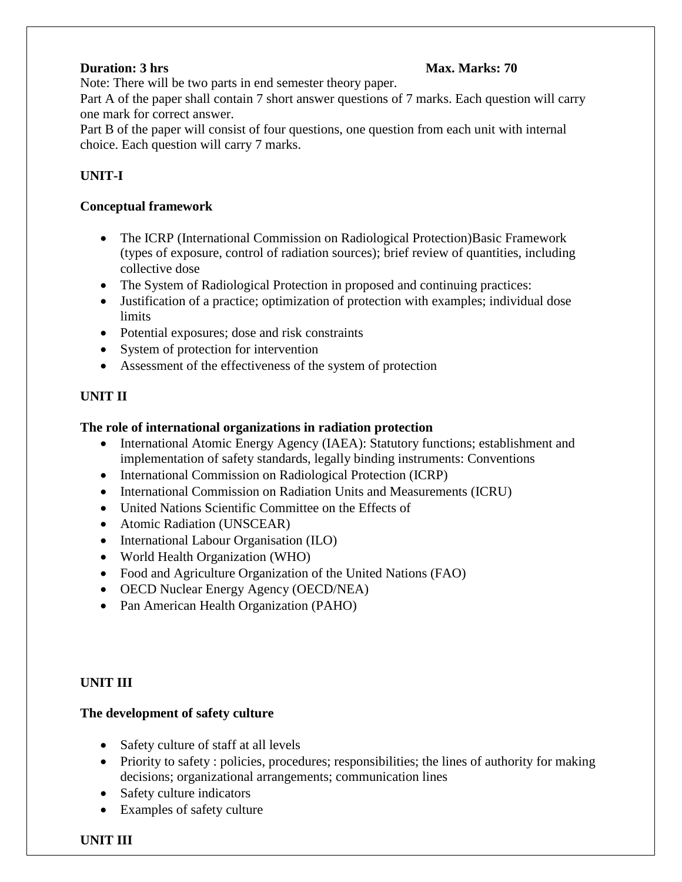**Duration: 3 hrs** **Max. Marks: 70**

Note: There will be two parts in end semester theory paper.

Part A of the paper shall contain 7 short answer questions of 7 marks. Each question will carry one mark for correct answer.

Part B of the paper will consist of four questions, one question from each unit with internal choice. Each question will carry 7 marks.

**UNIT-I**

**Conceptual framework**

- The ICRP (International Commission on Radiological Protection)Basic Framework (types of exposure, control of radiation sources); brief review of quantities, including collective dose
- The System of Radiological Protection in proposed and continuing practices:
- Justification of a practice; optimization of protection with examples; individual dose limits
- Potential exposures; dose and risk constraints
- System of protection for intervention
- Assessment of the effectiveness of the system of protection

**UNIT II**

**The role of international organizations in radiation protection**

- International Atomic Energy Agency (IAEA): Statutory functions; establishment and implementation of safety standards, legally binding instruments: Conventions
- International Commission on Radiological Protection (ICRP)
- International Commission on Radiation Units and Measurements (ICRU)
- United Nations Scientific Committee on the Effects of
- Atomic Radiation (UNSCEAR)
- International Labour Organisation (ILO)
- World Health Organization (WHO)
- Food and Agriculture Organization of the United Nations (FAO)
- OECD Nuclear Energy Agency (OECD/NEA)
- Pan American Health Organization (PAHO)

**UNIT III**

**The development of safety culture**

- Safety culture of staff at all levels
- Priority to safety : policies, procedures; responsibilities; the lines of authority for making decisions; organizational arrangements; communication lines
- Safety culture indicators
- Examples of safety culture

**UNIT III**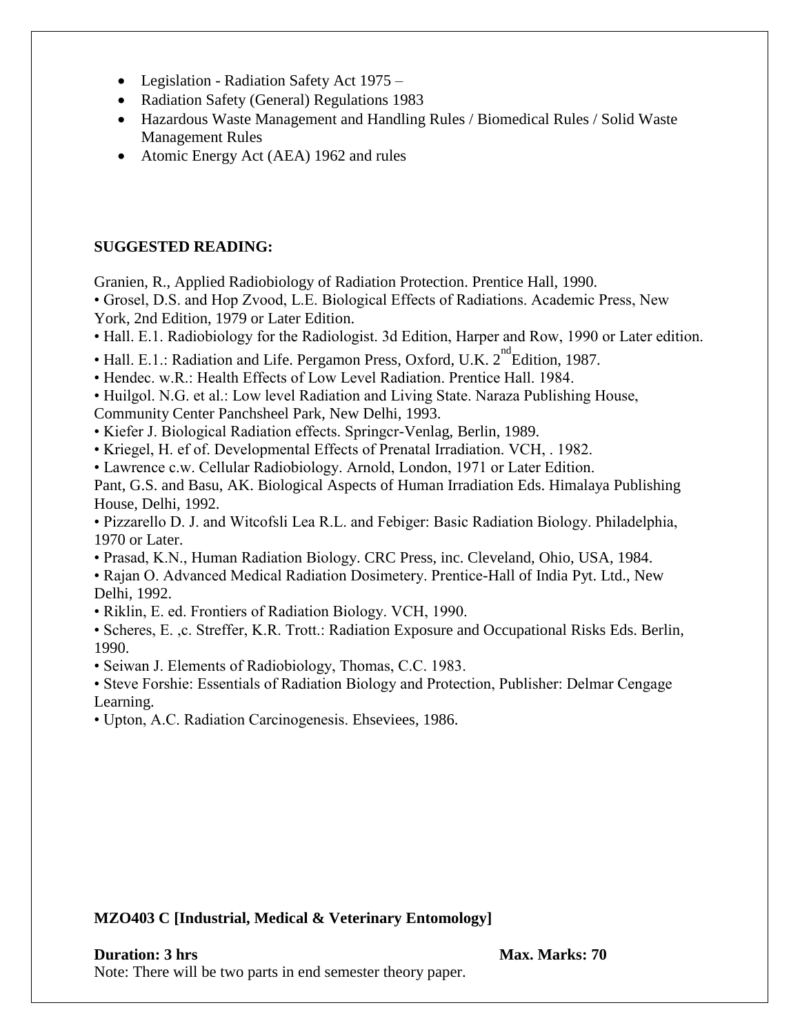- Legislation - Radiation Safety Act 1975 –
- Radiation Safety (General) Regulations 1983
- Hazardous Waste Management and Handling Rules / Biomedical Rules / Solid Waste Management Rules
- Atomic Energy Act (AEA) 1962 and rules

**SUGGESTED READING:**

Granien, R., Applied Radiobiology of Radiation Protection. Prentice Hall, 1990.

- Grosel, D.S. and Hop Zvood, L.E. Biological Effects of Radiations. Academic Press, New York, 2nd Edition, 1979 or Later Edition.
- Hall. E.1. Radiobiology for the Radiologist. 3d Edition, Harper and Row, 1990 or Later edition.
- Hall. E.1.: Radiation and Life. Pergamon Press, Oxford, U.K. 2nd Edition, 1987.
- Hendec. w.R.: Health Effects of Low Level Radiation. Prentice Hall. 1984.
- Huilgol. N.G. et al.: Low level Radiation and Living State. Naraza Publishing House, Community Center Panchsheel Park, New Delhi, 1993.
- Kiefer J. Biological Radiation effects. Springcr-Venlag, Berlin, 1989.
- Kriegel, H. ef of. Developmental Effects of Prenatal Irradiation. VCH, . 1982.
- Lawrence c.w. Cellular Radiobiology. Arnold, London, 1971 or Later Edition.

Pant, G.S. and Basu, AK. Biological Aspects of Human Irradiation Eds. Himalaya Publishing House, Delhi, 1992.

- Pizzarello D. J. and Witcofsli Lea R.L. and Febiger: Basic Radiation Biology. Philadelphia, 1970 or Later.
- Prasad, K.N., Human Radiation Biology. CRC Press, inc. Cleveland, Ohio, USA, 1984.
- Rajan O. Advanced Medical Radiation Dosimetery. Prentice-Hall of India Pyt. Ltd., New Delhi, 1992.
- Riklin, E. ed. Frontiers of Radiation Biology. VCH, 1990.
- Scheres, E. ,c. Streffer, K.R. Trott.: Radiation Exposure and Occupational Risks Eds. Berlin, 1990.
- Seiwan J. Elements of Radiobiology, Thomas, C.C. 1983.
- Steve Forshie: Essentials of Radiation Biology and Protection, Publisher: Delmar Cengage Learning.
- Upton, A.C. Radiation Carcinogenesis. Ehseviees, 1986.

**MZO403 C [Industrial, Medical & Veterinary Entomology]**

**Duration: 3 hrs** **Max. Marks: 70**

Note: There will be two parts in end semester theory paper.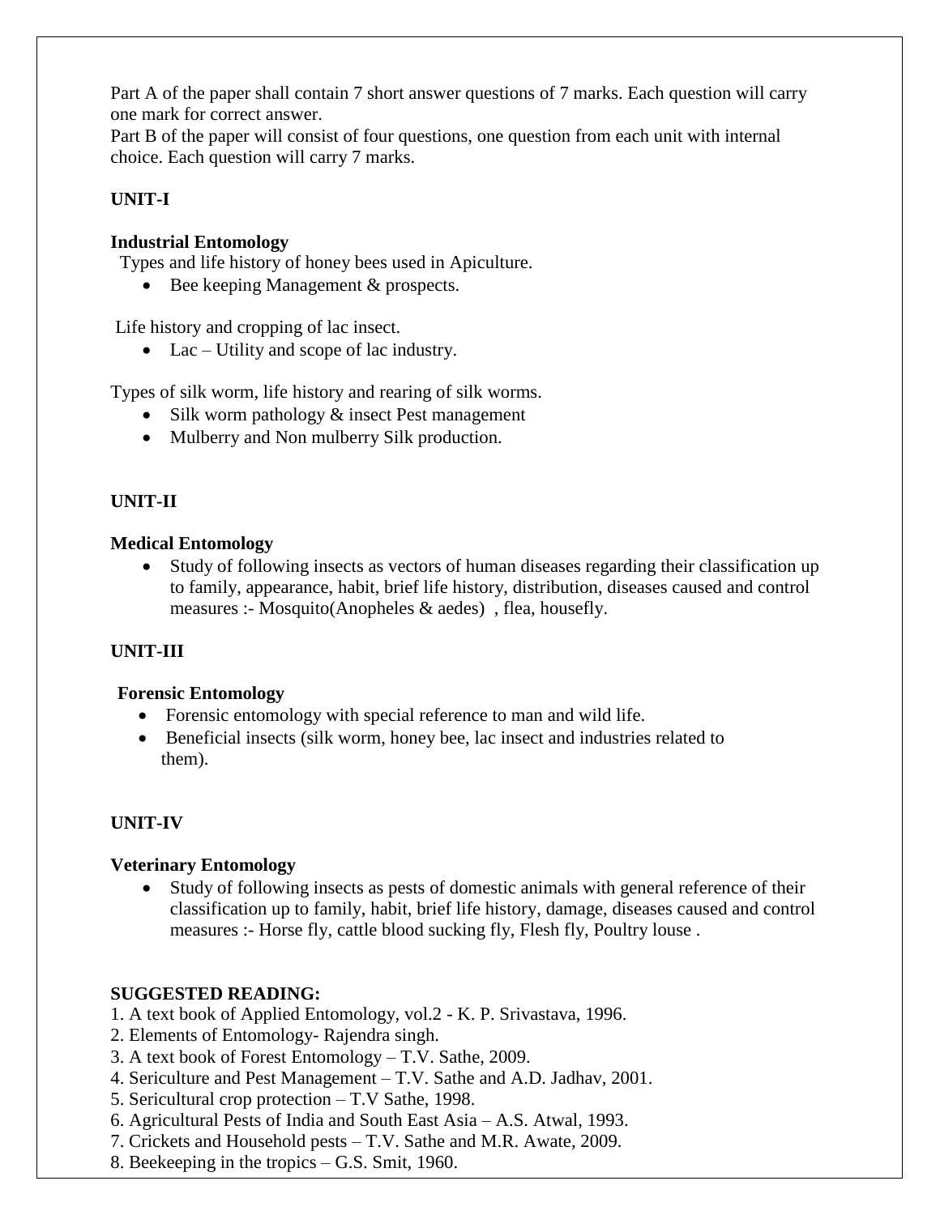Part A of the paper shall contain 7 short answer questions of 7 marks. Each question will carry one mark for correct answer.
Part B of the paper will consist of four questions, one question from each unit with internal choice. Each question will carry 7 marks.

**UNIT-I**

**Industrial Entomology**

Types and life history of honey bees used in Apiculture.

- Bee keeping Management & prospects.

Life history and cropping of lac insect.

- Lac – Utility and scope of lac industry.

Types of silk worm, life history and rearing of silk worms.

- Silk worm pathology & insect Pest management
- Mulberry and Non mulberry Silk production.

**UNIT-II**

**Medical Entomology**

- Study of following insects as vectors of human diseases regarding their classification up to family, appearance, habit, brief life history, distribution, diseases caused and control measures :- Mosquito(Anopheles & aedes) , flea, housefly.

**UNIT-III**

**Forensic Entomology**

- Forensic entomology with special reference to man and wild life.
- Beneficial insects (silk worm, honey bee, lac insect and industries related to them).

**UNIT-IV**

**Veterinary Entomology**

- Study of following insects as pests of domestic animals with general reference of their classification up to family, habit, brief life history, damage, diseases caused and control measures :- Horse fly, cattle blood sucking fly, Flesh fly, Poultry louse .

**SUGGESTED READING:**

1. A text book of Applied Entomology, vol.2 - K. P. Srivastava, 1996.
2. Elements of Entomology- Rajendra singh.
3. A text book of Forest Entomology – T.V. Sathe, 2009.
4. Sericulture and Pest Management – T.V. Sathe and A.D. Jadhav, 2001.
5. Sericultural crop protection – T.V Sathe, 1998.
6. Agricultural Pests of India and South East Asia – A.S. Atwal, 1993.
7. Crickets and Household pests – T.V. Sathe and M.R. Awate, 2009.
8. Beekeeping in the tropics – G.S. Smit, 1960.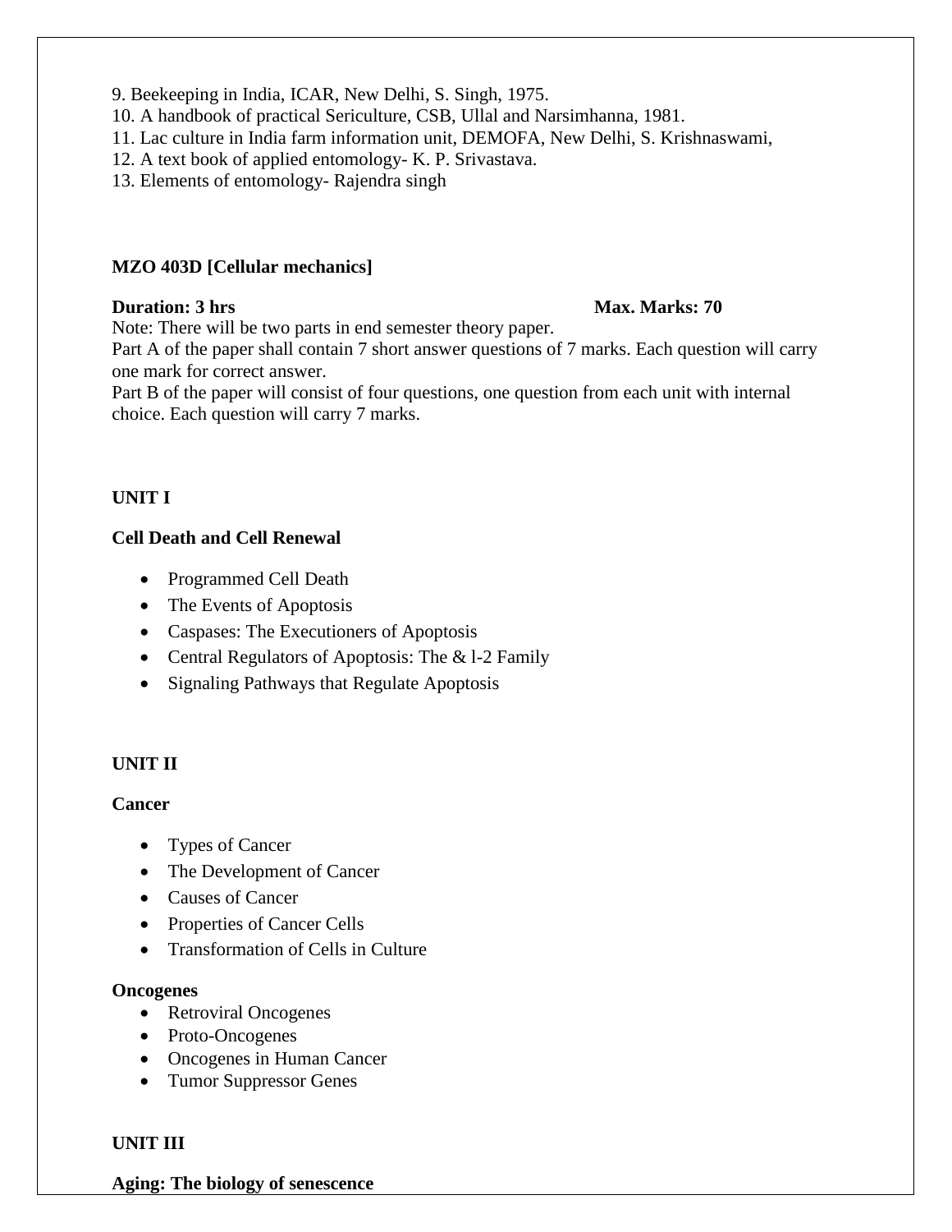9. Beekeeping in India, ICAR, New Delhi, S. Singh, 1975.
10. A handbook of practical Sericulture, CSB, Ullal and Narsimhanna, 1981.
11. Lac culture in India farm information unit, DEMOFA, New Delhi, S. Krishnaswami,
12. A text book of applied entomology- K. P. Srivastava.
13. Elements of entomology- Rajendra singh

**MZO 403D [Cellular mechanics]**

**Duration: 3 hrs** **Max. Marks: 70**

Note: There will be two parts in end semester theory paper.
Part A of the paper shall contain 7 short answer questions of 7 marks. Each question will carry one mark for correct answer.
Part B of the paper will consist of four questions, one question from each unit with internal choice. Each question will carry 7 marks.

**UNIT I**

**Cell Death and Cell Renewal**

- Programmed Cell Death
- The Events of Apoptosis
- Caspases: The Executioners of Apoptosis
- Central Regulators of Apoptosis: The & l-2 Family
- Signaling Pathways that Regulate Apoptosis

**UNIT II**

**Cancer**

- Types of Cancer
- The Development of Cancer
- Causes of Cancer
- Properties of Cancer Cells
- Transformation of Cells in Culture

**Oncogenes**

- Retroviral Oncogenes
- Proto-Oncogenes
- Oncogenes in Human Cancer
- Tumor Suppressor Genes

**UNIT III**

**Aging: The biology of senescence**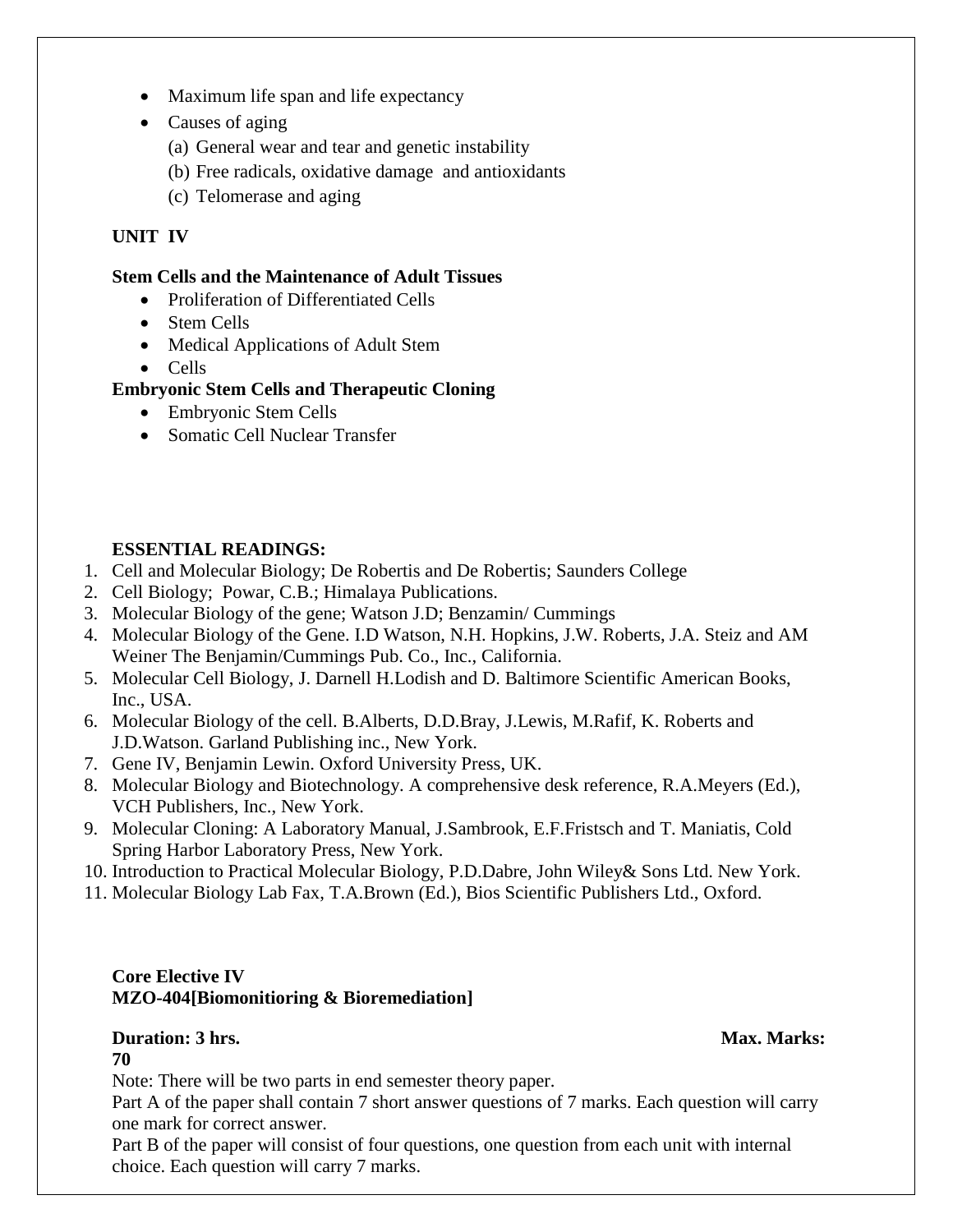- Maximum life span and life expectancy
- Causes of aging
  - (a) General wear and tear and genetic instability
  - (b) Free radicals, oxidative damage and antioxidants
  - (c) Telomerase and aging

**UNIT IV**

**Stem Cells and the Maintenance of Adult Tissues**

- Proliferation of Differentiated Cells
- Stem Cells
- Medical Applications of Adult Stem
- Cells

**Embryonic Stem Cells and Therapeutic Cloning**

- Embryonic Stem Cells
- Somatic Cell Nuclear Transfer

**ESSENTIAL READINGS:**

1. Cell and Molecular Biology; De Robertis and De Robertis; Saunders College
2. Cell Biology; Powar, C.B.; Himalaya Publications.
3. Molecular Biology of the gene; Watson J.D; Benzamin/ Cummings
4. Molecular Biology of the Gene. I.D Watson, N.H. Hopkins, J.W. Roberts, J.A. Steiz and AM Weiner The Benjamin/Cummings Pub. Co., Inc., California.
5. Molecular Cell Biology, J. Darnell H.Lodish and D. Baltimore Scientific American Books, Inc., USA.
6. Molecular Biology of the cell. B.Alberts, D.D.Bray, J.Lewis, M.Rafif, K. Roberts and J.D.Watson. Garland Publishing inc., New York.
7. Gene IV, Benjamin Lewin. Oxford University Press, UK.
8. Molecular Biology and Biotechnology. A comprehensive desk reference, R.A.Meyers (Ed.), VCH Publishers, Inc., New York.
9. Molecular Cloning: A Laboratory Manual, J.Sambrook, E.F.Fristsch and T. Maniatis, Cold Spring Harbor Laboratory Press, New York.
10. Introduction to Practical Molecular Biology, P.D.Dabre, John Wiley& Sons Ltd. New York.
11. Molecular Biology Lab Fax, T.A.Brown (Ed.), Bios Scientific Publishers Ltd., Oxford.

**Core Elective IV**
**MZO-404[Biomonitioring & Bioremediation]**

**Duration: 3 hrs.** **Max. Marks: 70**

Note: There will be two parts in end semester theory paper.

Part A of the paper shall contain 7 short answer questions of 7 marks. Each question will carry one mark for correct answer.

Part B of the paper will consist of four questions, one question from each unit with internal choice. Each question will carry 7 marks.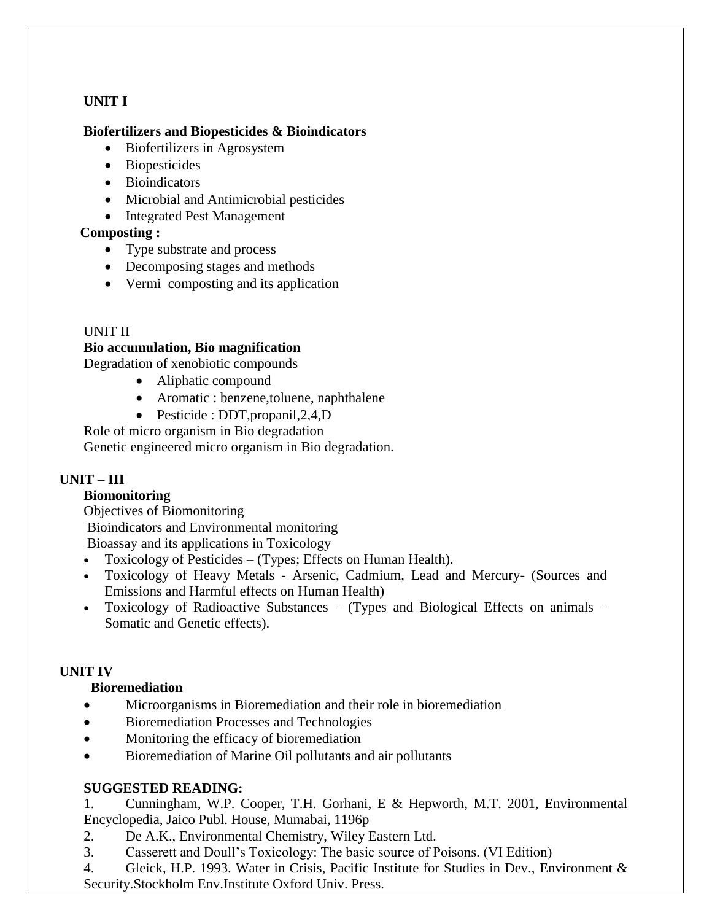## UNIT I

**Biofertilizers and Biopesticides & Bioindicators**

- Biofertilizers in Agrosystem
- Biopesticides
- Bioindicators
- Microbial and Antimicrobial pesticides
- Integrated Pest Management

**Composting :**

- Type substrate and process
- Decomposing stages and methods
- Vermi composting and its application

## UNIT II

**Bio accumulation, Bio magnification**

Degradation of xenobiotic compounds

- Aliphatic compound
- Aromatic : benzene,toluene, naphthalene
- Pesticide : DDT,propanil,2,4,D

Role of micro organism in Bio degradation

Genetic engineered micro organism in Bio degradation.

## UNIT – III

**Biomonitoring**

Objectives of Biomonitoring

Bioindicators and Environmental monitoring

Bioassay and its applications in Toxicology

- Toxicology of Pesticides – (Types; Effects on Human Health).
- Toxicology of Heavy Metals - Arsenic, Cadmium, Lead and Mercury- (Sources and Emissions and Harmful effects on Human Health)
- Toxicology of Radioactive Substances – (Types and Biological Effects on animals – Somatic and Genetic effects).

## UNIT IV

**Bioremediation**

- Microorganisms in Bioremediation and their role in bioremediation
- Bioremediation Processes and Technologies
- Monitoring the efficacy of bioremediation
- Bioremediation of Marine Oil pollutants and air pollutants

**SUGGESTED READING:**

1. Cunningham, W.P. Cooper, T.H. Gorhani, E & Hepworth, M.T. 2001, Environmental Encyclopedia, Jaico Publ. House, Mumabai, 1196p
2. De A.K., Environmental Chemistry, Wiley Eastern Ltd.
3. Casserett and Doull's Toxicology: The basic source of Poisons. (VI Edition)
4. Gleick, H.P. 1993. Water in Crisis, Pacific Institute for Studies in Dev., Environment & Security.Stockholm Env.Institute Oxford Univ. Press.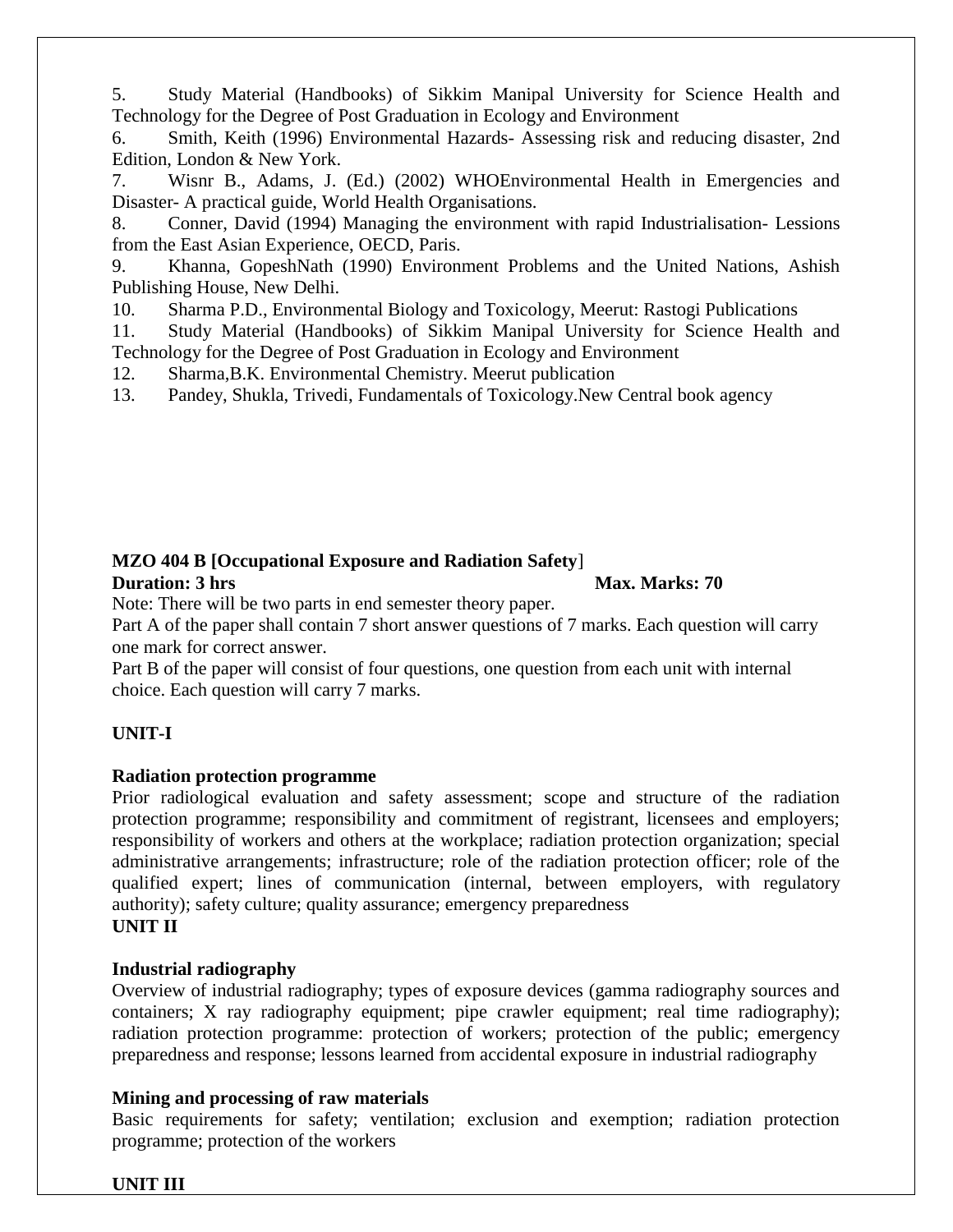5. Study Material (Handbooks) of Sikkim Manipal University for Science Health and Technology for the Degree of Post Graduation in Ecology and Environment
6. Smith, Keith (1996) Environmental Hazards- Assessing risk and reducing disaster, 2nd Edition, London & New York.
7. Wisnr B., Adams, J. (Ed.) (2002) WHOEnvironmental Health in Emergencies and Disaster- A practical guide, World Health Organisations.
8. Conner, David (1994) Managing the environment with rapid Industrialisation- Lessions from the East Asian Experience, OECD, Paris.
9. Khanna, GopeshNath (1990) Environment Problems and the United Nations, Ashish Publishing House, New Delhi.
10. Sharma P.D., Environmental Biology and Toxicology, Meerut: Rastogi Publications
11. Study Material (Handbooks) of Sikkim Manipal University for Science Health and Technology for the Degree of Post Graduation in Ecology and Environment
12. Sharma,B.K. Environmental Chemistry. Meerut publication
13. Pandey, Shukla, Trivedi, Fundamentals of Toxicology.New Central book agency

**MZO 404 B [Occupational Exposure and Radiation Safety**]

**Duration: 3 hrs** **Max. Marks: 70**

Note: There will be two parts in end semester theory paper.

Part A of the paper shall contain 7 short answer questions of 7 marks. Each question will carry one mark for correct answer.

Part B of the paper will consist of four questions, one question from each unit with internal choice. Each question will carry 7 marks.

**UNIT-I**

**Radiation protection programme**

Prior radiological evaluation and safety assessment; scope and structure of the radiation protection programme; responsibility and commitment of registrant, licensees and employers; responsibility of workers and others at the workplace; radiation protection organization; special administrative arrangements; infrastructure; role of the radiation protection officer; role of the qualified expert; lines of communication (internal, between employers, with regulatory authority); safety culture; quality assurance; emergency preparedness

**UNIT II**

**Industrial radiography**

Overview of industrial radiography; types of exposure devices (gamma radiography sources and containers; X ray radiography equipment; pipe crawler equipment; real time radiography); radiation protection programme: protection of workers; protection of the public; emergency preparedness and response; lessons learned from accidental exposure in industrial radiography

**Mining and processing of raw materials**

Basic requirements for safety; ventilation; exclusion and exemption; radiation protection programme; protection of the workers

**UNIT III**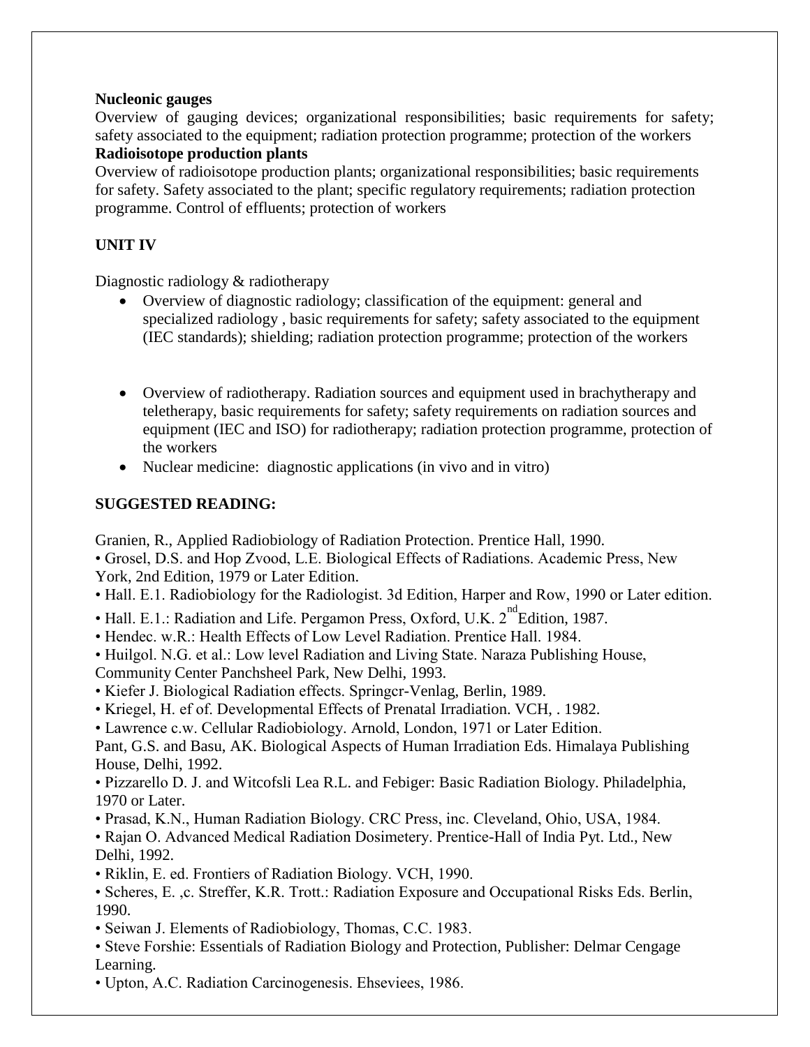**Nucleonic gauges**

Overview of gauging devices; organizational responsibilities; basic requirements for safety; safety associated to the equipment; radiation protection programme; protection of the workers

**Radioisotope production plants**

Overview of radioisotope production plants; organizational responsibilities; basic requirements for safety. Safety associated to the plant; specific regulatory requirements; radiation protection programme. Control of effluents; protection of workers

**UNIT IV**

Diagnostic radiology & radiotherapy

- Overview of diagnostic radiology; classification of the equipment: general and specialized radiology , basic requirements for safety; safety associated to the equipment (IEC standards); shielding; radiation protection programme; protection of the workers

- Overview of radiotherapy. Radiation sources and equipment used in brachytherapy and teletherapy, basic requirements for safety; safety requirements on radiation sources and equipment (IEC and ISO) for radiotherapy; radiation protection programme, protection of the workers
- Nuclear medicine: diagnostic applications (in vivo and in vitro)

**SUGGESTED READING:**

Granien, R., Applied Radiobiology of Radiation Protection. Prentice Hall, 1990.

• Grosel, D.S. and Hop Zvood, L.E. Biological Effects of Radiations. Academic Press, New York, 2nd Edition, 1979 or Later Edition.

• Hall. E.1. Radiobiology for the Radiologist. 3d Edition, Harper and Row, 1990 or Later edition.

• Hall. E.1.: Radiation and Life. Pergamon Press, Oxford, U.K. 2nd Edition, 1987.

• Hendec. w.R.: Health Effects of Low Level Radiation. Prentice Hall. 1984.

• Huilgol. N.G. et al.: Low level Radiation and Living State. Naraza Publishing House, Community Center Panchsheel Park, New Delhi, 1993.

• Kiefer J. Biological Radiation effects. Springcr-Venlag, Berlin, 1989.

• Kriegel, H. ef of. Developmental Effects of Prenatal Irradiation. VCH, . 1982.

• Lawrence c.w. Cellular Radiobiology. Arnold, London, 1971 or Later Edition.

Pant, G.S. and Basu, AK. Biological Aspects of Human Irradiation Eds. Himalaya Publishing House, Delhi, 1992.

• Pizzarello D. J. and Witcofsli Lea R.L. and Febiger: Basic Radiation Biology. Philadelphia, 1970 or Later.

• Prasad, K.N., Human Radiation Biology. CRC Press, inc. Cleveland, Ohio, USA, 1984.

• Rajan O. Advanced Medical Radiation Dosimetery. Prentice-Hall of India Pyt. Ltd., New Delhi, 1992.

• Riklin, E. ed. Frontiers of Radiation Biology. VCH, 1990.

• Scheres, E. ,c. Streffer, K.R. Trott.: Radiation Exposure and Occupational Risks Eds. Berlin, 1990.

• Seiwan J. Elements of Radiobiology, Thomas, C.C. 1983.

• Steve Forshie: Essentials of Radiation Biology and Protection, Publisher: Delmar Cengage Learning.

• Upton, A.C. Radiation Carcinogenesis. Ehseviees, 1986.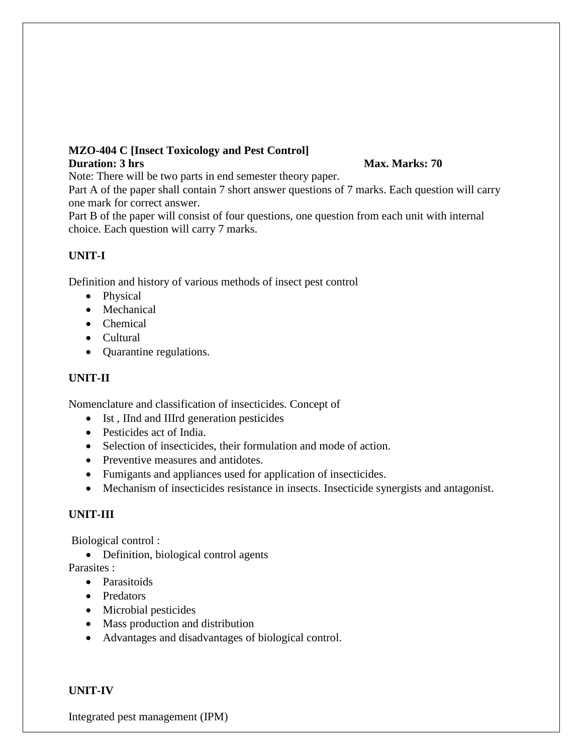**MZO-404 C [Insect Toxicology and Pest Control]**

**Duration: 3 hrs** **Max. Marks: 70**

Note: There will be two parts in end semester theory paper.

Part A of the paper shall contain 7 short answer questions of 7 marks. Each question will carry one mark for correct answer.

Part B of the paper will consist of four questions, one question from each unit with internal choice. Each question will carry 7 marks.

**UNIT-I**

Definition and history of various methods of insect pest control

- Physical
- Mechanical
- Chemical
- Cultural
- Quarantine regulations.

**UNIT-II**

Nomenclature and classification of insecticides. Concept of

- Ist , IInd and IIIrd generation pesticides
- Pesticides act of India.
- Selection of insecticides, their formulation and mode of action.
- Preventive measures and antidotes.
- Fumigants and appliances used for application of insecticides.
- Mechanism of insecticides resistance in insects. Insecticide synergists and antagonist.

**UNIT-III**

Biological control :

- Definition, biological control agents

Parasites :

- Parasitoids
- Predators
- Microbial pesticides
- Mass production and distribution
- Advantages and disadvantages of biological control.

**UNIT-IV**

Integrated pest management (IPM)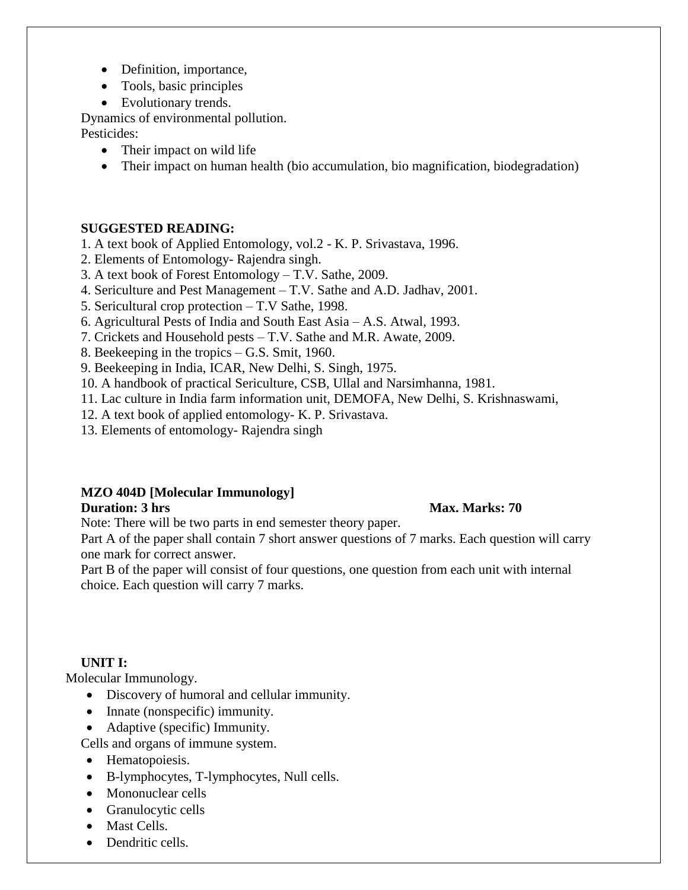- Definition, importance,
- Tools, basic principles
- Evolutionary trends.

Dynamics of environmental pollution.

Pesticides:

- Their impact on wild life
- Their impact on human health (bio accumulation, bio magnification, biodegradation)

**SUGGESTED READING:**

1. A text book of Applied Entomology, vol.2 - K. P. Srivastava, 1996.
2. Elements of Entomology- Rajendra singh.
3. A text book of Forest Entomology – T.V. Sathe, 2009.
4. Sericulture and Pest Management – T.V. Sathe and A.D. Jadhav, 2001.
5. Sericultural crop protection – T.V Sathe, 1998.
6. Agricultural Pests of India and South East Asia – A.S. Atwal, 1993.
7. Crickets and Household pests – T.V. Sathe and M.R. Awate, 2009.
8. Beekeeping in the tropics – G.S. Smit, 1960.
9. Beekeeping in India, ICAR, New Delhi, S. Singh, 1975.
10. A handbook of practical Sericulture, CSB, Ullal and Narsimhanna, 1981.
11. Lac culture in India farm information unit, DEMOFA, New Delhi, S. Krishnaswami,
12. A text book of applied entomology- K. P. Srivastava.
13. Elements of entomology- Rajendra singh

**MZO 404D [Molecular Immunology]**

**Duration: 3 hrs** **Max. Marks: 70**

Note: There will be two parts in end semester theory paper.

Part A of the paper shall contain 7 short answer questions of 7 marks. Each question will carry one mark for correct answer.

Part B of the paper will consist of four questions, one question from each unit with internal choice. Each question will carry 7 marks.

**UNIT I:**

Molecular Immunology.

- Discovery of humoral and cellular immunity.
- Innate (nonspecific) immunity.
- Adaptive (specific) Immunity.

Cells and organs of immune system.

- Hematopoiesis.
- B-lymphocytes, T-lymphocytes, Null cells.
- Mononuclear cells
- Granulocytic cells
- Mast Cells.
- Dendritic cells.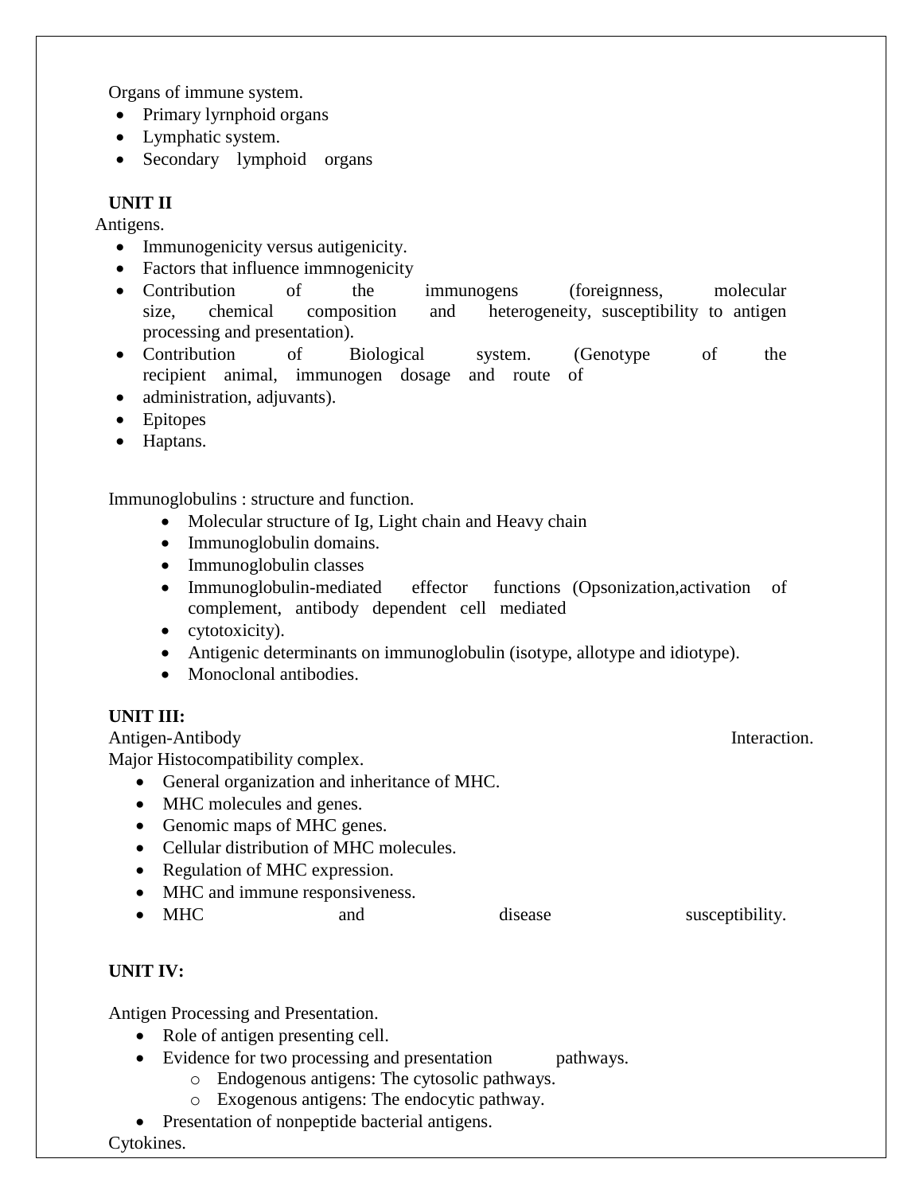Organs of immune system.

- Primary lyrnphoid organs
- Lymphatic system.
- Secondary lymphoid organs

**UNIT II**

Antigens.

- Immunogenicity versus autigenicity.
- Factors that influence immnogenicity
- Contribution of the immunogens (foreignness, molecular size, chemical composition and heterogeneity, susceptibility to antigen processing and presentation).
- Contribution of Biological system. (Genotype of the recipient animal, immunogen dosage and route of
- administration, adjuvants).
- Epitopes
- Haptans.

Immunoglobulins : structure and function.

- Molecular structure of Ig, Light chain and Heavy chain
- Immunoglobulin domains.
- Immunoglobulin classes
- Immunoglobulin-mediated effector functions (Opsonization,activation of complement, antibody dependent cell mediated
- cytotoxicity).
- Antigenic determinants on immunoglobulin (isotype, allotype and idiotype).
- Monoclonal antibodies.

**UNIT III:**

Antigen-Antibody Interaction.

Major Histocompatibility complex.

- General organization and inheritance of MHC.
- MHC molecules and genes.
- Genomic maps of MHC genes.
- Cellular distribution of MHC molecules.
- Regulation of MHC expression.
- MHC and immune responsiveness.
- MHC and disease susceptibility.

**UNIT IV:**

Antigen Processing and Presentation.

- Role of antigen presenting cell.
- Evidence for two processing and presentation pathways.
  - Endogenous antigens: The cytosolic pathways.
  - Exogenous antigens: The endocytic pathway.
- Presentation of nonpeptide bacterial antigens.

Cytokines.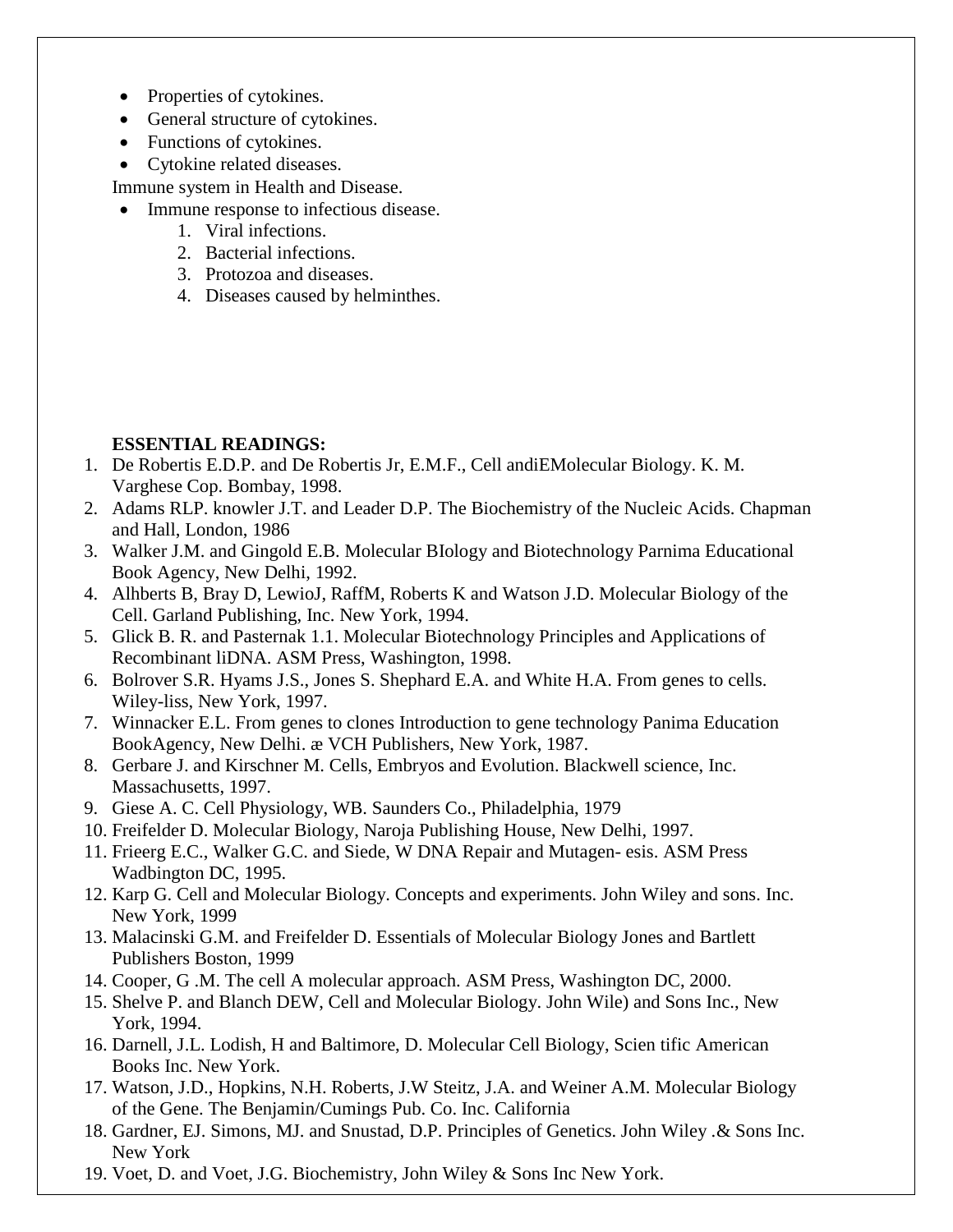- Properties of cytokines.
- General structure of cytokines.
- Functions of cytokines.
- Cytokine related diseases.

Immune system in Health and Disease.

- Immune response to infectious disease.
    1. Viral infections.
    2. Bacterial infections.
    3. Protozoa and diseases.
    4. Diseases caused by helminthes.

**ESSENTIAL READINGS:**

1. De Robertis E.D.P. and De Robertis Jr, E.M.F., Cell andiEMolecular Biology. K. M. Varghese Cop. Bombay, 1998.
2. Adams RLP. knowler J.T. and Leader D.P. The Biochemistry of the Nucleic Acids. Chapman and Hall, London, 1986
3. Walker J.M. and Gingold E.B. Molecular BIology and Biotechnology Parnima Educational Book Agency, New Delhi, 1992.
4. Alhberts B, Bray D, LewioJ, RaffM, Roberts K and Watson J.D. Molecular Biology of the Cell. Garland Publishing, Inc. New York, 1994.
5. Glick B. R. and Pasternak 1.1. Molecular Biotechnology Principles and Applications of Recombinant liDNA. ASM Press, Washington, 1998.
6. Bolrover S.R. Hyams J.S., Jones S. Shephard E.A. and White H.A. From genes to cells. Wiley-liss, New York, 1997.
7. Winnacker E.L. From genes to clones Introduction to gene technology Panima Education BookAgency, New Delhi. æ VCH Publishers, New York, 1987.
8. Gerbare J. and Kirschner M. Cells, Embryos and Evolution. Blackwell science, Inc. Massachusetts, 1997.
9. Giese A. C. Cell Physiology, WB. Saunders Co., Philadelphia, 1979
10. Freifelder D. Molecular Biology, Naroja Publishing House, New Delhi, 1997.
11. Frieerg E.C., Walker G.C. and Siede, W DNA Repair and Mutagen- esis. ASM Press Wadbington DC, 1995.
12. Karp G. Cell and Molecular Biology. Concepts and experiments. John Wiley and sons. Inc. New York, 1999
13. Malacinski G.M. and Freifelder D. Essentials of Molecular Biology Jones and Bartlett Publishers Boston, 1999
14. Cooper, G .M. The cell A molecular approach. ASM Press, Washington DC, 2000.
15. Shelve P. and Blanch DEW, Cell and Molecular Biology. John Wile) and Sons Inc., New York, 1994.
16. Darnell, J.L. Lodish, H and Baltimore, D. Molecular Cell Biology, Scien tific American Books Inc. New York.
17. Watson, J.D., Hopkins, N.H. Roberts, J.W Steitz, J.A. and Weiner A.M. Molecular Biology of the Gene. The Benjamin/Cumings Pub. Co. Inc. California
18. Gardner, EJ. Simons, MJ. and Snustad, D.P. Principles of Genetics. John Wiley .& Sons Inc. New York
19. Voet, D. and Voet, J.G. Biochemistry, John Wiley & Sons Inc New York.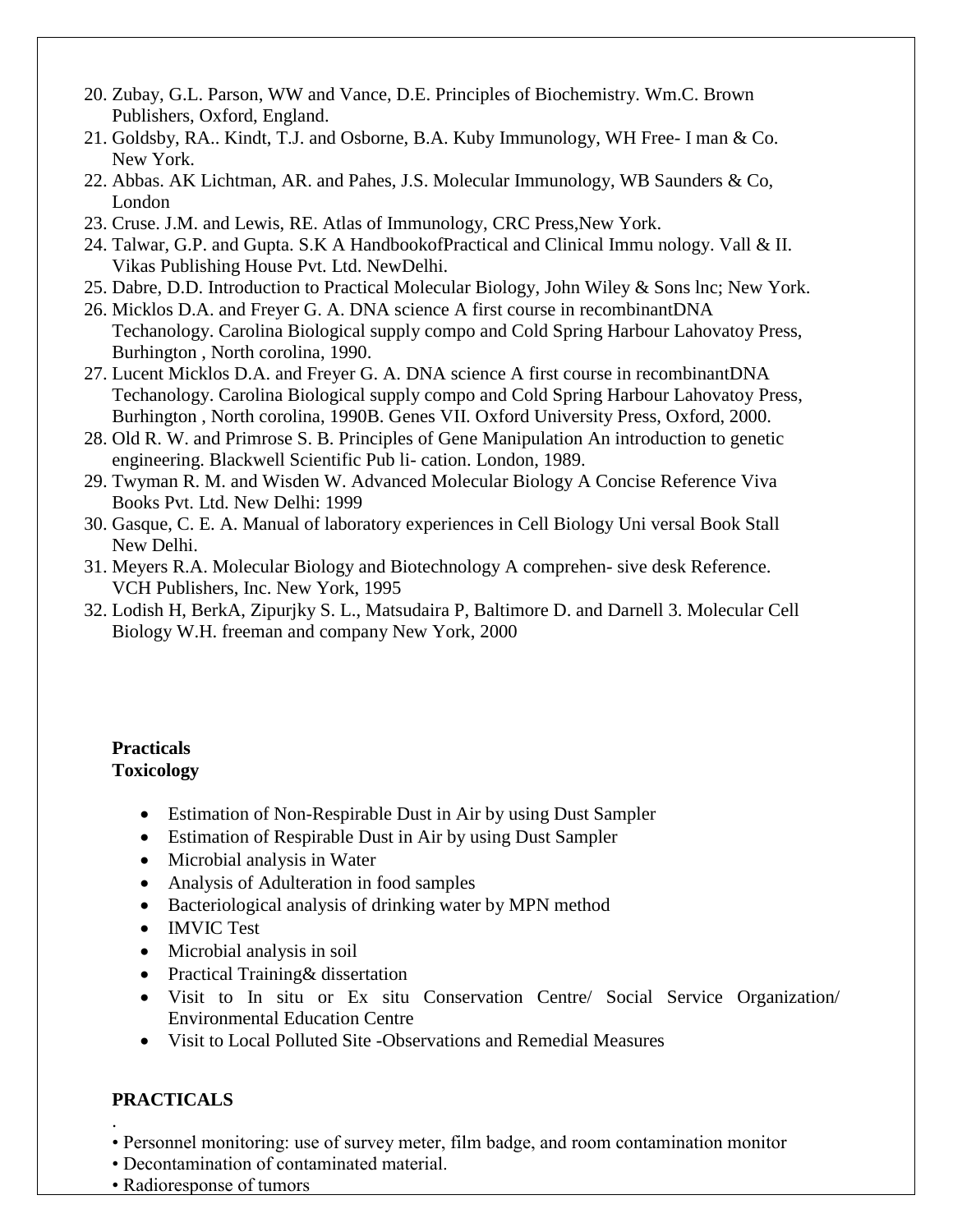20. Zubay, G.L. Parson, WW and Vance, D.E. Principles of Biochemistry. Wm.C. Brown Publishers, Oxford, England.
21. Goldsby, RA.. Kindt, T.J. and Osborne, B.A. Kuby Immunology, WH Free- I man & Co. New York.
22. Abbas. AK Lichtman, AR. and Pahes, J.S. Molecular Immunology, WB Saunders & Co, London
23. Cruse. J.M. and Lewis, RE. Atlas of Immunology, CRC Press,New York.
24. Talwar, G.P. and Gupta. S.K A HandbookofPractical and Clinical Immu nology. Vall & II. Vikas Publishing House Pvt. Ltd. NewDelhi.
25. Dabre, D.D. Introduction to Practical Molecular Biology, John Wiley & Sons lnc; New York.
26. Micklos D.A. and Freyer G. A. DNA science A first course in recombinantDNA Techanology. Carolina Biological supply compo and Cold Spring Harbour Lahovatoy Press, Burhington , North corolina, 1990.
27. Lucent Micklos D.A. and Freyer G. A. DNA science A first course in recombinantDNA Techanology. Carolina Biological supply compo and Cold Spring Harbour Lahovatoy Press, Burhington , North corolina, 1990B. Genes VII. Oxford University Press, Oxford, 2000.
28. Old R. W. and Primrose S. B. Principles of Gene Manipulation An introduction to genetic engineering. Blackwell Scientific Pub li- cation. London, 1989.
29. Twyman R. M. and Wisden W. Advanced Molecular Biology A Concise Reference Viva Books Pvt. Ltd. New Delhi: 1999
30. Gasque, C. E. A. Manual of laboratory experiences in Cell Biology Uni versal Book Stall New Delhi.
31. Meyers R.A. Molecular Biology and Biotechnology A comprehen- sive desk Reference. VCH Publishers, Inc. New York, 1995
32. Lodish H, BerkA, Zipurjky S. L., Matsudaira P, Baltimore D. and Darnell 3. Molecular Cell Biology W.H. freeman and company New York, 2000

**Practicals**
**Toxicology**

- Estimation of Non-Respirable Dust in Air by using Dust Sampler
- Estimation of Respirable Dust in Air by using Dust Sampler
- Microbial analysis in Water
- Analysis of Adulteration in food samples
- Bacteriological analysis of drinking water by MPN method
- IMVIC Test
- Microbial analysis in soil
- Practical Training& dissertation
- Visit to In situ or Ex situ Conservation Centre/ Social Service Organization/ Environmental Education Centre
- Visit to Local Polluted Site -Observations and Remedial Measures

**PRACTICALS**

.

- Personnel monitoring: use of survey meter, film badge, and room contamination monitor
- Decontamination of contaminated material.
- Radioresponse of tumors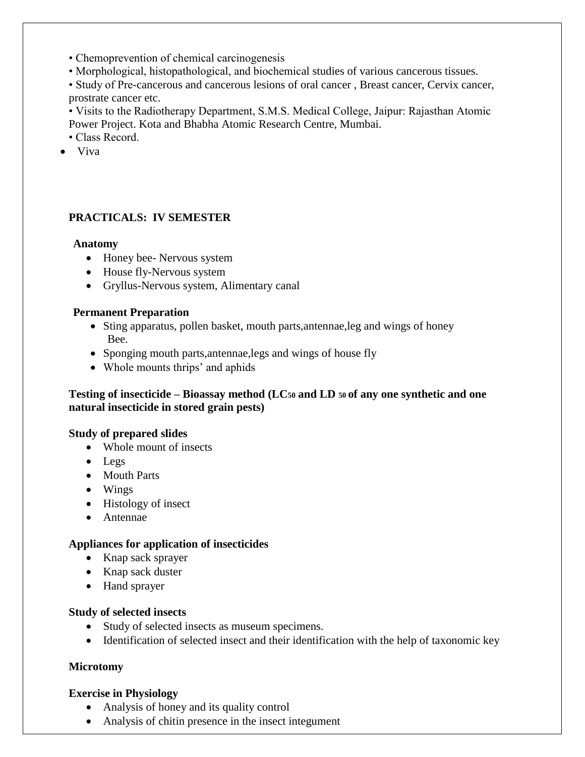- Chemoprevention of chemical carcinogenesis
- Morphological, histopathological, and biochemical studies of various cancerous tissues.
- Study of Pre-cancerous and cancerous lesions of oral cancer , Breast cancer, Cervix cancer, prostrate cancer etc.
- Visits to the Radiotherapy Department, S.M.S. Medical College, Jaipur: Rajasthan Atomic Power Project. Kota and Bhabha Atomic Research Centre, Mumbai.
- Class Record.
- Viva

**PRACTICALS: IV SEMESTER**

**Anatomy**

- Honey bee- Nervous system
- House fly-Nervous system
- Gryllus-Nervous system, Alimentary canal

**Permanent Preparation**

- Sting apparatus, pollen basket, mouth parts,antennae,leg and wings of honey Bee.
- Sponging mouth parts,antennae,legs and wings of house fly
- Whole mounts thrips' and aphids

**Testing of insecticide – Bioassay method ($LC_{50}$ and $LD_{50}$ of any one synthetic and one natural insecticide in stored grain pests)**

**Study of prepared slides**

- Whole mount of insects
- Legs
- Mouth Parts
- Wings
- Histology of insect
- Antennae

**Appliances for application of insecticides**

- Knap sack sprayer
- Knap sack duster
- Hand sprayer

**Study of selected insects**

- Study of selected insects as museum specimens.
- Identification of selected insect and their identification with the help of taxonomic key

**Microtomy**

**Exercise in Physiology**

- Analysis of honey and its quality control
- Analysis of chitin presence in the insect integument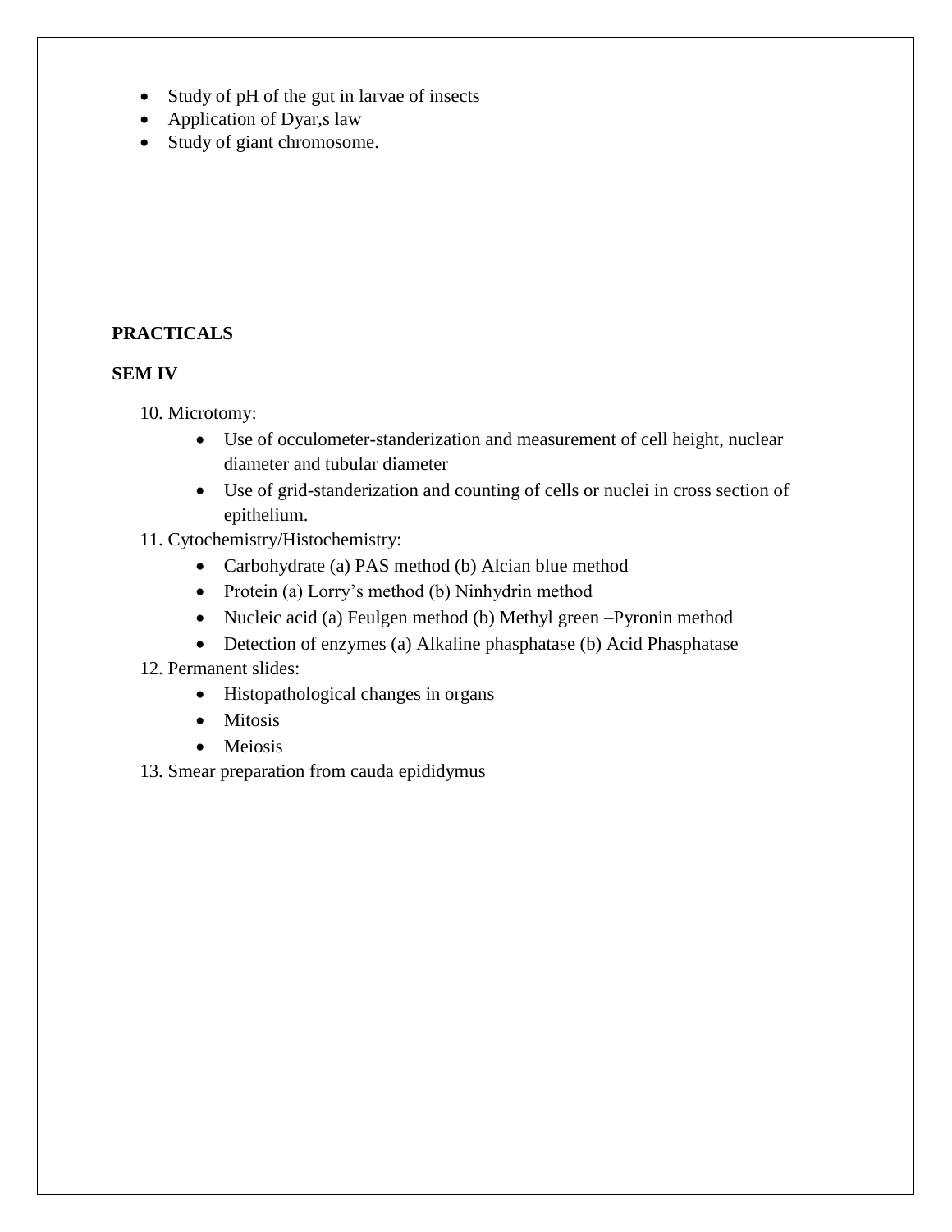- Study of pH of the gut in larvae of insects
- Application of Dyar,s law
- Study of giant chromosome.

**PRACTICALS**

**SEM IV**

10. Microtomy:
    - Use of occulometer-standerization and measurement of cell height, nuclear diameter and tubular diameter
    - Use of grid-standerization and counting of cells or nuclei in cross section of epithelium.
11. Cytochemistry/Histochemistry:
    - Carbohydrate (a) PAS method (b) Alcian blue method
    - Protein (a) Lorry's method (b) Ninhydrin method
    - Nucleic acid (a) Feulgen method (b) Methyl green –Pyronin method
    - Detection of enzymes (a) Alkaline phasphatase (b) Acid Phasphatase
12. Permanent slides:
    - Histopathological changes in organs
    - Mitosis
    - Meiosis
13. Smear preparation from cauda epididymus